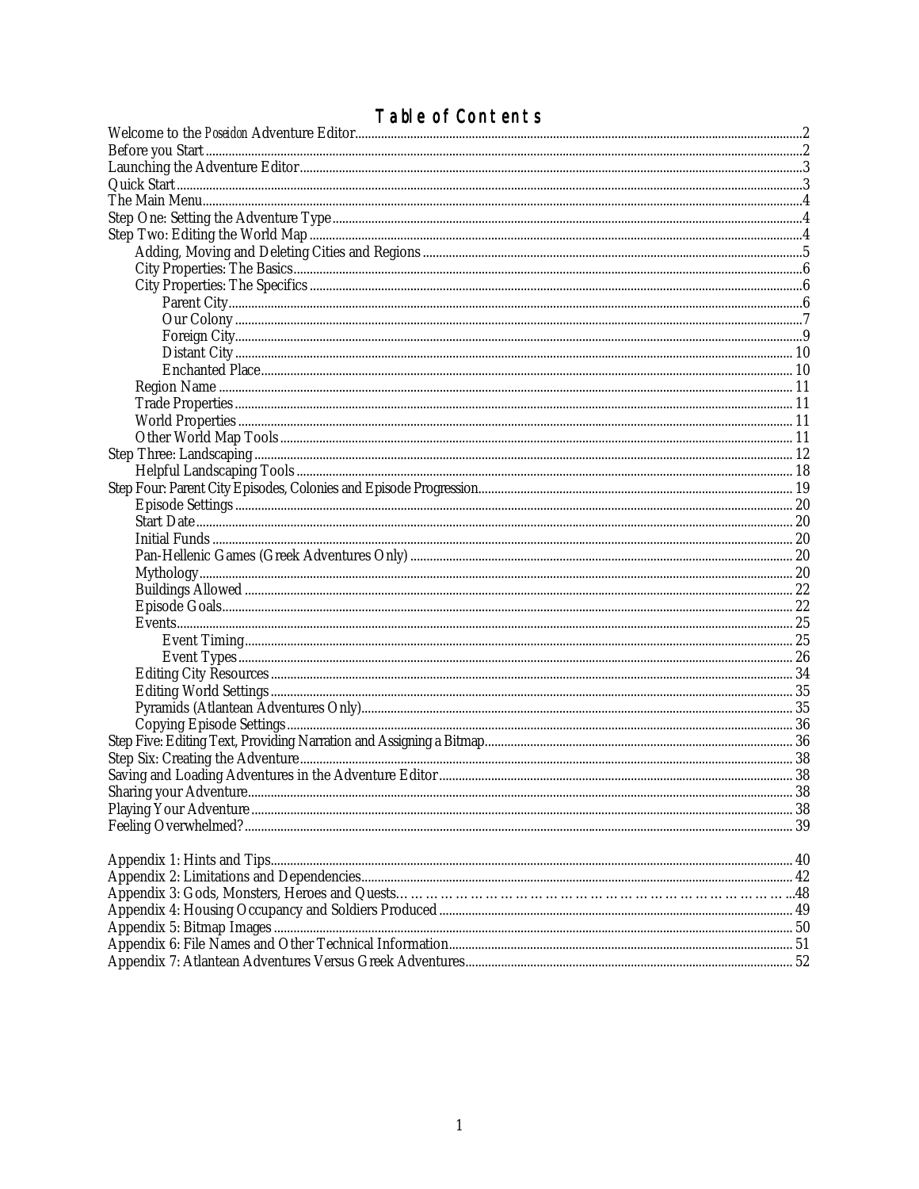# Table of Contents

- Welcome to the *Poseidon* Adventure Editor ... 2
- Before you Start ... 2
- Launching the Adventure Editor ... 3
- Quick Start ... 3
- The Main Menu ... 4
- Step One: Setting the Adventure Type ... 4
- Step Two: Editing the World Map ... 4
  - Adding, Moving and Deleting Cities and Regions ... 5
  - City Properties: The Basics ... 6
  - City Properties: The Specifics ... 6
    - Parent City ... 6
    - Our Colony ... 7
    - Foreign City ... 9
    - Distant City ... 10
    - Enchanted Place ... 10
  - Region Name ... 11
  - Trade Properties ... 11
  - World Properties ... 11
  - Other World Map Tools ... 11
- Step Three: Landscaping ... 12
  - Helpful Landscaping Tools ... 18
- Step Four: Parent City Episodes, Colonies and Episode Progression ... 19
  - Episode Settings ... 20
  - Start Date ... 20
  - Initial Funds ... 20
  - Pan-Hellenic Games (Greek Adventures Only) ... 20
  - Mythology ... 20
  - Buildings Allowed ... 22
  - Episode Goals ... 22
  - Events ... 25
    - Event Timing ... 25
    - Event Types ... 26
  - Editing City Resources ... 34
  - Editing World Settings ... 35
  - Pyramids (Atlantean Adventures Only) ... 35
  - Copying Episode Settings ... 36
- Step Five: Editing Text, Providing Narration and Assigning a Bitmap ... 36
- Step Six: Creating the Adventure ... 38
- Saving and Loading Adventures in the Adventure Editor ... 38
- Sharing your Adventure ... 38
- Playing Your Adventure ... 38
- Feeling Overwhelmed? ... 39

- Appendix 1: Hints and Tips ... 40
- Appendix 2: Limitations and Dependencies ... 42
- Appendix 3: Gods, Monsters, Heroes and Quests ... 48
- Appendix 4: Housing Occupancy and Soldiers Produced ... 49
- Appendix 5: Bitmap Images ... 50
- Appendix 6: File Names and Other Technical Information ... 51
- Appendix 7: Atlantean Adventures Versus Greek Adventures ... 52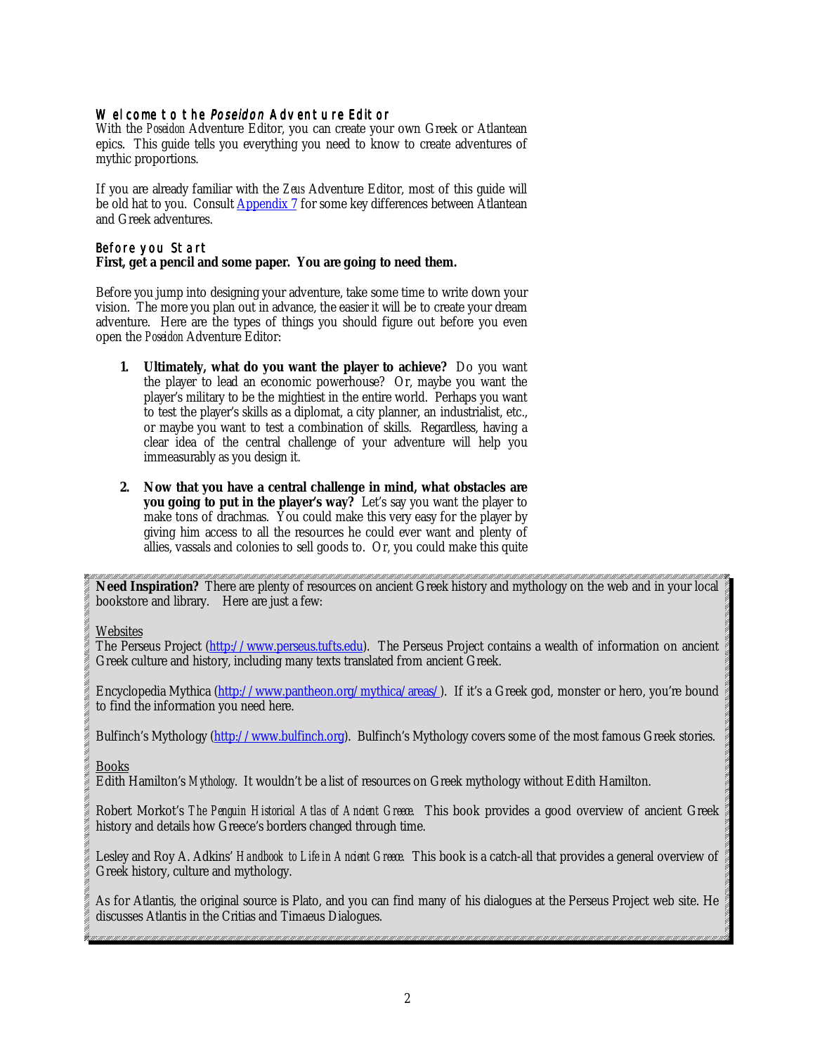## Welcome to the *Poseidon* Adventure Editor

With the *Poseidon* Adventure Editor, you can create your own Greek or Atlantean epics. This guide tells you everything you need to know to create adventures of mythic proportions.

If you are already familiar with the *Zeus* Adventure Editor, most of this guide will be old hat to you. Consult [Appendix 7](#) for some key differences between Atlantean and Greek adventures.

## Before you Start

**First, get a pencil and some paper. You are going to need them.**

Before you jump into designing your adventure, take some time to write down your vision. The more you plan out in advance, the easier it will be to create your dream adventure. Here are the types of things you should figure out before you even open the *Poseidon* Adventure Editor:

1. **Ultimately, what do you want the player to achieve?** Do you want the player to lead an economic powerhouse? Or, maybe you want the player's military to be the mightiest in the entire world. Perhaps you want to test the player's skills as a diplomat, a city planner, an industrialist, etc., or maybe you want to test a combination of skills. Regardless, having a clear idea of the central challenge of your adventure will help you immeasurably as you design it.

2. **Now that you have a central challenge in mind, what obstacles are you going to put in the player's way?** Let's say you want the player to make tons of drachmas. You could make this very easy for the player by giving him access to all the resources he could ever want and plenty of allies, vassals and colonies to sell goods to. Or, you could make this quite

---

**Need Inspiration?** There are plenty of resources on ancient Greek history and mythology on the web and in your local bookstore and library. Here are just a few:

Websites

The Perseus Project (http://www.perseus.tufts.edu). The Perseus Project contains a wealth of information on ancient Greek culture and history, including many texts translated from ancient Greek.

Encyclopedia Mythica (http://www.pantheon.org/mythica/areas/). If it's a Greek god, monster or hero, you're bound to find the information you need here.

Bulfinch's Mythology (http://www.bulfinch.org). Bulfinch's Mythology covers some of the most famous Greek stories.

Books

Edith Hamilton's *Mythology*. It wouldn't be a list of resources on Greek mythology without Edith Hamilton.

Robert Morkot's *The Penguin Historical Atlas of Ancient Greece*. This book provides a good overview of ancient Greek history and details how Greece's borders changed through time.

Lesley and Roy A. Adkins' *Handbook to Life in Ancient Greece*. This book is a catch-all that provides a general overview of Greek history, culture and mythology.

As for Atlantis, the original source is Plato, and you can find many of his dialogues at the Perseus Project web site. He discusses Atlantis in the Critias and Timaeus Dialogues.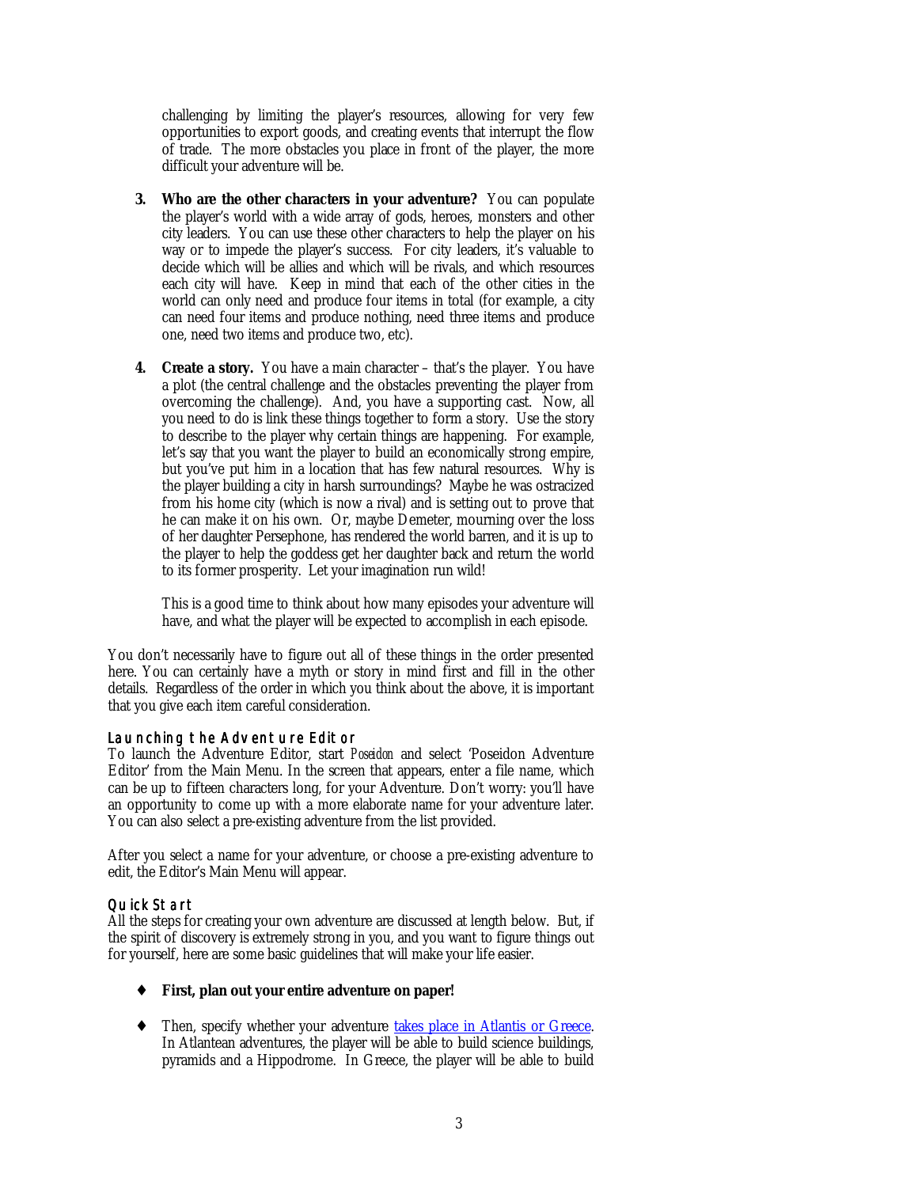challenging by limiting the player's resources, allowing for very few opportunities to export goods, and creating events that interrupt the flow of trade. The more obstacles you place in front of the player, the more difficult your adventure will be.

3. **Who are the other characters in your adventure?** You can populate the player's world with a wide array of gods, heroes, monsters and other city leaders. You can use these other characters to help the player on his way or to impede the player's success. For city leaders, it's valuable to decide which will be allies and which will be rivals, and which resources each city will have. Keep in mind that each of the other cities in the world can only need and produce four items in total (for example, a city can need four items and produce nothing, need three items and produce one, need two items and produce two, etc).

4. **Create a story.** You have a main character – that's the player. You have a plot (the central challenge and the obstacles preventing the player from overcoming the challenge). And, you have a supporting cast. Now, all you need to do is link these things together to form a story. Use the story to describe to the player why certain things are happening. For example, let's say that you want the player to build an economically strong empire, but you've put him in a location that has few natural resources. Why is the player building a city in harsh surroundings? Maybe he was ostracized from his home city (which is now a rival) and is setting out to prove that he can make it on his own. Or, maybe Demeter, mourning over the loss of her daughter Persephone, has rendered the world barren, and it is up to the player to help the goddess get her daughter back and return the world to its former prosperity. Let your imagination run wild!

   This is a good time to think about how many episodes your adventure will have, and what the player will be expected to accomplish in each episode.

You don't necessarily have to figure out all of these things in the order presented here. You can certainly have a myth or story in mind first and fill in the other details. Regardless of the order in which you think about the above, it is important that you give each item careful consideration.

### Launching the Adventure Editor

To launch the Adventure Editor, start *Poseidon* and select 'Poseidon Adventure Editor' from the Main Menu. In the screen that appears, enter a file name, which can be up to fifteen characters long, for your Adventure. Don't worry: you'll have an opportunity to come up with a more elaborate name for your adventure later. You can also select a pre-existing adventure from the list provided.

After you select a name for your adventure, or choose a pre-existing adventure to edit, the Editor's Main Menu will appear.

### Quick Start

All the steps for creating your own adventure are discussed at length below. But, if the spirit of discovery is extremely strong in you, and you want to figure things out for yourself, here are some basic guidelines that will make your life easier.

- **First, plan out your entire adventure on paper!**

- Then, specify whether your adventure takes place in Atlantis or Greece. In Atlantean adventures, the player will be able to build science buildings, pyramids and a Hippodrome. In Greece, the player will be able to build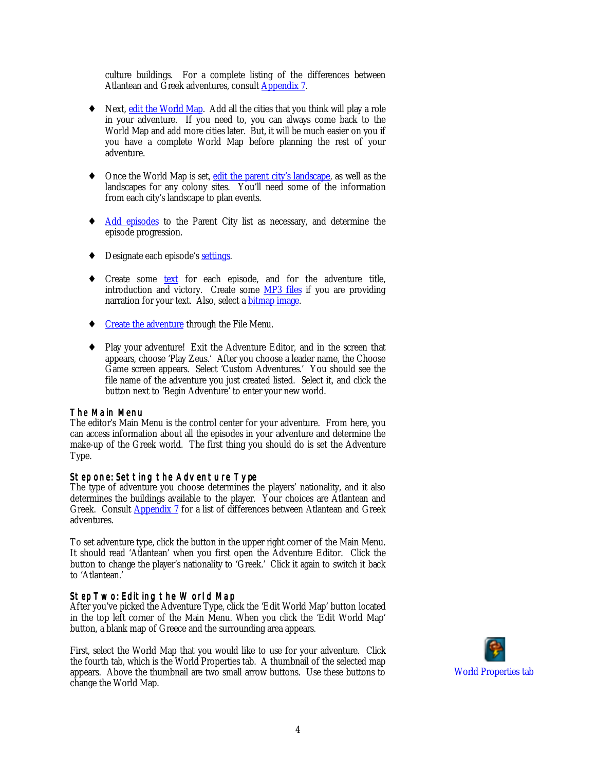culture buildings. For a complete listing of the differences between Atlantean and Greek adventures, consult Appendix 7.

- Next, edit the World Map. Add all the cities that you think will play a role in your adventure. If you need to, you can always come back to the World Map and add more cities later. But, it will be much easier on you if you have a complete World Map before planning the rest of your adventure.

- Once the World Map is set, edit the parent city's landscape, as well as the landscapes for any colony sites. You'll need some of the information from each city's landscape to plan events.

- Add episodes to the Parent City list as necessary, and determine the episode progression.

- Designate each episode's settings.

- Create some text for each episode, and for the adventure title, introduction and victory. Create some MP3 files if you are providing narration for your text. Also, select a bitmap image.

- Create the adventure through the File Menu.

- Play your adventure! Exit the Adventure Editor, and in the screen that appears, choose 'Play Zeus.' After you choose a leader name, the Choose Game screen appears. Select 'Custom Adventures.' You should see the file name of the adventure you just created listed. Select it, and click the button next to 'Begin Adventure' to enter your new world.

## The Main Menu

The editor's Main Menu is the control center for your adventure. From here, you can access information about all the episodes in your adventure and determine the make-up of the Greek world. The first thing you should do is set the Adventure Type.

### Step one: Setting the Adventure Type

The type of adventure you choose determines the players' nationality, and it also determines the buildings available to the player. Your choices are Atlantean and Greek. Consult Appendix 7 for a list of differences between Atlantean and Greek adventures.

To set adventure type, click the button in the upper right corner of the Main Menu. It should read 'Atlantean' when you first open the Adventure Editor. Click the button to change the player's nationality to 'Greek.' Click it again to switch it back to 'Atlantean.'

### Step Two: Editing the World Map

After you've picked the Adventure Type, click the 'Edit World Map' button located in the top left corner of the Main Menu. When you click the 'Edit World Map' button, a blank map of Greece and the surrounding area appears.

First, select the World Map that you would like to use for your adventure. Click the fourth tab, which is the World Properties tab. A thumbnail of the selected map appears. Above the thumbnail are two small arrow buttons. Use these buttons to change the World Map.

World Properties tab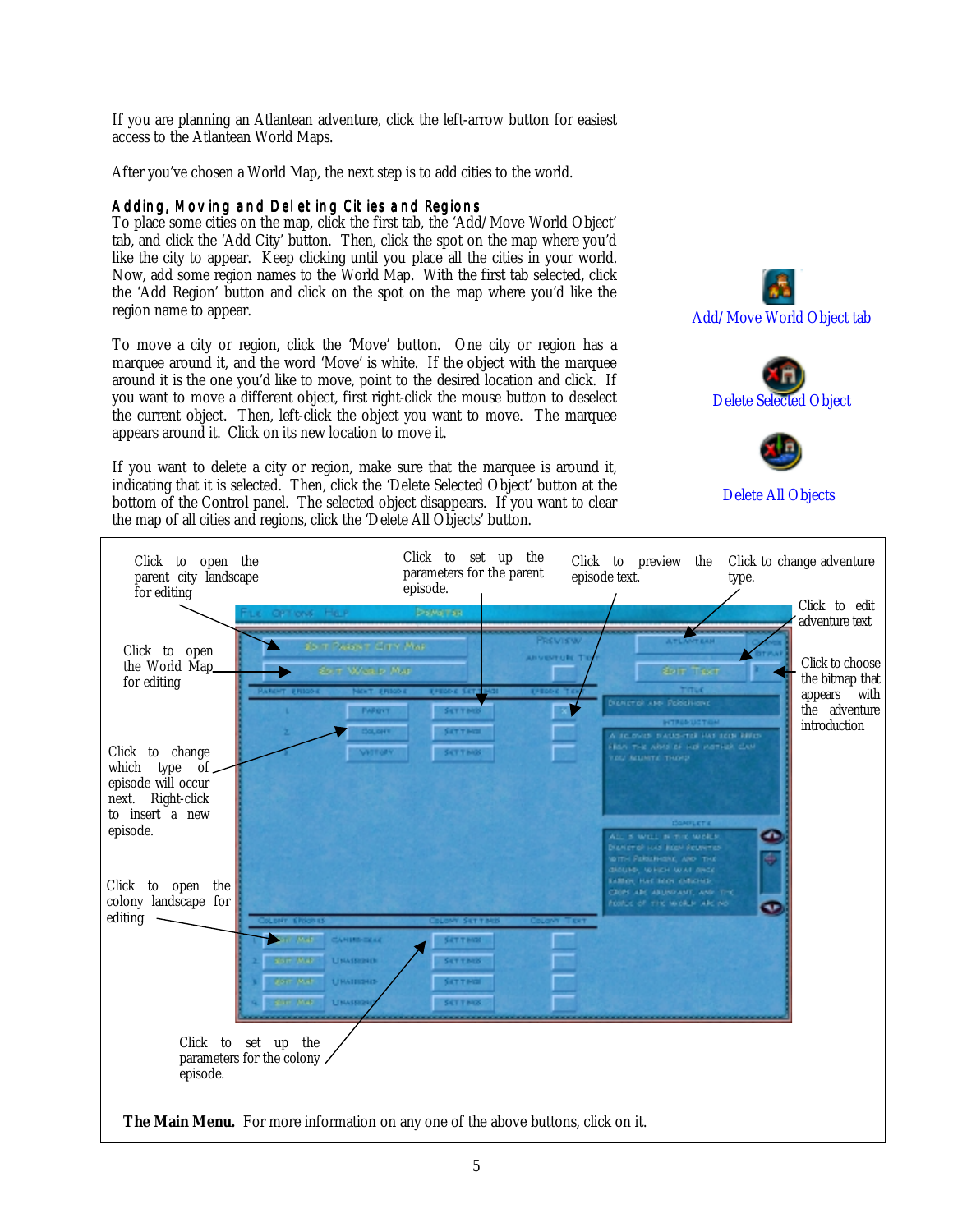If you are planning an Atlantean adventure, click the left-arrow button for easiest access to the Atlantean World Maps.

After you've chosen a World Map, the next step is to add cities to the world.

### Adding, Moving and Deleting Cities and Regions

To place some cities on the map, click the first tab, the 'Add/Move World Object' tab, and click the 'Add City' button. Then, click the spot on the map where you'd like the city to appear. Keep clicking until you place all the cities in your world. Now, add some region names to the World Map. With the first tab selected, click the 'Add Region' button and click on the spot on the map where you'd like the region name to appear.

Add/Move World Object tab

To move a city or region, click the 'Move' button. One city or region has a marquee around it, and the word 'Move' is white. If the object with the marquee around it is the one you'd like to move, point to the desired location and click. If you want to move a different object, first right-click the mouse button to deselect the current object. Then, left-click the object you want to move. The marquee appears around it. Click on its new location to move it.

Delete Selected Object

If you want to delete a city or region, make sure that the marquee is around it, indicating that it is selected. Then, click the 'Delete Selected Object' button at the bottom of the Control panel. The selected object disappears. If you want to clear the map of all cities and regions, click the 'Delete All Objects' button.

Delete All Objects

Click to open the parent city landscape for editing

Click to set up the parameters for the parent episode.

Click to preview the episode text.

Click to change adventure type.

Click to edit adventure text

Click to open the World Map for editing

Click to choose the bitmap that appears with the adventure introduction

Click to change which type of episode will occur next. Right-click to insert a new episode.

Click to open the colony landscape for editing

Click to set up the parameters for the colony episode.

**The Main Menu.** For more information on any one of the above buttons, click on it.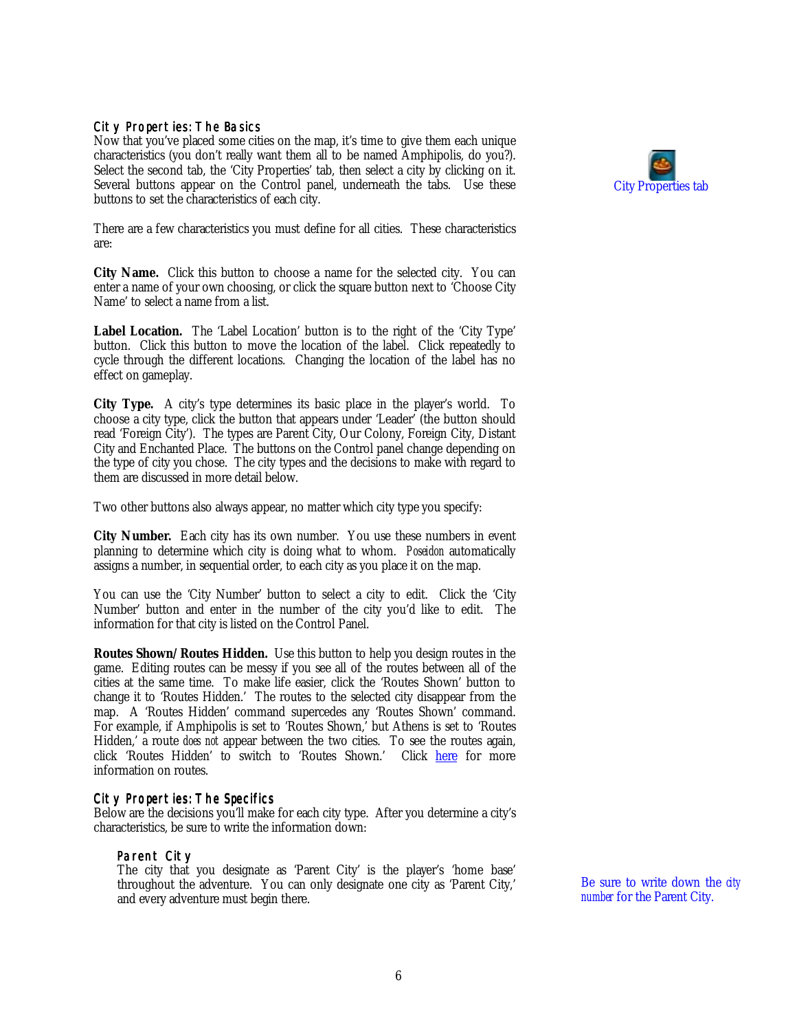## City Properties: The Basics

Now that you've placed some cities on the map, it's time to give them each unique characteristics (you don't really want them all to be named Amphipolis, do you?). Select the second tab, the 'City Properties' tab, then select a city by clicking on it. Several buttons appear on the Control panel, underneath the tabs. Use these buttons to set the characteristics of each city.

City Properties tab

There are a few characteristics you must define for all cities. These characteristics are:

**City Name.** Click this button to choose a name for the selected city. You can enter a name of your own choosing, or click the square button next to 'Choose City Name' to select a name from a list.

**Label Location.** The 'Label Location' button is to the right of the 'City Type' button. Click this button to move the location of the label. Click repeatedly to cycle through the different locations. Changing the location of the label has no effect on gameplay.

**City Type.** A city's type determines its basic place in the player's world. To choose a city type, click the button that appears under 'Leader' (the button should read 'Foreign City'). The types are Parent City, Our Colony, Foreign City, Distant City and Enchanted Place. The buttons on the Control panel change depending on the type of city you chose. The city types and the decisions to make with regard to them are discussed in more detail below.

Two other buttons also always appear, no matter which city type you specify:

**City Number.** Each city has its own number. You use these numbers in event planning to determine which city is doing what to whom. *Poseidon* automatically assigns a number, in sequential order, to each city as you place it on the map.

You can use the 'City Number' button to select a city to edit. Click the 'City Number' button and enter in the number of the city you'd like to edit. The information for that city is listed on the Control Panel.

**Routes Shown/Routes Hidden.** Use this button to help you design routes in the game. Editing routes can be messy if you see all of the routes between all of the cities at the same time. To make life easier, click the 'Routes Shown' button to change it to 'Routes Hidden.' The routes to the selected city disappear from the map. A 'Routes Hidden' command supercedes any 'Routes Shown' command. For example, if Amphipolis is set to 'Routes Shown,' but Athens is set to 'Routes Hidden,' a route *does not* appear between the two cities. To see the routes again, click 'Routes Hidden' to switch to 'Routes Shown.' Click here for more information on routes.

## City Properties: The Specifics

Below are the decisions you'll make for each city type. After you determine a city's characteristics, be sure to write the information down:

### Parent City

The city that you designate as 'Parent City' is the player's 'home base' throughout the adventure. You can only designate one city as 'Parent City,' and every adventure must begin there.

Be sure to write down the *city number* for the Parent City.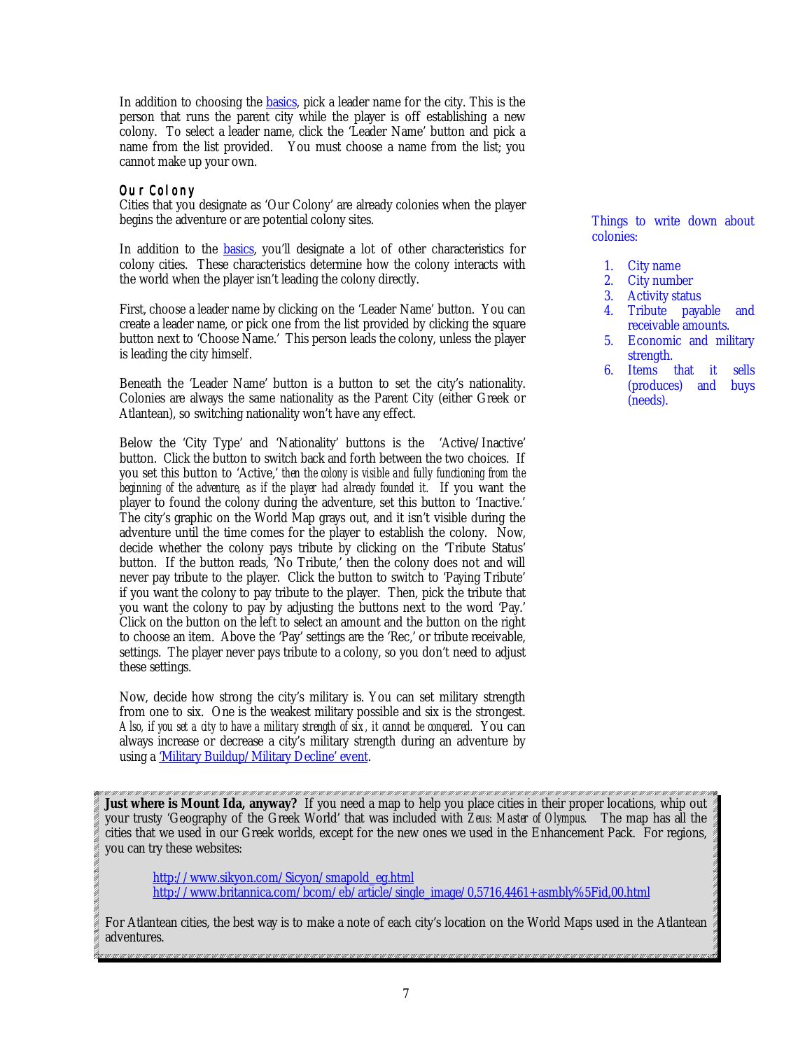In addition to choosing the basics, pick a leader name for the city. This is the person that runs the parent city while the player is off establishing a new colony. To select a leader name, click the 'Leader Name' button and pick a name from the list provided. You must choose a name from the list; you cannot make up your own.

### Our Colony

Cities that you designate as 'Our Colony' are already colonies when the player begins the adventure or are potential colony sites.

In addition to the basics, you'll designate a lot of other characteristics for colony cities. These characteristics determine how the colony interacts with the world when the player isn't leading the colony directly.

First, choose a leader name by clicking on the 'Leader Name' button. You can create a leader name, or pick one from the list provided by clicking the square button next to 'Choose Name.' This person leads the colony, unless the player is leading the city himself.

Beneath the 'Leader Name' button is a button to set the city's nationality. Colonies are always the same nationality as the Parent City (either Greek or Atlantean), so switching nationality won't have any effect.

Below the 'City Type' and 'Nationality' buttons is the 'Active/Inactive' button. Click the button to switch back and forth between the two choices. If you set this button to 'Active,' *then the colony is visible and fully functioning from the beginning of the adventure, as if the player had already founded it.* If you want the player to found the colony during the adventure, set this button to 'Inactive.' The city's graphic on the World Map grays out, and it isn't visible during the adventure until the time comes for the player to establish the colony. Now, decide whether the colony pays tribute by clicking on the 'Tribute Status' button. If the button reads, 'No Tribute,' then the colony does not and will never pay tribute to the player. Click the button to switch to 'Paying Tribute' if you want the colony to pay tribute to the player. Then, pick the tribute that you want the colony to pay by adjusting the buttons next to the word 'Pay.' Click on the button on the left to select an amount and the button on the right to choose an item. Above the 'Pay' settings are the 'Rec,' or tribute receivable, settings. The player never pays tribute to a colony, so you don't need to adjust these settings.

Now, decide how strong the city's military is. You can set military strength from one to six. One is the weakest military possible and six is the strongest. *Also, if you set a city to have a military strength of six, it cannot be conquered.* You can always increase or decrease a city's military strength during an adventure by using a 'Military Buildup/Military Decline' event.

Things to write down about colonies:

1. City name
2. City number
3. Activity status
4. Tribute payable and receivable amounts.
5. Economic and military strength.
6. Items that it sells (produces) and buys (needs).

**Just where is Mount Ida, anyway?** If you need a map to help you place cities in their proper locations, whip out your trusty 'Geography of the Greek World' that was included with *Zeus: Master of Olympus.* The map has all the cities that we used in our Greek worlds, except for the new ones we used in the Enhancement Pack. For regions, you can try these websites:

http://www.sikyon.com/Sicyon/smapold_eg.html
http://www.britannica.com/bcom/eb/article/single_image/0,5716,4461+asmbly%5Fid,00.html

For Atlantean cities, the best way is to make a note of each city's location on the World Maps used in the Atlantean adventures.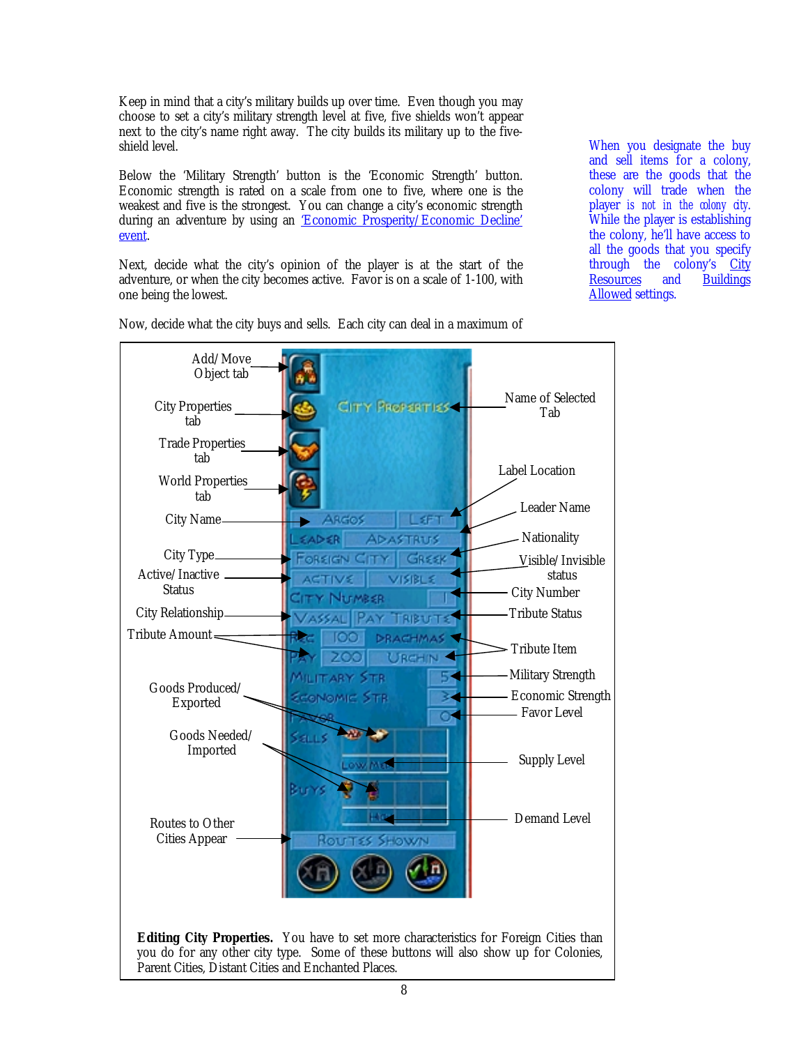Keep in mind that a city's military builds up over time. Even though you may choose to set a city's military strength level at five, five shields won't appear next to the city's name right away. The city builds its military up to the five-shield level.

Below the 'Military Strength' button is the 'Economic Strength' button. Economic strength is rated on a scale from one to five, where one is the weakest and five is the strongest. You can change a city's economic strength during an adventure by using an 'Economic Prosperity/Economic Decline' event.

Next, decide what the city's opinion of the player is at the start of the adventure, or when the city becomes active. Favor is on a scale of 1-100, with one being the lowest.

Now, decide what the city buys and sells. Each city can deal in a maximum of

When you designate the buy and sell items for a colony, these are the goods that the colony will trade when the player is not in the colony city. While the player is establishing the colony, he'll have access to all the goods that you specify through the colony's City Resources and Buildings Allowed settings.

**Editing City Properties.** You have to set more characteristics for Foreign Cities than you do for any other city type. Some of these buttons will also show up for Colonies, Parent Cities, Distant Cities and Enchanted Places.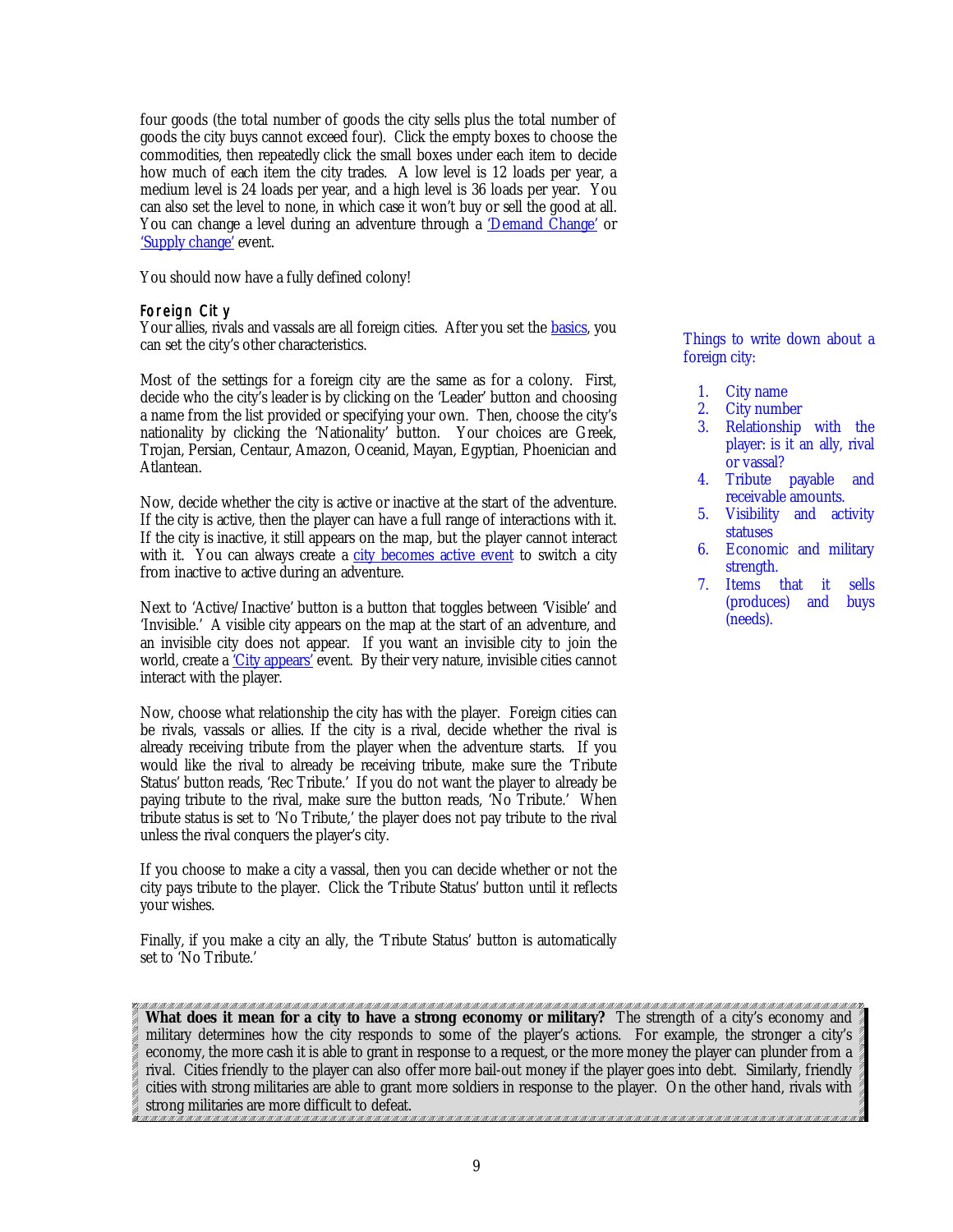four goods (the total number of goods the city sells plus the total number of goods the city buys cannot exceed four). Click the empty boxes to choose the commodities, then repeatedly click the small boxes under each item to decide how much of each item the city trades. A low level is 12 loads per year, a medium level is 24 loads per year, and a high level is 36 loads per year. You can also set the level to none, in which case it won't buy or sell the good at all. You can change a level during an adventure through a 'Demand Change' or 'Supply change' event.

You should now have a fully defined colony!

### Foreign City

Your allies, rivals and vassals are all foreign cities. After you set the basics, you can set the city's other characteristics.

Most of the settings for a foreign city are the same as for a colony. First, decide who the city's leader is by clicking on the 'Leader' button and choosing a name from the list provided or specifying your own. Then, choose the city's nationality by clicking the 'Nationality' button. Your choices are Greek, Trojan, Persian, Centaur, Amazon, Oceanid, Mayan, Egyptian, Phoenician and Atlantean.

Now, decide whether the city is active or inactive at the start of the adventure. If the city is active, then the player can have a full range of interactions with it. If the city is inactive, it still appears on the map, but the player cannot interact with it. You can always create a city becomes active event to switch a city from inactive to active during an adventure.

Next to 'Active/Inactive' button is a button that toggles between 'Visible' and 'Invisible.' A visible city appears on the map at the start of an adventure, and an invisible city does not appear. If you want an invisible city to join the world, create a 'City appears' event. By their very nature, invisible cities cannot interact with the player.

Now, choose what relationship the city has with the player. Foreign cities can be rivals, vassals or allies. If the city is a rival, decide whether the rival is already receiving tribute from the player when the adventure starts. If you would like the rival to already be receiving tribute, make sure the 'Tribute Status' button reads, 'Rec Tribute.' If you do not want the player to already be paying tribute to the rival, make sure the button reads, 'No Tribute.' When tribute status is set to 'No Tribute,' the player does not pay tribute to the rival unless the rival conquers the player's city.

If you choose to make a city a vassal, then you can decide whether or not the city pays tribute to the player. Click the 'Tribute Status' button until it reflects your wishes.

Finally, if you make a city an ally, the 'Tribute Status' button is automatically set to 'No Tribute.'

Things to write down about a foreign city:

1. City name
2. City number
3. Relationship with the player: is it an ally, rival or vassal?
4. Tribute payable and receivable amounts.
5. Visibility and activity statuses
6. Economic and military strength.
7. Items that it sells (produces) and buys (needs).

**What does it mean for a city to have a strong economy or military?** The strength of a city's economy and military determines how the city responds to some of the player's actions. For example, the stronger a city's economy, the more cash it is able to grant in response to a request, or the more money the player can plunder from a rival. Cities friendly to the player can also offer more bail-out money if the player goes into debt. Similarly, friendly cities with strong militaries are able to grant more soldiers in response to the player. On the other hand, rivals with strong militaries are more difficult to defeat.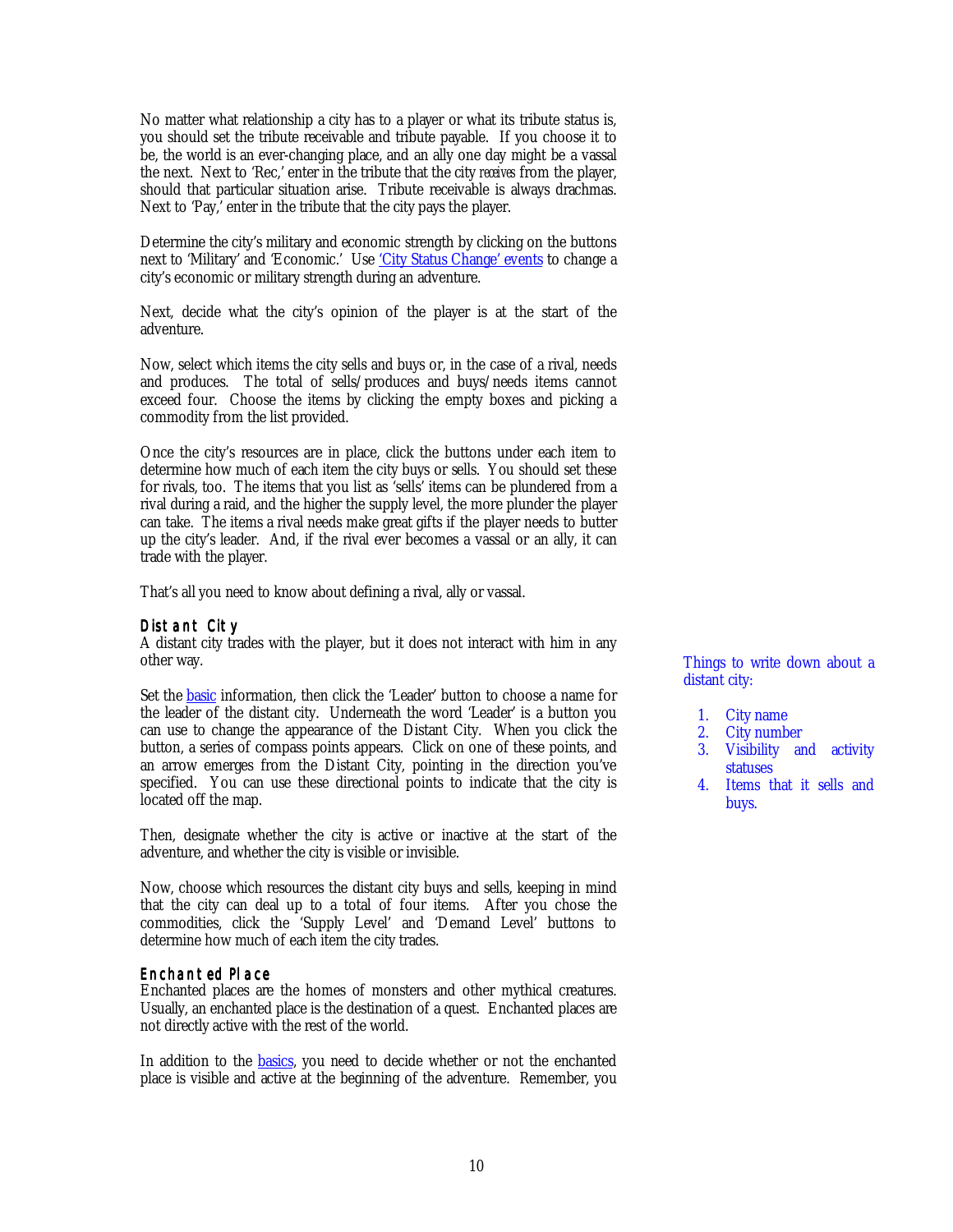No matter what relationship a city has to a player or what its tribute status is, you should set the tribute receivable and tribute payable. If you choose it to be, the world is an ever-changing place, and an ally one day might be a vassal the next. Next to 'Rec,' enter in the tribute that the city *receives* from the player, should that particular situation arise. Tribute receivable is always drachmas. Next to 'Pay,' enter in the tribute that the city pays the player.

Determine the city's military and economic strength by clicking on the buttons next to 'Military' and 'Economic.' Use 'City Status Change' events to change a city's economic or military strength during an adventure.

Next, decide what the city's opinion of the player is at the start of the adventure.

Now, select which items the city sells and buys or, in the case of a rival, needs and produces. The total of sells/produces and buys/needs items cannot exceed four. Choose the items by clicking the empty boxes and picking a commodity from the list provided.

Once the city's resources are in place, click the buttons under each item to determine how much of each item the city buys or sells. You should set these for rivals, too. The items that you list as 'sells' items can be plundered from a rival during a raid, and the higher the supply level, the more plunder the player can take. The items a rival needs make great gifts if the player needs to butter up the city's leader. And, if the rival ever becomes a vassal or an ally, it can trade with the player.

That's all you need to know about defining a rival, ally or vassal.

### Distant City

A distant city trades with the player, but it does not interact with him in any other way.

Set the basic information, then click the 'Leader' button to choose a name for the leader of the distant city. Underneath the word 'Leader' is a button you can use to change the appearance of the Distant City. When you click the button, a series of compass points appears. Click on one of these points, and an arrow emerges from the Distant City, pointing in the direction you've specified. You can use these directional points to indicate that the city is located off the map.

Then, designate whether the city is active or inactive at the start of the adventure, and whether the city is visible or invisible.

Now, choose which resources the distant city buys and sells, keeping in mind that the city can deal up to a total of four items. After you chose the commodities, click the 'Supply Level' and 'Demand Level' buttons to determine how much of each item the city trades.

Things to write down about a distant city:

1. City name
2. City number
3. Visibility and activity statuses
4. Items that it sells and buys.

### Enchanted Place

Enchanted places are the homes of monsters and other mythical creatures. Usually, an enchanted place is the destination of a quest. Enchanted places are not directly active with the rest of the world.

In addition to the basics, you need to decide whether or not the enchanted place is visible and active at the beginning of the adventure. Remember, you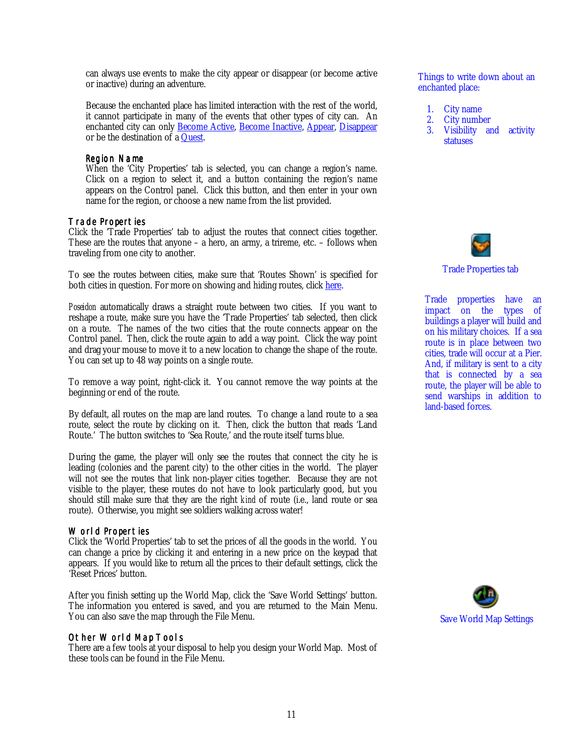can always use events to make the city appear or disappear (or become active or inactive) during an adventure.

Because the enchanted place has limited interaction with the rest of the world, it cannot participate in many of the events that other types of city can. An enchanted city can only Become Active, Become Inactive, Appear, Disappear or be the destination of a Quest.

Things to write down about an enchanted place:

1. City name
2. City number
3. Visibility and activity statuses

### Region Name

When the 'City Properties' tab is selected, you can change a region's name. Click on a region to select it, and a button containing the region's name appears on the Control panel. Click this button, and then enter in your own name for the region, or choose a new name from the list provided.

## Trade Properties

Click the 'Trade Properties' tab to adjust the routes that connect cities together. These are the routes that anyone – a hero, an army, a trireme, etc. – follows when traveling from one city to another.

Trade Properties tab

To see the routes between cities, make sure that 'Routes Shown' is specified for both cities in question. For more on showing and hiding routes, click here.

*Poseidon* automatically draws a straight route between two cities. If you want to reshape a route, make sure you have the 'Trade Properties' tab selected, then click on a route. The names of the two cities that the route connects appear on the Control panel. Then, click the route again to add a way point. Click the way point and drag your mouse to move it to a new location to change the shape of the route. You can set up to 48 way points on a single route.

Trade properties have an impact on the types of buildings a player will build and on his military choices. If a sea route is in place between two cities, trade will occur at a Pier. And, if military is sent to a city that is connected by a sea route, the player will be able to send warships in addition to land-based forces.

To remove a way point, right-click it. You cannot remove the way points at the beginning or end of the route.

By default, all routes on the map are land routes. To change a land route to a sea route, select the route by clicking on it. Then, click the button that reads 'Land Route.' The button switches to 'Sea Route,' and the route itself turns blue.

During the game, the player will only see the routes that connect the city he is leading (colonies and the parent city) to the other cities in the world. The player will not see the routes that link non-player cities together. Because they are not visible to the player, these routes do not have to look particularly good, but you should still make sure that they are the right *kind* of route (i.e., land route or sea route). Otherwise, you might see soldiers walking across water!

## World Properties

Click the 'World Properties' tab to set the prices of all the goods in the world. You can change a price by clicking it and entering in a new price on the keypad that appears. If you would like to return all the prices to their default settings, click the 'Reset Prices' button.

After you finish setting up the World Map, click the 'Save World Settings' button. The information you entered is saved, and you are returned to the Main Menu. You can also save the map through the File Menu.

Save World Map Settings

## Other World Map Tools

There are a few tools at your disposal to help you design your World Map. Most of these tools can be found in the File Menu.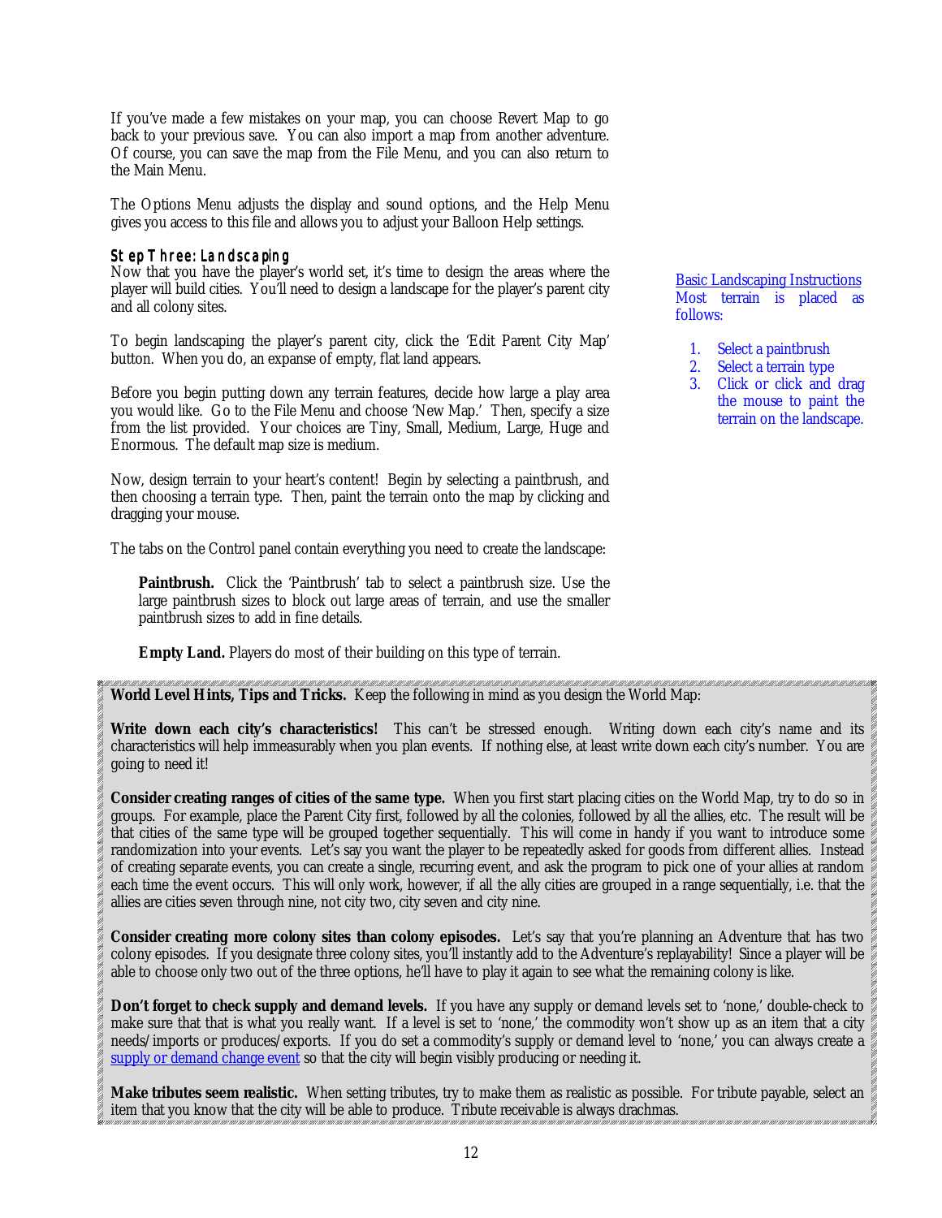If you've made a few mistakes on your map, you can choose Revert Map to go back to your previous save. You can also import a map from another adventure. Of course, you can save the map from the File Menu, and you can also return to the Main Menu.

The Options Menu adjusts the display and sound options, and the Help Menu gives you access to this file and allows you to adjust your Balloon Help settings.

### Step Three: Landscaping

Now that you have the player's world set, it's time to design the areas where the player will build cities. You'll need to design a landscape for the player's parent city and all colony sites.

To begin landscaping the player's parent city, click the 'Edit Parent City Map' button. When you do, an expanse of empty, flat land appears.

Before you begin putting down any terrain features, decide how large a play area you would like. Go to the File Menu and choose 'New Map.' Then, specify a size from the list provided. Your choices are Tiny, Small, Medium, Large, Huge and Enormous. The default map size is medium.

Now, design terrain to your heart's content! Begin by selecting a paintbrush, and then choosing a terrain type. Then, paint the terrain onto the map by clicking and dragging your mouse.

The tabs on the Control panel contain everything you need to create the landscape:

> **Paintbrush.** Click the 'Paintbrush' tab to select a paintbrush size. Use the large paintbrush sizes to block out large areas of terrain, and use the smaller paintbrush sizes to add in fine details.
>
> **Empty Land.** Players do most of their building on this type of terrain.

Basic Landscaping Instructions
Most terrain is placed as follows:

1. Select a paintbrush
2. Select a terrain type
3. Click or click and drag the mouse to paint the terrain on the landscape.

**World Level Hints, Tips and Tricks.** Keep the following in mind as you design the World Map:

**Write down each city's characteristics!** This can't be stressed enough. Writing down each city's name and its characteristics will help immeasurably when you plan events. If nothing else, at least write down each city's number. You are going to need it!

**Consider creating ranges of cities of the same type.** When you first start placing cities on the World Map, try to do so in groups. For example, place the Parent City first, followed by all the colonies, followed by all the allies, etc. The result will be that cities of the same type will be grouped together sequentially. This will come in handy if you want to introduce some randomization into your events. Let's say you want the player to be repeatedly asked for goods from different allies. Instead of creating separate events, you can create a single, recurring event, and ask the program to pick one of your allies at random each time the event occurs. This will only work, however, if all the ally cities are grouped in a range sequentially, i.e. that the allies are cities seven through nine, not city two, city seven and city nine.

**Consider creating more colony sites than colony episodes.** Let's say that you're planning an Adventure that has two colony episodes. If you designate three colony sites, you'll instantly add to the Adventure's replayability! Since a player will be able to choose only two out of the three options, he'll have to play it again to see what the remaining colony is like.

**Don't forget to check supply and demand levels.** If you have any supply or demand levels set to 'none,' double-check to make sure that that is what you really want. If a level is set to 'none,' the commodity won't show up as an item that a city needs/imports or produces/exports. If you do set a commodity's supply or demand level to 'none,' you can always create a supply or demand change event so that the city will begin visibly producing or needing it.

**Make tributes seem realistic.** When setting tributes, try to make them as realistic as possible. For tribute payable, select an item that you know that the city will be able to produce. Tribute receivable is always drachmas.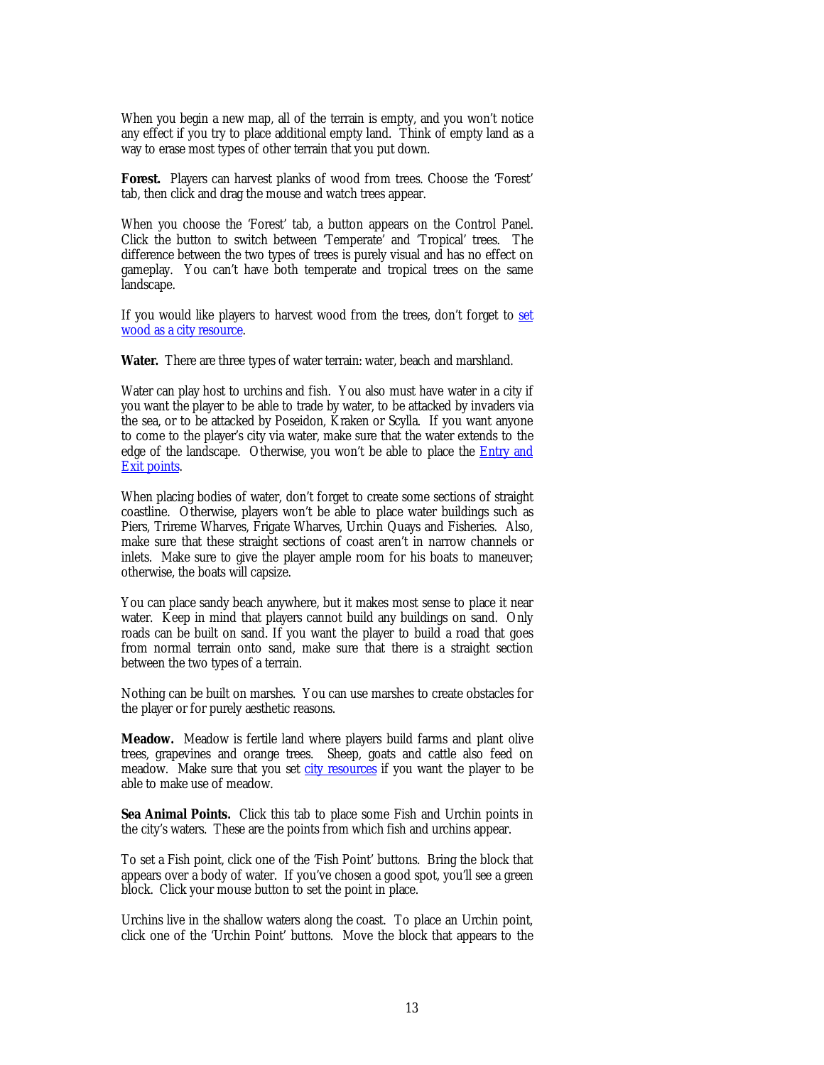When you begin a new map, all of the terrain is empty, and you won't notice any effect if you try to place additional empty land. Think of empty land as a way to erase most types of other terrain that you put down.

**Forest.** Players can harvest planks of wood from trees. Choose the 'Forest' tab, then click and drag the mouse and watch trees appear.

When you choose the 'Forest' tab, a button appears on the Control Panel. Click the button to switch between 'Temperate' and 'Tropical' trees. The difference between the two types of trees is purely visual and has no effect on gameplay. You can't have both temperate and tropical trees on the same landscape.

If you would like players to harvest wood from the trees, don't forget to set wood as a city resource.

**Water.** There are three types of water terrain: water, beach and marshland.

Water can play host to urchins and fish. You also must have water in a city if you want the player to be able to trade by water, to be attacked by invaders via the sea, or to be attacked by Poseidon, Kraken or Scylla. If you want anyone to come to the player's city via water, make sure that the water extends to the edge of the landscape. Otherwise, you won't be able to place the Entry and Exit points.

When placing bodies of water, don't forget to create some sections of straight coastline. Otherwise, players won't be able to place water buildings such as Piers, Trireme Wharves, Frigate Wharves, Urchin Quays and Fisheries. Also, make sure that these straight sections of coast aren't in narrow channels or inlets. Make sure to give the player ample room for his boats to maneuver; otherwise, the boats will capsize.

You can place sandy beach anywhere, but it makes most sense to place it near water. Keep in mind that players cannot build any buildings on sand. Only roads can be built on sand. If you want the player to build a road that goes from normal terrain onto sand, make sure that there is a straight section between the two types of a terrain.

Nothing can be built on marshes. You can use marshes to create obstacles for the player or for purely aesthetic reasons.

**Meadow.** Meadow is fertile land where players build farms and plant olive trees, grapevines and orange trees. Sheep, goats and cattle also feed on meadow. Make sure that you set city resources if you want the player to be able to make use of meadow.

**Sea Animal Points.** Click this tab to place some Fish and Urchin points in the city's waters. These are the points from which fish and urchins appear.

To set a Fish point, click one of the 'Fish Point' buttons. Bring the block that appears over a body of water. If you've chosen a good spot, you'll see a green block. Click your mouse button to set the point in place.

Urchins live in the shallow waters along the coast. To place an Urchin point, click one of the 'Urchin Point' buttons. Move the block that appears to the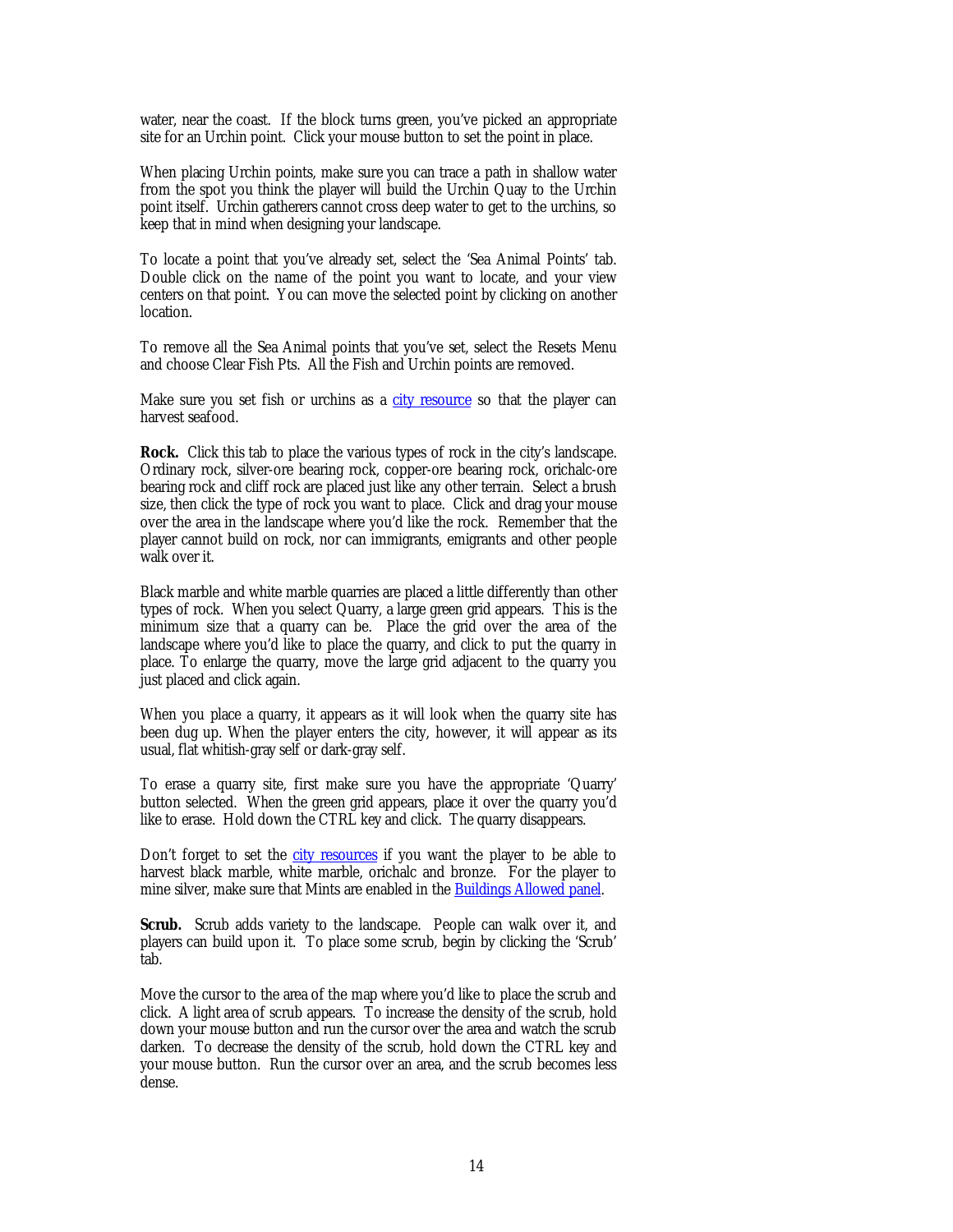water, near the coast. If the block turns green, you've picked an appropriate site for an Urchin point. Click your mouse button to set the point in place.

When placing Urchin points, make sure you can trace a path in shallow water from the spot you think the player will build the Urchin Quay to the Urchin point itself. Urchin gatherers cannot cross deep water to get to the urchins, so keep that in mind when designing your landscape.

To locate a point that you've already set, select the 'Sea Animal Points' tab. Double click on the name of the point you want to locate, and your view centers on that point. You can move the selected point by clicking on another location.

To remove all the Sea Animal points that you've set, select the Resets Menu and choose Clear Fish Pts. All the Fish and Urchin points are removed.

Make sure you set fish or urchins as a city resource so that the player can harvest seafood.

**Rock.** Click this tab to place the various types of rock in the city's landscape. Ordinary rock, silver-ore bearing rock, copper-ore bearing rock, orichalc-ore bearing rock and cliff rock are placed just like any other terrain. Select a brush size, then click the type of rock you want to place. Click and drag your mouse over the area in the landscape where you'd like the rock. Remember that the player cannot build on rock, nor can immigrants, emigrants and other people walk over it.

Black marble and white marble quarries are placed a little differently than other types of rock. When you select Quarry, a large green grid appears. This is the minimum size that a quarry can be. Place the grid over the area of the landscape where you'd like to place the quarry, and click to put the quarry in place. To enlarge the quarry, move the large grid adjacent to the quarry you just placed and click again.

When you place a quarry, it appears as it will look when the quarry site has been dug up. When the player enters the city, however, it will appear as its usual, flat whitish-gray self or dark-gray self.

To erase a quarry site, first make sure you have the appropriate 'Quarry' button selected. When the green grid appears, place it over the quarry you'd like to erase. Hold down the CTRL key and click. The quarry disappears.

Don't forget to set the city resources if you want the player to be able to harvest black marble, white marble, orichalc and bronze. For the player to mine silver, make sure that Mints are enabled in the Buildings Allowed panel.

**Scrub.** Scrub adds variety to the landscape. People can walk over it, and players can build upon it. To place some scrub, begin by clicking the 'Scrub' tab.

Move the cursor to the area of the map where you'd like to place the scrub and click. A light area of scrub appears. To increase the density of the scrub, hold down your mouse button and run the cursor over the area and watch the scrub darken. To decrease the density of the scrub, hold down the CTRL key and your mouse button. Run the cursor over an area, and the scrub becomes less dense.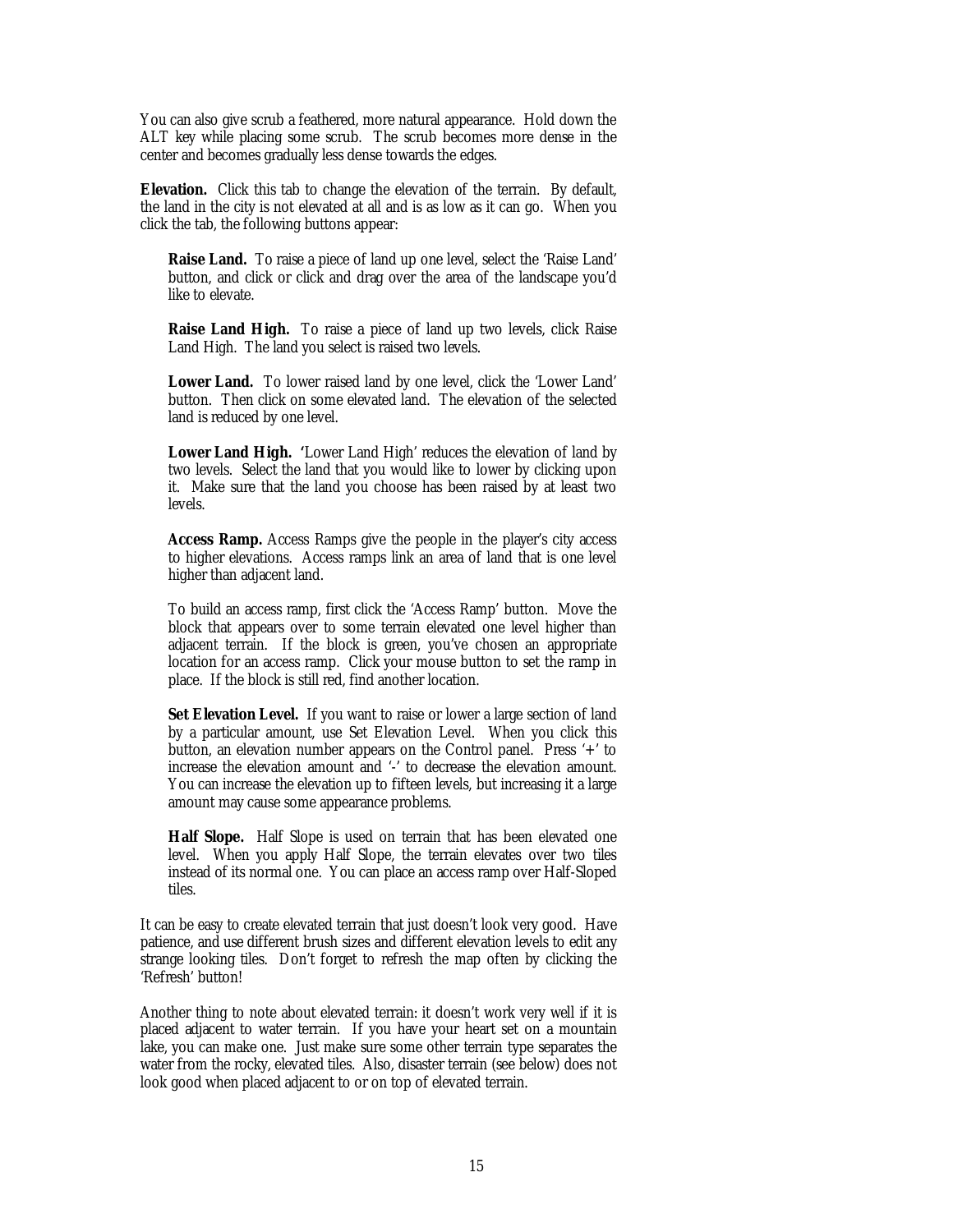You can also give scrub a feathered, more natural appearance. Hold down the ALT key while placing some scrub. The scrub becomes more dense in the center and becomes gradually less dense towards the edges.

**Elevation.** Click this tab to change the elevation of the terrain. By default, the land in the city is not elevated at all and is as low as it can go. When you click the tab, the following buttons appear:

> **Raise Land.** To raise a piece of land up one level, select the 'Raise Land' button, and click or click and drag over the area of the landscape you'd like to elevate.
>
> **Raise Land High.** To raise a piece of land up two levels, click Raise Land High. The land you select is raised two levels.
>
> **Lower Land.** To lower raised land by one level, click the 'Lower Land' button. Then click on some elevated land. The elevation of the selected land is reduced by one level.
>
> **Lower Land High.** 'Lower Land High' reduces the elevation of land by two levels. Select the land that you would like to lower by clicking upon it. Make sure that the land you choose has been raised by at least two levels.
>
> **Access Ramp.** Access Ramps give the people in the player's city access to higher elevations. Access ramps link an area of land that is one level higher than adjacent land.
>
> To build an access ramp, first click the 'Access Ramp' button. Move the block that appears over to some terrain elevated one level higher than adjacent terrain. If the block is green, you've chosen an appropriate location for an access ramp. Click your mouse button to set the ramp in place. If the block is still red, find another location.
>
> **Set Elevation Level.** If you want to raise or lower a large section of land by a particular amount, use Set Elevation Level. When you click this button, an elevation number appears on the Control panel. Press '+' to increase the elevation amount and '-' to decrease the elevation amount. You can increase the elevation up to fifteen levels, but increasing it a large amount may cause some appearance problems.
>
> **Half Slope.** Half Slope is used on terrain that has been elevated one level. When you apply Half Slope, the terrain elevates over two tiles instead of its normal one. You can place an access ramp over Half-Sloped tiles.

It can be easy to create elevated terrain that just doesn't look very good. Have patience, and use different brush sizes and different elevation levels to edit any strange looking tiles. Don't forget to refresh the map often by clicking the 'Refresh' button!

Another thing to note about elevated terrain: it doesn't work very well if it is placed adjacent to water terrain. If you have your heart set on a mountain lake, you can make one. Just make sure some other terrain type separates the water from the rocky, elevated tiles. Also, disaster terrain (see below) does not look good when placed adjacent to or on top of elevated terrain.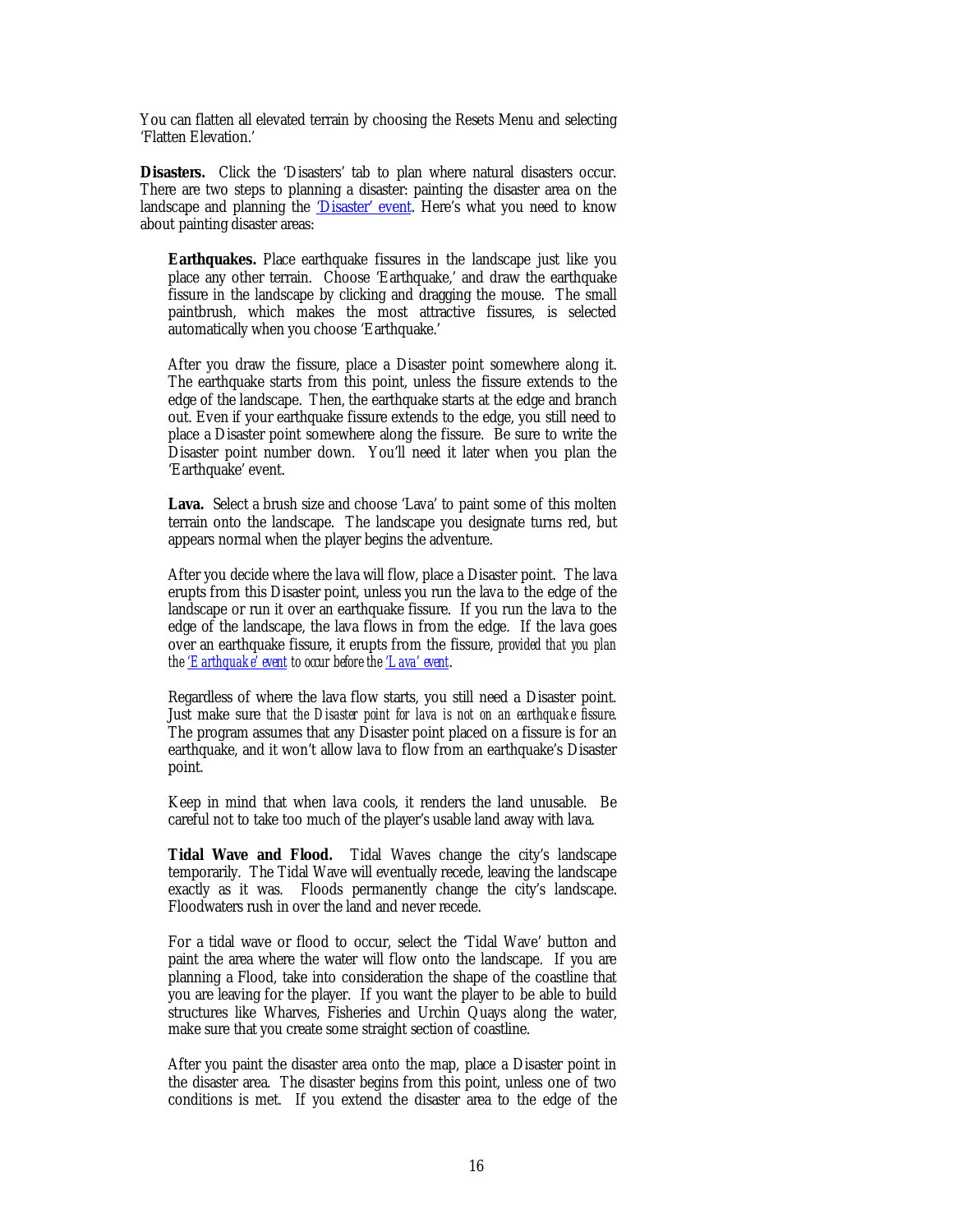You can flatten all elevated terrain by choosing the Resets Menu and selecting 'Flatten Elevation.'

**Disasters.** Click the 'Disasters' tab to plan where natural disasters occur. There are two steps to planning a disaster: painting the disaster area on the landscape and planning the 'Disaster' event. Here's what you need to know about painting disaster areas:

> **Earthquakes.** Place earthquake fissures in the landscape just like you place any other terrain. Choose 'Earthquake,' and draw the earthquake fissure in the landscape by clicking and dragging the mouse. The small paintbrush, which makes the most attractive fissures, is selected automatically when you choose 'Earthquake.'
>
> After you draw the fissure, place a Disaster point somewhere along it. The earthquake starts from this point, unless the fissure extends to the edge of the landscape. Then, the earthquake starts at the edge and branch out. Even if your earthquake fissure extends to the edge, you still need to place a Disaster point somewhere along the fissure. Be sure to write the Disaster point number down. You'll need it later when you plan the 'Earthquake' event.
>
> **Lava.** Select a brush size and choose 'Lava' to paint some of this molten terrain onto the landscape. The landscape you designate turns red, but appears normal when the player begins the adventure.
>
> After you decide where the lava will flow, place a Disaster point. The lava erupts from this Disaster point, unless you run the lava to the edge of the landscape or run it over an earthquake fissure. If you run the lava to the edge of the landscape, the lava flows in from the edge. If the lava goes over an earthquake fissure, it erupts from the fissure, *provided that you plan the 'Earthquake' event to occur before the 'Lava' event*.
>
> Regardless of where the lava flow starts, you still need a Disaster point. Just make sure *that the Disaster point for lava is not on an earthquake fissure*. The program assumes that any Disaster point placed on a fissure is for an earthquake, and it won't allow lava to flow from an earthquake's Disaster point.
>
> Keep in mind that when lava cools, it renders the land unusable. Be careful not to take too much of the player's usable land away with lava.
>
> **Tidal Wave and Flood.** Tidal Waves change the city's landscape temporarily. The Tidal Wave will eventually recede, leaving the landscape exactly as it was. Floods permanently change the city's landscape. Floodwaters rush in over the land and never recede.
>
> For a tidal wave or flood to occur, select the 'Tidal Wave' button and paint the area where the water will flow onto the landscape. If you are planning a Flood, take into consideration the shape of the coastline that you are leaving for the player. If you want the player to be able to build structures like Wharves, Fisheries and Urchin Quays along the water, make sure that you create some straight section of coastline.
>
> After you paint the disaster area onto the map, place a Disaster point in the disaster area. The disaster begins from this point, unless one of two conditions is met. If you extend the disaster area to the edge of the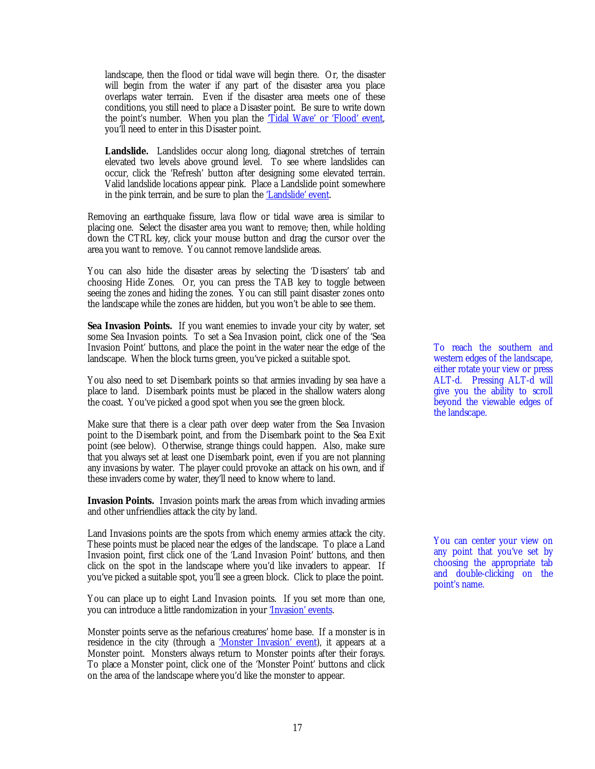landscape, then the flood or tidal wave will begin there. Or, the disaster will begin from the water if any part of the disaster area you place overlaps water terrain. Even if the disaster area meets one of these conditions, you still need to place a Disaster point. Be sure to write down the point's number. When you plan the 'Tidal Wave' or 'Flood' event, you'll need to enter in this Disaster point.

**Landslide.** Landslides occur along long, diagonal stretches of terrain elevated two levels above ground level. To see where landslides can occur, click the 'Refresh' button after designing some elevated terrain. Valid landslide locations appear pink. Place a Landslide point somewhere in the pink terrain, and be sure to plan the 'Landslide' event.

Removing an earthquake fissure, lava flow or tidal wave area is similar to placing one. Select the disaster area you want to remove; then, while holding down the CTRL key, click your mouse button and drag the cursor over the area you want to remove. You cannot remove landslide areas.

You can also hide the disaster areas by selecting the 'Disasters' tab and choosing Hide Zones. Or, you can press the TAB key to toggle between seeing the zones and hiding the zones. You can still paint disaster zones onto the landscape while the zones are hidden, but you won't be able to see them.

**Sea Invasion Points.** If you want enemies to invade your city by water, set some Sea Invasion points. To set a Sea Invasion point, click one of the 'Sea Invasion Point' buttons, and place the point in the water near the edge of the landscape. When the block turns green, you've picked a suitable spot.

To reach the southern and western edges of the landscape, either rotate your view or press ALT-d. Pressing ALT-d will give you the ability to scroll beyond the viewable edges of the landscape.

You also need to set Disembark points so that armies invading by sea have a place to land. Disembark points must be placed in the shallow waters along the coast. You've picked a good spot when you see the green block.

Make sure that there is a clear path over deep water from the Sea Invasion point to the Disembark point, and from the Disembark point to the Sea Exit point (see below). Otherwise, strange things could happen. Also, make sure that you always set at least one Disembark point, even if you are not planning any invasions by water. The player could provoke an attack on his own, and if these invaders come by water, they'll need to know where to land.

**Invasion Points.** Invasion points mark the areas from which invading armies and other unfriendlies attack the city by land.

Land Invasions points are the spots from which enemy armies attack the city. These points must be placed near the edges of the landscape. To place a Land Invasion point, first click one of the 'Land Invasion Point' buttons, and then click on the spot in the landscape where you'd like invaders to appear. If you've picked a suitable spot, you'll see a green block. Click to place the point.

You can center your view on any point that you've set by choosing the appropriate tab and double-clicking on the point's name.

You can place up to eight Land Invasion points. If you set more than one, you can introduce a little randomization in your 'Invasion' events.

Monster points serve as the nefarious creatures' home base. If a monster is in residence in the city (through a 'Monster Invasion' event), it appears at a Monster point. Monsters always return to Monster points after their forays. To place a Monster point, click one of the 'Monster Point' buttons and click on the area of the landscape where you'd like the monster to appear.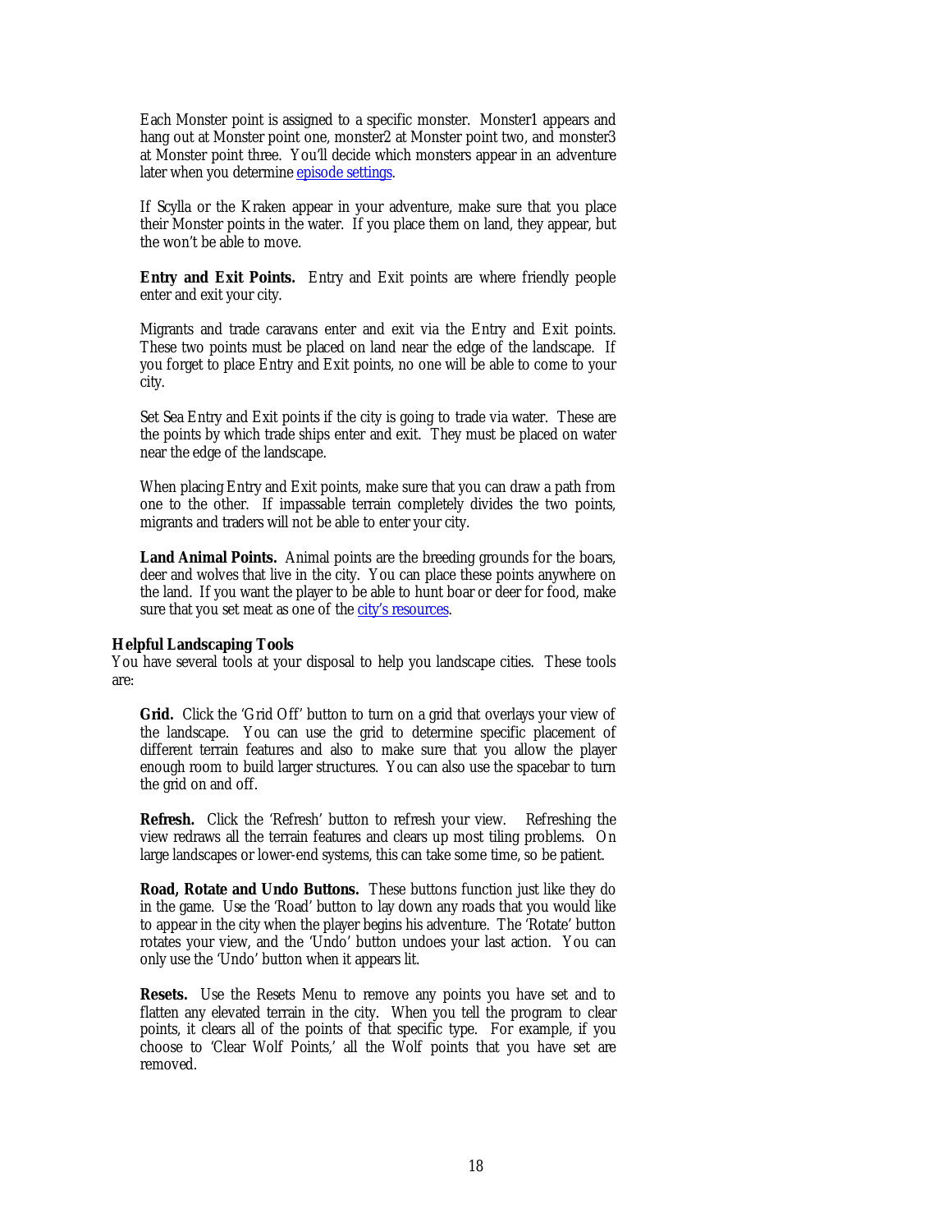Each Monster point is assigned to a specific monster. Monster1 appears and hang out at Monster point one, monster2 at Monster point two, and monster3 at Monster point three. You'll decide which monsters appear in an adventure later when you determine episode settings.

If Scylla or the Kraken appear in your adventure, make sure that you place their Monster points in the water. If you place them on land, they appear, but the won't be able to move.

**Entry and Exit Points.** Entry and Exit points are where friendly people enter and exit your city.

Migrants and trade caravans enter and exit via the Entry and Exit points. These two points must be placed on land near the edge of the landscape. If you forget to place Entry and Exit points, no one will be able to come to your city.

Set Sea Entry and Exit points if the city is going to trade via water. These are the points by which trade ships enter and exit. They must be placed on water near the edge of the landscape.

When placing Entry and Exit points, make sure that you can draw a path from one to the other. If impassable terrain completely divides the two points, migrants and traders will not be able to enter your city.

**Land Animal Points.** Animal points are the breeding grounds for the boars, deer and wolves that live in the city. You can place these points anywhere on the land. If you want the player to be able to hunt boar or deer for food, make sure that you set meat as one of the city's resources.

**Helpful Landscaping Tools**

You have several tools at your disposal to help you landscape cities. These tools are:

**Grid.** Click the 'Grid Off' button to turn on a grid that overlays your view of the landscape. You can use the grid to determine specific placement of different terrain features and also to make sure that you allow the player enough room to build larger structures. You can also use the spacebar to turn the grid on and off.

**Refresh.** Click the 'Refresh' button to refresh your view. Refreshing the view redraws all the terrain features and clears up most tiling problems. On large landscapes or lower-end systems, this can take some time, so be patient.

**Road, Rotate and Undo Buttons.** These buttons function just like they do in the game. Use the 'Road' button to lay down any roads that you would like to appear in the city when the player begins his adventure. The 'Rotate' button rotates your view, and the 'Undo' button undoes your last action. You can only use the 'Undo' button when it appears lit.

**Resets.** Use the Resets Menu to remove any points you have set and to flatten any elevated terrain in the city. When you tell the program to clear points, it clears all of the points of that specific type. For example, if you choose to 'Clear Wolf Points,' all the Wolf points that you have set are removed.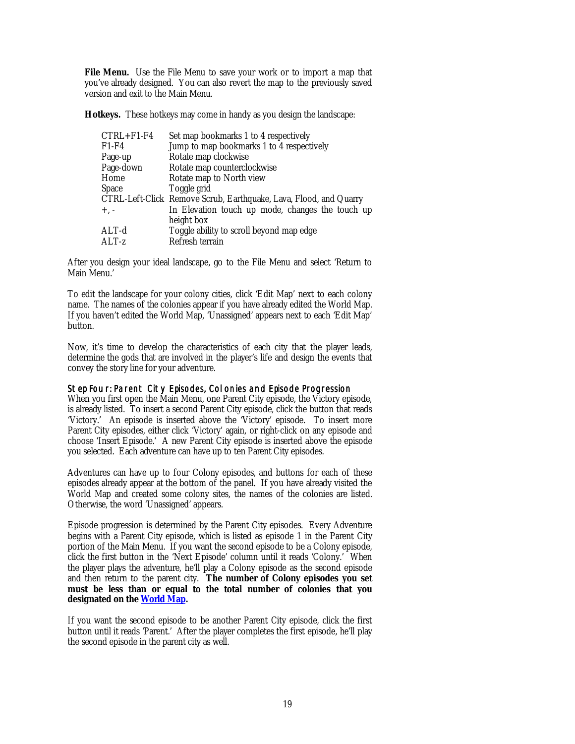**File Menu.** Use the File Menu to save your work or to import a map that you've already designed. You can also revert the map to the previously saved version and exit to the Main Menu.

**Hotkeys.** These hotkeys may come in handy as you design the landscape:

| | |
|---|---|
| CTRL+F1-F4 | Set map bookmarks 1 to 4 respectively |
| F1-F4 | Jump to map bookmarks 1 to 4 respectively |
| Page-up | Rotate map clockwise |
| Page-down | Rotate map counterclockwise |
| Home | Rotate map to North view |
| Space | Toggle grid |
| CTRL-Left-Click | Remove Scrub, Earthquake, Lava, Flood, and Quarry |
| +, - | In Elevation touch up mode, changes the touch up height box |
| ALT-d | Toggle ability to scroll beyond map edge |
| ALT-z | Refresh terrain |

After you design your ideal landscape, go to the File Menu and select 'Return to Main Menu.'

To edit the landscape for your colony cities, click 'Edit Map' next to each colony name. The names of the colonies appear if you have already edited the World Map. If you haven't edited the World Map, 'Unassigned' appears next to each 'Edit Map' button.

Now, it's time to develop the characteristics of each city that the player leads, determine the gods that are involved in the player's life and design the events that convey the story line for your adventure.

### Step Four: Parent City Episodes, Colonies and Episode Progression

When you first open the Main Menu, one Parent City episode, the Victory episode, is already listed. To insert a second Parent City episode, click the button that reads 'Victory.' An episode is inserted above the 'Victory' episode. To insert more Parent City episodes, either click 'Victory' again, or right-click on any episode and choose 'Insert Episode.' A new Parent City episode is inserted above the episode you selected. Each adventure can have up to ten Parent City episodes.

Adventures can have up to four Colony episodes, and buttons for each of these episodes already appear at the bottom of the panel. If you have already visited the World Map and created some colony sites, the names of the colonies are listed. Otherwise, the word 'Unassigned' appears.

Episode progression is determined by the Parent City episodes. Every Adventure begins with a Parent City episode, which is listed as episode 1 in the Parent City portion of the Main Menu. If you want the second episode to be a Colony episode, click the first button in the 'Next Episode' column until it reads 'Colony.' When the player plays the adventure, he'll play a Colony episode as the second episode and then return to the parent city. **The number of Colony episodes you set must be less than or equal to the total number of colonies that you designated on the World Map.**

If you want the second episode to be another Parent City episode, click the first button until it reads 'Parent.' After the player completes the first episode, he'll play the second episode in the parent city as well.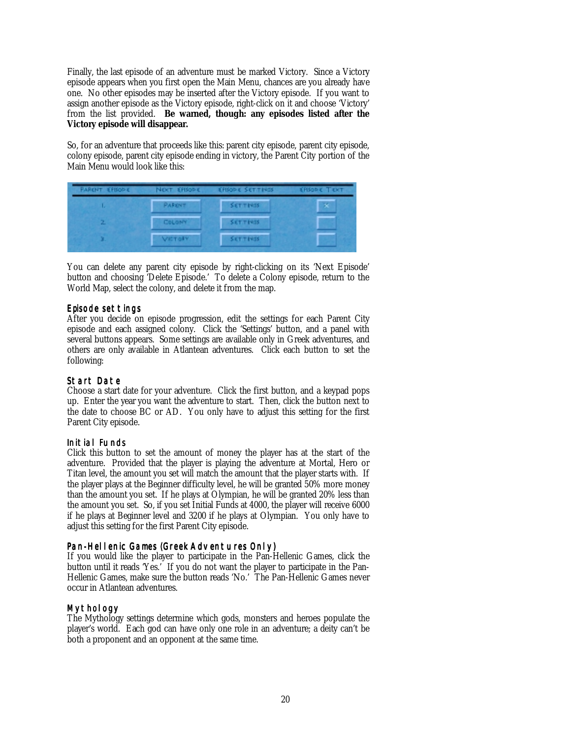Finally, the last episode of an adventure must be marked Victory. Since a Victory episode appears when you first open the Main Menu, chances are you already have one. No other episodes may be inserted after the Victory episode. If you want to assign another episode as the Victory episode, right-click on it and choose 'Victory' from the list provided. **Be warned, though: any episodes listed after the Victory episode will disappear.**

So, for an adventure that proceeds like this: parent city episode, parent city episode, colony episode, parent city episode ending in victory, the Parent City portion of the Main Menu would look like this:

| Parent Episode | Next Episode | Episode Settings | Episode Text |
|---|---|---|---|
| 1. | Parent | Settings | X |
| 2. | Colony | Settings | |
| 3. | Victory | Settings | |

You can delete any parent city episode by right-clicking on its 'Next Episode' button and choosing 'Delete Episode.' To delete a Colony episode, return to the World Map, select the colony, and delete it from the map.

## Episode settings

After you decide on episode progression, edit the settings for each Parent City episode and each assigned colony. Click the 'Settings' button, and a panel with several buttons appears. Some settings are available only in Greek adventures, and others are only available in Atlantean adventures. Click each button to set the following:

### Start Date

Choose a start date for your adventure. Click the first button, and a keypad pops up. Enter the year you want the adventure to start. Then, click the button next to the date to choose BC or AD. You only have to adjust this setting for the first Parent City episode.

### Initial Funds

Click this button to set the amount of money the player has at the start of the adventure. Provided that the player is playing the adventure at Mortal, Hero or Titan level, the amount you set will match the amount that the player starts with. If the player plays at the Beginner difficulty level, he will be granted 50% more money than the amount you set. If he plays at Olympian, he will be granted 20% less than the amount you set. So, if you set Initial Funds at 4000, the player will receive 6000 if he plays at Beginner level and 3200 if he plays at Olympian. You only have to adjust this setting for the first Parent City episode.

### Pan-Hellenic Games (Greek Adventures Only)

If you would like the player to participate in the Pan-Hellenic Games, click the button until it reads 'Yes.' If you do not want the player to participate in the Pan-Hellenic Games, make sure the button reads 'No.' The Pan-Hellenic Games never occur in Atlantean adventures.

### Mythology

The Mythology settings determine which gods, monsters and heroes populate the player's world. Each god can have only one role in an adventure; a deity can't be both a proponent and an opponent at the same time.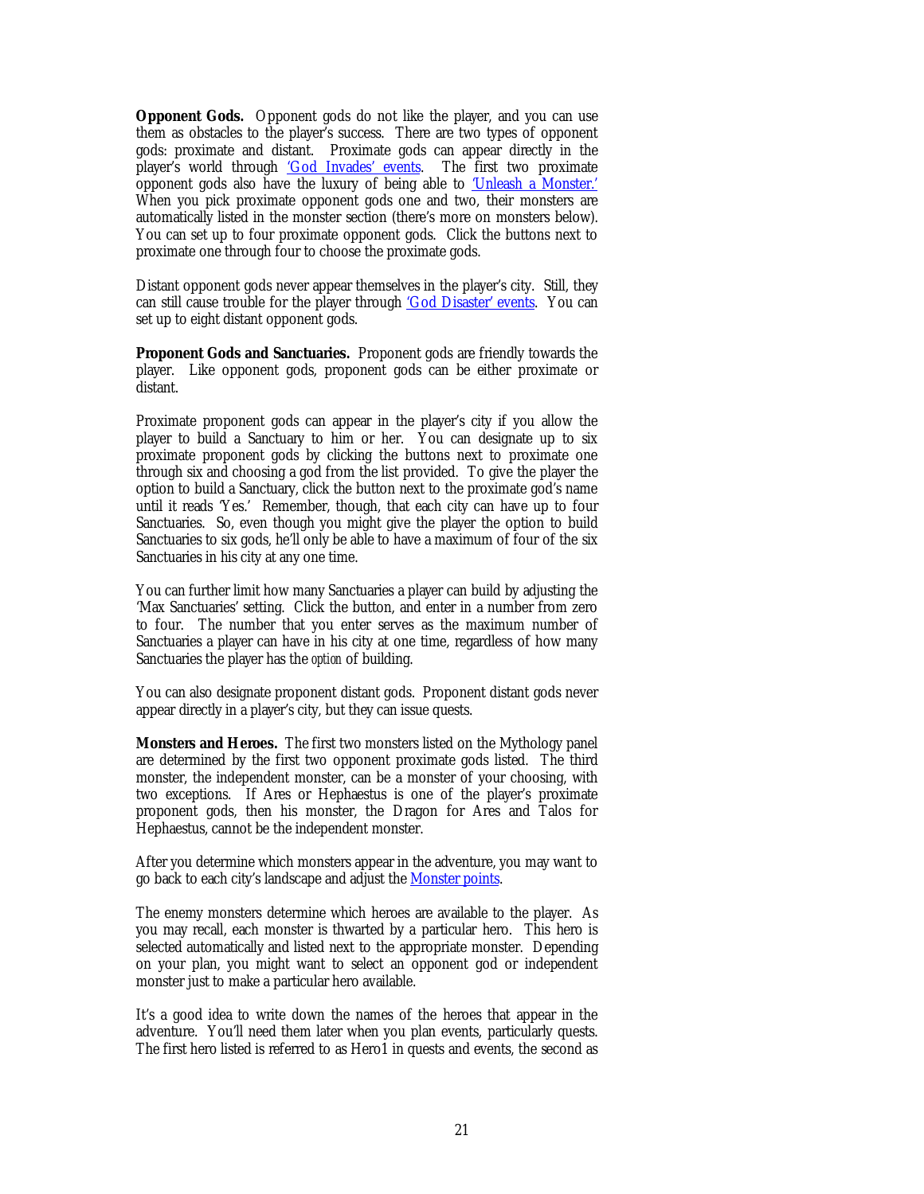**Opponent Gods.** Opponent gods do not like the player, and you can use them as obstacles to the player's success. There are two types of opponent gods: proximate and distant. Proximate gods can appear directly in the player's world through 'God Invades' events. The first two proximate opponent gods also have the luxury of being able to 'Unleash a Monster.' When you pick proximate opponent gods one and two, their monsters are automatically listed in the monster section (there's more on monsters below). You can set up to four proximate opponent gods. Click the buttons next to proximate one through four to choose the proximate gods.

Distant opponent gods never appear themselves in the player's city. Still, they can still cause trouble for the player through 'God Disaster' events. You can set up to eight distant opponent gods.

**Proponent Gods and Sanctuaries.** Proponent gods are friendly towards the player. Like opponent gods, proponent gods can be either proximate or distant.

Proximate proponent gods can appear in the player's city if you allow the player to build a Sanctuary to him or her. You can designate up to six proximate proponent gods by clicking the buttons next to proximate one through six and choosing a god from the list provided. To give the player the option to build a Sanctuary, click the button next to the proximate god's name until it reads 'Yes.' Remember, though, that each city can have up to four Sanctuaries. So, even though you might give the player the option to build Sanctuaries to six gods, he'll only be able to have a maximum of four of the six Sanctuaries in his city at any one time.

You can further limit how many Sanctuaries a player can build by adjusting the 'Max Sanctuaries' setting. Click the button, and enter in a number from zero to four. The number that you enter serves as the maximum number of Sanctuaries a player can have in his city at one time, regardless of how many Sanctuaries the player has the *option* of building.

You can also designate proponent distant gods. Proponent distant gods never appear directly in a player's city, but they can issue quests.

**Monsters and Heroes.** The first two monsters listed on the Mythology panel are determined by the first two opponent proximate gods listed. The third monster, the independent monster, can be a monster of your choosing, with two exceptions. If Ares or Hephaestus is one of the player's proximate proponent gods, then his monster, the Dragon for Ares and Talos for Hephaestus, cannot be the independent monster.

After you determine which monsters appear in the adventure, you may want to go back to each city's landscape and adjust the Monster points.

The enemy monsters determine which heroes are available to the player. As you may recall, each monster is thwarted by a particular hero. This hero is selected automatically and listed next to the appropriate monster. Depending on your plan, you might want to select an opponent god or independent monster just to make a particular hero available.

It's a good idea to write down the names of the heroes that appear in the adventure. You'll need them later when you plan events, particularly quests. The first hero listed is referred to as Hero1 in quests and events, the second as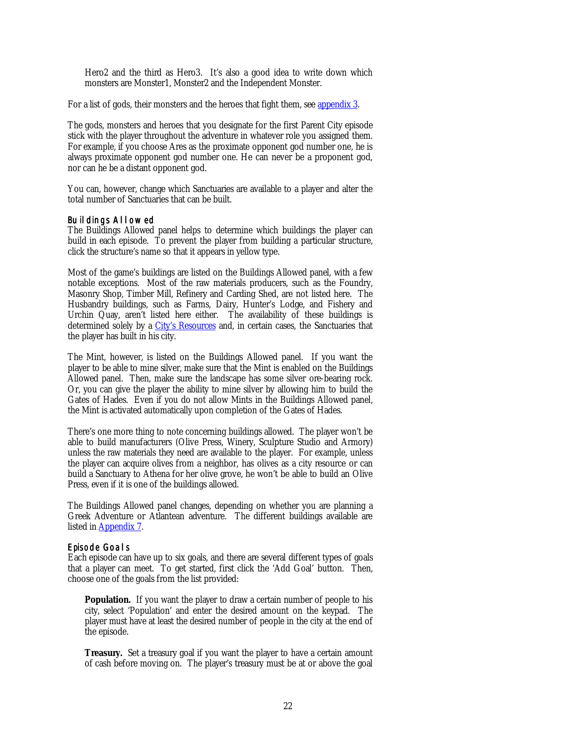Hero2 and the third as Hero3. It's also a good idea to write down which monsters are Monster1, Monster2 and the Independent Monster.

For a list of gods, their monsters and the heroes that fight them, see appendix 3.

The gods, monsters and heroes that you designate for the first Parent City episode stick with the player throughout the adventure in whatever role you assigned them. For example, if you choose Ares as the proximate opponent god number one, he is always proximate opponent god number one. He can never be a proponent god, nor can he be a distant opponent god.

You can, however, change which Sanctuaries are available to a player and alter the total number of Sanctuaries that can be built.

### Buildings Allowed

The Buildings Allowed panel helps to determine which buildings the player can build in each episode. To prevent the player from building a particular structure, click the structure's name so that it appears in yellow type.

Most of the game's buildings are listed on the Buildings Allowed panel, with a few notable exceptions. Most of the raw materials producers, such as the Foundry, Masonry Shop, Timber Mill, Refinery and Carding Shed, are not listed here. The Husbandry buildings, such as Farms, Dairy, Hunter's Lodge, and Fishery and Urchin Quay, aren't listed here either. The availability of these buildings is determined solely by a City's Resources and, in certain cases, the Sanctuaries that the player has built in his city.

The Mint, however, is listed on the Buildings Allowed panel. If you want the player to be able to mine silver, make sure that the Mint is enabled on the Buildings Allowed panel. Then, make sure the landscape has some silver ore-bearing rock. Or, you can give the player the ability to mine silver by allowing him to build the Gates of Hades. Even if you do not allow Mints in the Buildings Allowed panel, the Mint is activated automatically upon completion of the Gates of Hades.

There's one more thing to note concerning buildings allowed. The player won't be able to build manufacturers (Olive Press, Winery, Sculpture Studio and Armory) unless the raw materials they need are available to the player. For example, unless the player can acquire olives from a neighbor, has olives as a city resource or can build a Sanctuary to Athena for her olive grove, he won't be able to build an Olive Press, even if it is one of the buildings allowed.

The Buildings Allowed panel changes, depending on whether you are planning a Greek Adventure or Atlantean adventure. The different buildings available are listed in Appendix 7.

### Episode Goals

Each episode can have up to six goals, and there are several different types of goals that a player can meet. To get started, first click the 'Add Goal' button. Then, choose one of the goals from the list provided:

**Population.** If you want the player to draw a certain number of people to his city, select 'Population' and enter the desired amount on the keypad. The player must have at least the desired number of people in the city at the end of the episode.

**Treasury.** Set a treasury goal if you want the player to have a certain amount of cash before moving on. The player's treasury must be at or above the goal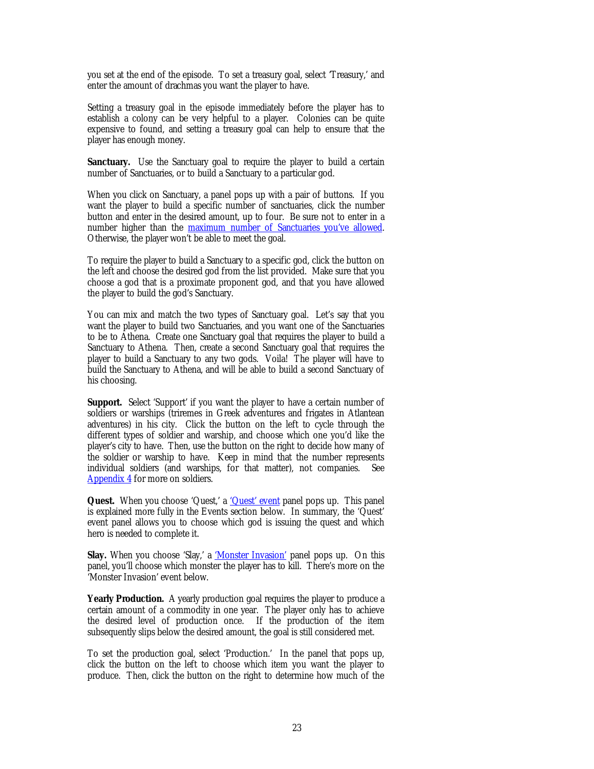you set at the end of the episode. To set a treasury goal, select 'Treasury,' and enter the amount of drachmas you want the player to have.

Setting a treasury goal in the episode immediately before the player has to establish a colony can be very helpful to a player. Colonies can be quite expensive to found, and setting a treasury goal can help to ensure that the player has enough money.

**Sanctuary.** Use the Sanctuary goal to require the player to build a certain number of Sanctuaries, or to build a Sanctuary to a particular god.

When you click on Sanctuary, a panel pops up with a pair of buttons. If you want the player to build a specific number of sanctuaries, click the number button and enter in the desired amount, up to four. Be sure not to enter in a number higher than the maximum number of Sanctuaries you've allowed. Otherwise, the player won't be able to meet the goal.

To require the player to build a Sanctuary to a specific god, click the button on the left and choose the desired god from the list provided. Make sure that you choose a god that is a proximate proponent god, and that you have allowed the player to build the god's Sanctuary.

You can mix and match the two types of Sanctuary goal. Let's say that you want the player to build two Sanctuaries, and you want one of the Sanctuaries to be to Athena. Create one Sanctuary goal that requires the player to build a Sanctuary to Athena. Then, create a second Sanctuary goal that requires the player to build a Sanctuary to any two gods. Voila! The player will have to build the Sanctuary to Athena, and will be able to build a second Sanctuary of his choosing.

**Support.** Select 'Support' if you want the player to have a certain number of soldiers or warships (triremes in Greek adventures and frigates in Atlantean adventures) in his city. Click the button on the left to cycle through the different types of soldier and warship, and choose which one you'd like the player's city to have. Then, use the button on the right to decide how many of the soldier or warship to have. Keep in mind that the number represents individual soldiers (and warships, for that matter), not companies. See Appendix 4 for more on soldiers.

**Quest.** When you choose 'Quest,' a 'Quest' event panel pops up. This panel is explained more fully in the Events section below. In summary, the 'Quest' event panel allows you to choose which god is issuing the quest and which hero is needed to complete it.

**Slay.** When you choose 'Slay,' a 'Monster Invasion' panel pops up. On this panel, you'll choose which monster the player has to kill. There's more on the 'Monster Invasion' event below.

**Yearly Production.** A yearly production goal requires the player to produce a certain amount of a commodity in one year. The player only has to achieve the desired level of production once. If the production of the item subsequently slips below the desired amount, the goal is still considered met.

To set the production goal, select 'Production.' In the panel that pops up, click the button on the left to choose which item you want the player to produce. Then, click the button on the right to determine how much of the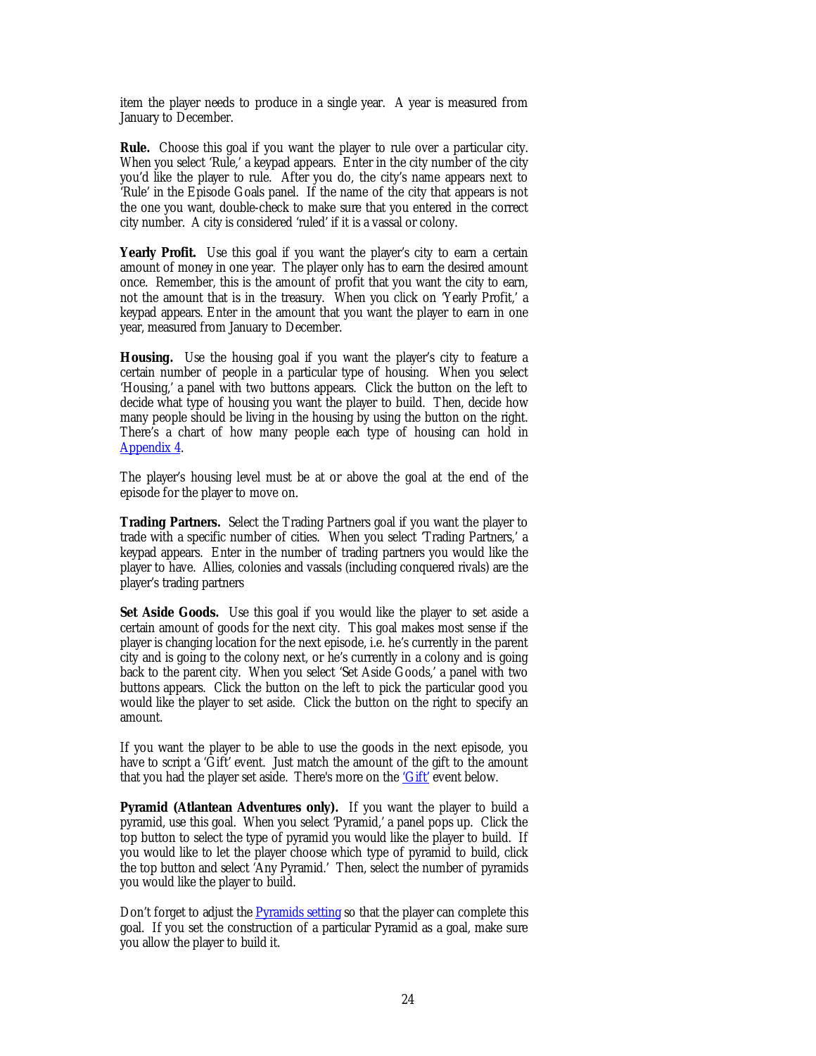item the player needs to produce in a single year. A year is measured from January to December.

**Rule.** Choose this goal if you want the player to rule over a particular city. When you select 'Rule,' a keypad appears. Enter in the city number of the city you'd like the player to rule. After you do, the city's name appears next to 'Rule' in the Episode Goals panel. If the name of the city that appears is not the one you want, double-check to make sure that you entered in the correct city number. A city is considered 'ruled' if it is a vassal or colony.

**Yearly Profit.** Use this goal if you want the player's city to earn a certain amount of money in one year. The player only has to earn the desired amount once. Remember, this is the amount of profit that you want the city to earn, not the amount that is in the treasury. When you click on 'Yearly Profit,' a keypad appears. Enter in the amount that you want the player to earn in one year, measured from January to December.

**Housing.** Use the housing goal if you want the player's city to feature a certain number of people in a particular type of housing. When you select 'Housing,' a panel with two buttons appears. Click the button on the left to decide what type of housing you want the player to build. Then, decide how many people should be living in the housing by using the button on the right. There's a chart of how many people each type of housing can hold in Appendix 4.

The player's housing level must be at or above the goal at the end of the episode for the player to move on.

**Trading Partners.** Select the Trading Partners goal if you want the player to trade with a specific number of cities. When you select 'Trading Partners,' a keypad appears. Enter in the number of trading partners you would like the player to have. Allies, colonies and vassals (including conquered rivals) are the player's trading partners

**Set Aside Goods.** Use this goal if you would like the player to set aside a certain amount of goods for the next city. This goal makes most sense if the player is changing location for the next episode, i.e. he's currently in the parent city and is going to the colony next, or he's currently in a colony and is going back to the parent city. When you select 'Set Aside Goods,' a panel with two buttons appears. Click the button on the left to pick the particular good you would like the player to set aside. Click the button on the right to specify an amount.

If you want the player to be able to use the goods in the next episode, you have to script a 'Gift' event. Just match the amount of the gift to the amount that you had the player set aside. There's more on the 'Gift' event below.

**Pyramid (Atlantean Adventures only).** If you want the player to build a pyramid, use this goal. When you select 'Pyramid,' a panel pops up. Click the top button to select the type of pyramid you would like the player to build. If you would like to let the player choose which type of pyramid to build, click the top button and select 'Any Pyramid.' Then, select the number of pyramids you would like the player to build.

Don't forget to adjust the Pyramids setting so that the player can complete this goal. If you set the construction of a particular Pyramid as a goal, make sure you allow the player to build it.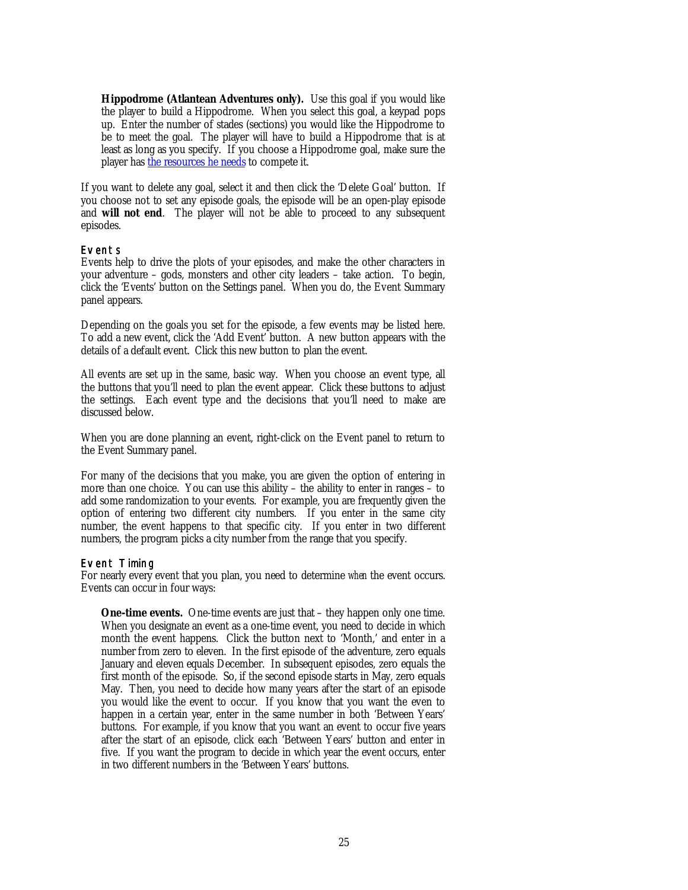**Hippodrome (Atlantean Adventures only).** Use this goal if you would like the player to build a Hippodrome. When you select this goal, a keypad pops up. Enter the number of stades (sections) you would like the Hippodrome to be to meet the goal. The player will have to build a Hippodrome that is at least as long as you specify. If you choose a Hippodrome goal, make sure the player has the resources he needs to compete it.

If you want to delete any goal, select it and then click the 'Delete Goal' button. If you choose not to set any episode goals, the episode will be an open-play episode and **will not end**. The player will not be able to proceed to any subsequent episodes.

### Events

Events help to drive the plots of your episodes, and make the other characters in your adventure – gods, monsters and other city leaders – take action. To begin, click the 'Events' button on the Settings panel. When you do, the Event Summary panel appears.

Depending on the goals you set for the episode, a few events may be listed here. To add a new event, click the 'Add Event' button. A new button appears with the details of a default event. Click this new button to plan the event.

All events are set up in the same, basic way. When you choose an event type, all the buttons that you'll need to plan the event appear. Click these buttons to adjust the settings. Each event type and the decisions that you'll need to make are discussed below.

When you are done planning an event, right-click on the Event panel to return to the Event Summary panel.

For many of the decisions that you make, you are given the option of entering in more than one choice. You can use this ability – the ability to enter in ranges – to add some randomization to your events. For example, you are frequently given the option of entering two different city numbers. If you enter in the same city number, the event happens to that specific city. If you enter in two different numbers, the program picks a city number from the range that you specify.

### Event Timing

For nearly every event that you plan, you need to determine *when* the event occurs. Events can occur in four ways:

**One-time events.** One-time events are just that – they happen only one time. When you designate an event as a one-time event, you need to decide in which month the event happens. Click the button next to 'Month,' and enter in a number from zero to eleven. In the first episode of the adventure, zero equals January and eleven equals December. In subsequent episodes, zero equals the first month of the episode. So, if the second episode starts in May, zero equals May. Then, you need to decide how many years after the start of an episode you would like the event to occur. If you know that you want the even to happen in a certain year, enter in the same number in both 'Between Years' buttons. For example, if you know that you want an event to occur five years after the start of an episode, click each 'Between Years' button and enter in five. If you want the program to decide in which year the event occurs, enter in two different numbers in the 'Between Years' buttons.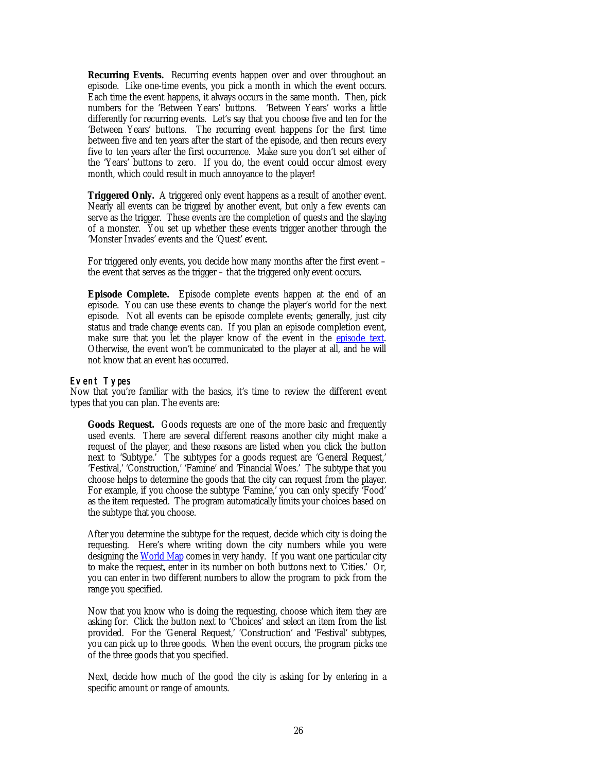**Recurring Events.** Recurring events happen over and over throughout an episode. Like one-time events, you pick a month in which the event occurs. Each time the event happens, it always occurs in the same month. Then, pick numbers for the 'Between Years' buttons. 'Between Years' works a little differently for recurring events. Let's say that you choose five and ten for the 'Between Years' buttons. The recurring event happens for the first time between five and ten years after the start of the episode, and then recurs every five to ten years after the first occurrence. Make sure you don't set either of the 'Years' buttons to zero. If you do, the event could occur almost every month, which could result in much annoyance to the player!

**Triggered Only.** A triggered only event happens as a result of another event. Nearly all events can be *triggered* by another event, but only a few events can serve as the trigger. These events are the completion of quests and the slaying of a monster. You set up whether these events trigger another through the 'Monster Invades' events and the 'Quest' event.

For triggered only events, you decide how many months after the first event – the event that serves as the trigger – that the triggered only event occurs.

**Episode Complete.** Episode complete events happen at the end of an episode. You can use these events to change the player's world for the next episode. Not all events can be episode complete events; generally, just city status and trade change events can. If you plan an episode completion event, make sure that you let the player know of the event in the episode text. Otherwise, the event won't be communicated to the player at all, and he will not know that an event has occurred.

### Event Types

Now that you're familiar with the basics, it's time to review the different event types that you can plan. The events are:

**Goods Request.** Goods requests are one of the more basic and frequently used events. There are several different reasons another city might make a request of the player, and these reasons are listed when you click the button next to 'Subtype.' The subtypes for a goods request are 'General Request,' 'Festival,' 'Construction,' 'Famine' and 'Financial Woes.' The subtype that you choose helps to determine the goods that the city can request from the player. For example, if you choose the subtype 'Famine,' you can only specify 'Food' as the item requested. The program automatically limits your choices based on the subtype that you choose.

After you determine the subtype for the request, decide which city is doing the requesting. Here's where writing down the city numbers while you were designing the World Map comes in very handy. If you want one particular city to make the request, enter in its number on both buttons next to 'Cities.' Or, you can enter in two different numbers to allow the program to pick from the range you specified.

Now that you know who is doing the requesting, choose which item they are asking for. Click the button next to 'Choices' and select an item from the list provided. For the 'General Request,' 'Construction' and 'Festival' subtypes, you can pick up to three goods. When the event occurs, the program picks *one* of the three goods that you specified.

Next, decide how much of the good the city is asking for by entering in a specific amount or range of amounts.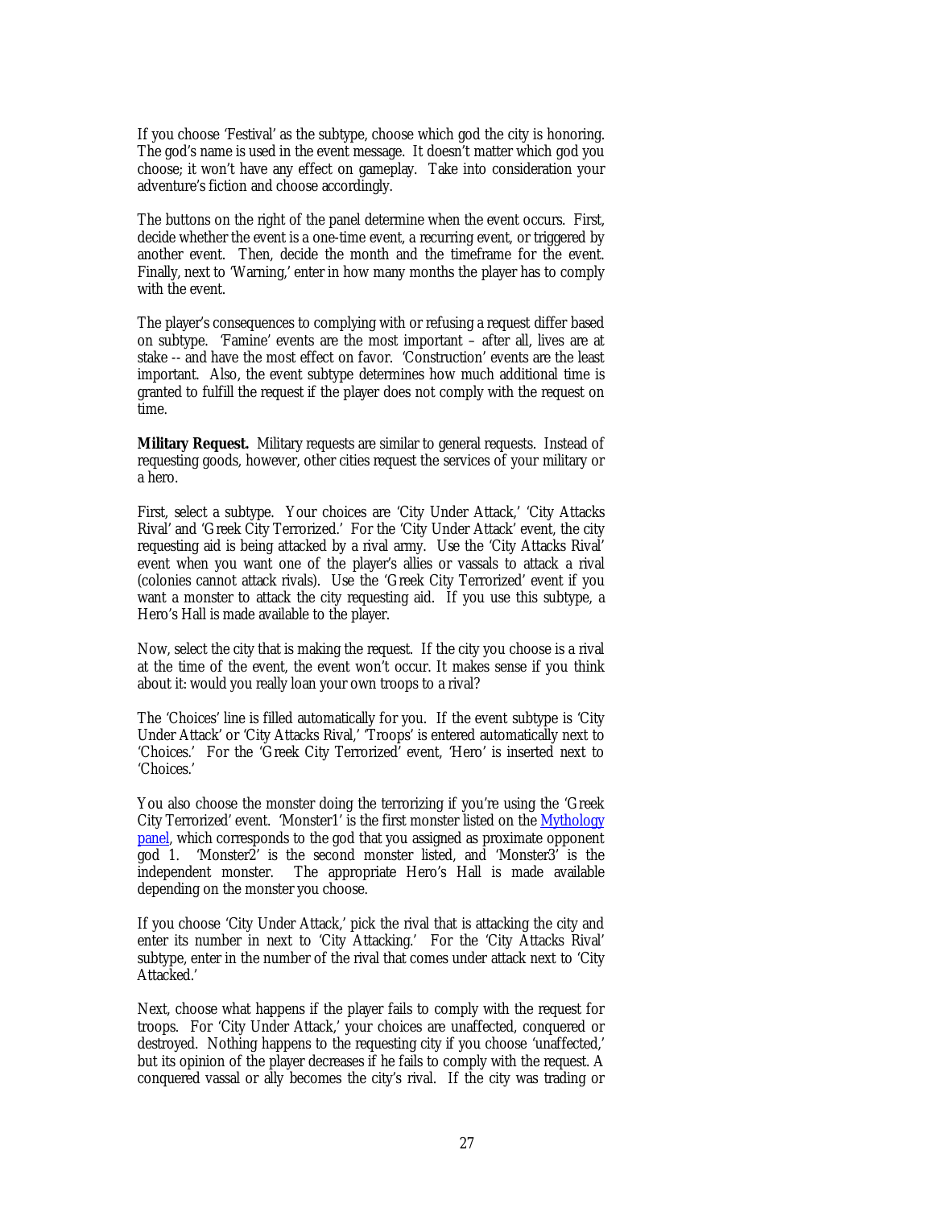If you choose 'Festival' as the subtype, choose which god the city is honoring. The god's name is used in the event message. It doesn't matter which god you choose; it won't have any effect on gameplay. Take into consideration your adventure's fiction and choose accordingly.

The buttons on the right of the panel determine when the event occurs. First, decide whether the event is a one-time event, a recurring event, or triggered by another event. Then, decide the month and the timeframe for the event. Finally, next to 'Warning,' enter in how many months the player has to comply with the event.

The player's consequences to complying with or refusing a request differ based on subtype. 'Famine' events are the most important – after all, lives are at stake -- and have the most effect on favor. 'Construction' events are the least important. Also, the event subtype determines how much additional time is granted to fulfill the request if the player does not comply with the request on time.

**Military Request.** Military requests are similar to general requests. Instead of requesting goods, however, other cities request the services of your military or a hero.

First, select a subtype. Your choices are 'City Under Attack,' 'City Attacks Rival' and 'Greek City Terrorized.' For the 'City Under Attack' event, the city requesting aid is being attacked by a rival army. Use the 'City Attacks Rival' event when you want one of the player's allies or vassals to attack a rival (colonies cannot attack rivals). Use the 'Greek City Terrorized' event if you want a monster to attack the city requesting aid. If you use this subtype, a Hero's Hall is made available to the player.

Now, select the city that is making the request. If the city you choose is a rival at the time of the event, the event won't occur. It makes sense if you think about it: would you really loan your own troops to a rival?

The 'Choices' line is filled automatically for you. If the event subtype is 'City Under Attack' or 'City Attacks Rival,' 'Troops' is entered automatically next to 'Choices.' For the 'Greek City Terrorized' event, 'Hero' is inserted next to 'Choices.'

You also choose the monster doing the terrorizing if you're using the 'Greek City Terrorized' event. 'Monster1' is the first monster listed on the Mythology panel, which corresponds to the god that you assigned as proximate opponent god 1. 'Monster2' is the second monster listed, and 'Monster3' is the independent monster. The appropriate Hero's Hall is made available depending on the monster you choose.

If you choose 'City Under Attack,' pick the rival that is attacking the city and enter its number in next to 'City Attacking.' For the 'City Attacks Rival' subtype, enter in the number of the rival that comes under attack next to 'City Attacked.'

Next, choose what happens if the player fails to comply with the request for troops. For 'City Under Attack,' your choices are unaffected, conquered or destroyed. Nothing happens to the requesting city if you choose 'unaffected,' but its opinion of the player decreases if he fails to comply with the request. A conquered vassal or ally becomes the city's rival. If the city was trading or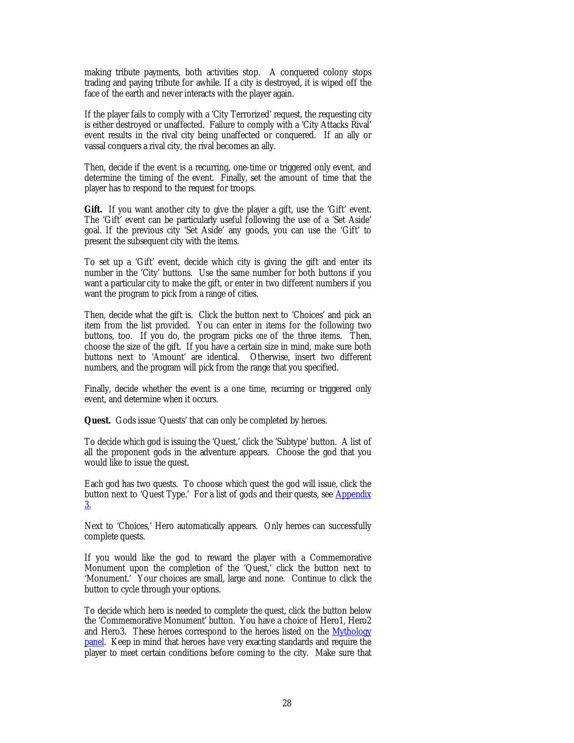making tribute payments, both activities stop. A conquered colony stops trading and paying tribute for awhile. If a city is destroyed, it is wiped off the face of the earth and never interacts with the player again.

If the player fails to comply with a 'City Terrorized' request, the requesting city is either destroyed or unaffected. Failure to comply with a 'City Attacks Rival' event results in the rival city being unaffected or conquered. If an ally or vassal conquers a rival city, the rival becomes an ally.

Then, decide if the event is a recurring, one-time or triggered only event, and determine the timing of the event. Finally, set the amount of time that the player has to respond to the request for troops.

**Gift.** If you want another city to give the player a gift, use the 'Gift' event. The 'Gift' event can be particularly useful following the use of a 'Set Aside' goal. If the previous city 'Set Aside' any goods, you can use the 'Gift' to present the subsequent city with the items.

To set up a 'Gift' event, decide which city is giving the gift and enter its number in the 'City' buttons. Use the same number for both buttons if you want a particular city to make the gift, or enter in two different numbers if you want the program to pick from a range of cities.

Then, decide what the gift is. Click the button next to 'Choices' and pick an item from the list provided. You can enter in items for the following two buttons, too. If you do, the program picks *one* of the three items. Then, choose the size of the gift. If you have a certain size in mind, make sure both buttons next to 'Amount' are identical. Otherwise, insert two different numbers, and the program will pick from the range that you specified.

Finally, decide whether the event is a one time, recurring or triggered only event, and determine when it occurs.

**Quest.** Gods issue 'Quests' that can only be completed by heroes.

To decide which god is issuing the 'Quest,' click the 'Subtype' button. A list of all the proponent gods in the adventure appears. Choose the god that you would like to issue the quest.

Each god has two quests. To choose which quest the god will issue, click the button next to 'Quest Type.' For a list of gods and their quests, see Appendix 3.

Next to 'Choices,' Hero automatically appears. Only heroes can successfully complete quests.

If you would like the god to reward the player with a Commemorative Monument upon the completion of the 'Quest,' click the button next to 'Monument.' Your choices are small, large and none. Continue to click the button to cycle through your options.

To decide which hero is needed to complete the quest, click the button below the 'Commemorative Monument' button. You have a choice of Hero1, Hero2 and Hero3. These heroes correspond to the heroes listed on the Mythology panel. Keep in mind that heroes have very exacting standards and require the player to meet certain conditions before coming to the city. Make sure that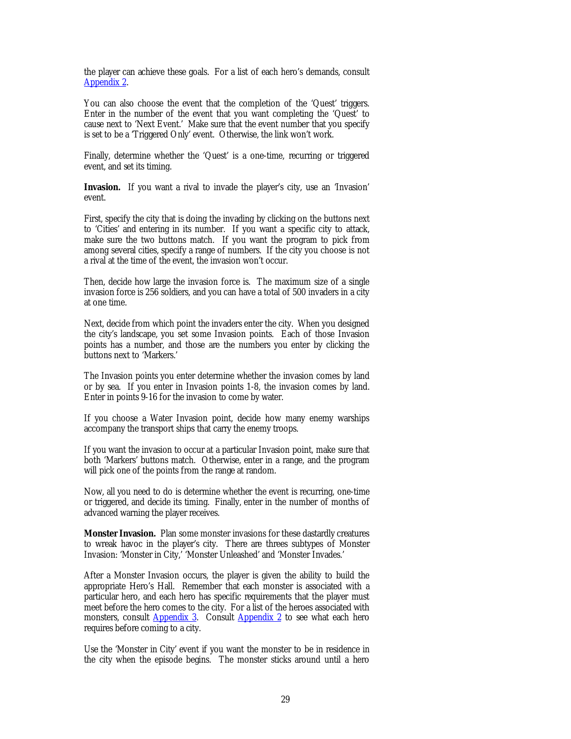the player can achieve these goals. For a list of each hero's demands, consult Appendix 2.

You can also choose the event that the completion of the 'Quest' triggers. Enter in the number of the event that you want completing the 'Quest' to cause next to 'Next Event.' Make sure that the event number that you specify is set to be a 'Triggered Only' event. Otherwise, the link won't work.

Finally, determine whether the 'Quest' is a one-time, recurring or triggered event, and set its timing.

**Invasion.** If you want a rival to invade the player's city, use an 'Invasion' event.

First, specify the city that is doing the invading by clicking on the buttons next to 'Cities' and entering in its number. If you want a specific city to attack, make sure the two buttons match. If you want the program to pick from among several cities, specify a range of numbers. If the city you choose is not a rival at the time of the event, the invasion won't occur.

Then, decide how large the invasion force is. The maximum size of a single invasion force is 256 soldiers, and you can have a total of 500 invaders in a city at one time.

Next, decide from which point the invaders enter the city. When you designed the city's landscape, you set some Invasion points. Each of those Invasion points has a number, and those are the numbers you enter by clicking the buttons next to 'Markers.'

The Invasion points you enter determine whether the invasion comes by land or by sea. If you enter in Invasion points 1-8, the invasion comes by land. Enter in points 9-16 for the invasion to come by water.

If you choose a Water Invasion point, decide how many enemy warships accompany the transport ships that carry the enemy troops.

If you want the invasion to occur at a particular Invasion point, make sure that both 'Markers' buttons match. Otherwise, enter in a range, and the program will pick one of the points from the range at random.

Now, all you need to do is determine whether the event is recurring, one-time or triggered, and decide its timing. Finally, enter in the number of months of advanced warning the player receives.

**Monster Invasion.** Plan some monster invasions for these dastardly creatures to wreak havoc in the player's city. There are threes subtypes of Monster Invasion: 'Monster in City,' 'Monster Unleashed' and 'Monster Invades.'

After a Monster Invasion occurs, the player is given the ability to build the appropriate Hero's Hall. Remember that each monster is associated with a particular hero, and each hero has specific requirements that the player must meet before the hero comes to the city. For a list of the heroes associated with monsters, consult Appendix 3. Consult Appendix 2 to see what each hero requires before coming to a city.

Use the 'Monster in City' event if you want the monster to be in residence in the city when the episode begins. The monster sticks around until a hero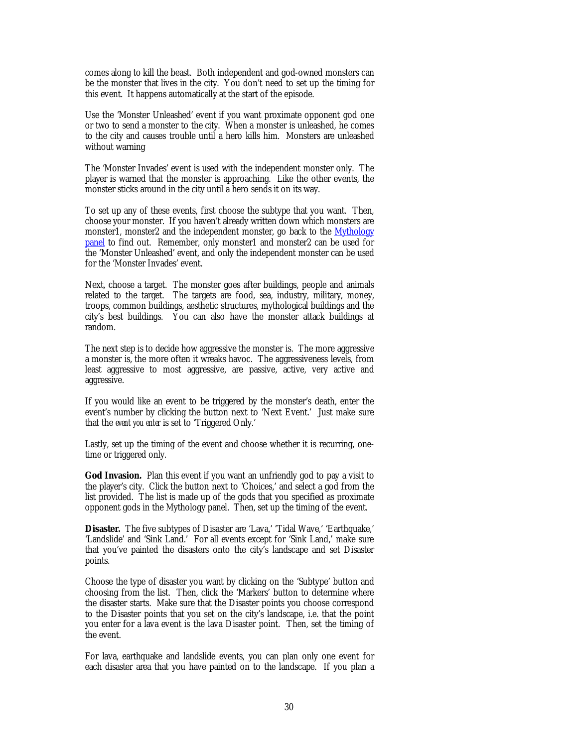comes along to kill the beast. Both independent and god-owned monsters can be the monster that lives in the city. You don't need to set up the timing for this event. It happens automatically at the start of the episode.

Use the 'Monster Unleashed' event if you want proximate opponent god one or two to send a monster to the city. When a monster is unleashed, he comes to the city and causes trouble until a hero kills him. Monsters are unleashed without warning

The 'Monster Invades' event is used with the independent monster only. The player is warned that the monster is approaching. Like the other events, the monster sticks around in the city until a hero sends it on its way.

To set up any of these events, first choose the subtype that you want. Then, choose your monster. If you haven't already written down which monsters are monster1, monster2 and the independent monster, go back to the Mythology panel to find out. Remember, only monster1 and monster2 can be used for the 'Monster Unleashed' event, and only the independent monster can be used for the 'Monster Invades' event.

Next, choose a target. The monster goes after buildings, people and animals related to the target. The targets are food, sea, industry, military, money, troops, common buildings, aesthetic structures, mythological buildings and the city's best buildings. You can also have the monster attack buildings at random.

The next step is to decide how aggressive the monster is. The more aggressive a monster is, the more often it wreaks havoc. The aggressiveness levels, from least aggressive to most aggressive, are passive, active, very active and aggressive.

If you would like an event to be triggered by the monster's death, enter the event's number by clicking the button next to 'Next Event.' Just make sure that the *event you enter* is set to 'Triggered Only.'

Lastly, set up the timing of the event and choose whether it is recurring, one-time or triggered only.

**God Invasion.** Plan this event if you want an unfriendly god to pay a visit to the player's city. Click the button next to 'Choices,' and select a god from the list provided. The list is made up of the gods that you specified as proximate opponent gods in the Mythology panel. Then, set up the timing of the event.

**Disaster.** The five subtypes of Disaster are 'Lava,' 'Tidal Wave,' 'Earthquake,' 'Landslide' and 'Sink Land.' For all events except for 'Sink Land,' make sure that you've painted the disasters onto the city's landscape and set Disaster points.

Choose the type of disaster you want by clicking on the 'Subtype' button and choosing from the list. Then, click the 'Markers' button to determine where the disaster starts. Make sure that the Disaster points you choose correspond to the Disaster points that you set on the city's landscape, i.e. that the point you enter for a lava event is the lava Disaster point. Then, set the timing of the event.

For lava, earthquake and landslide events, you can plan only one event for each disaster area that you have painted on to the landscape. If you plan a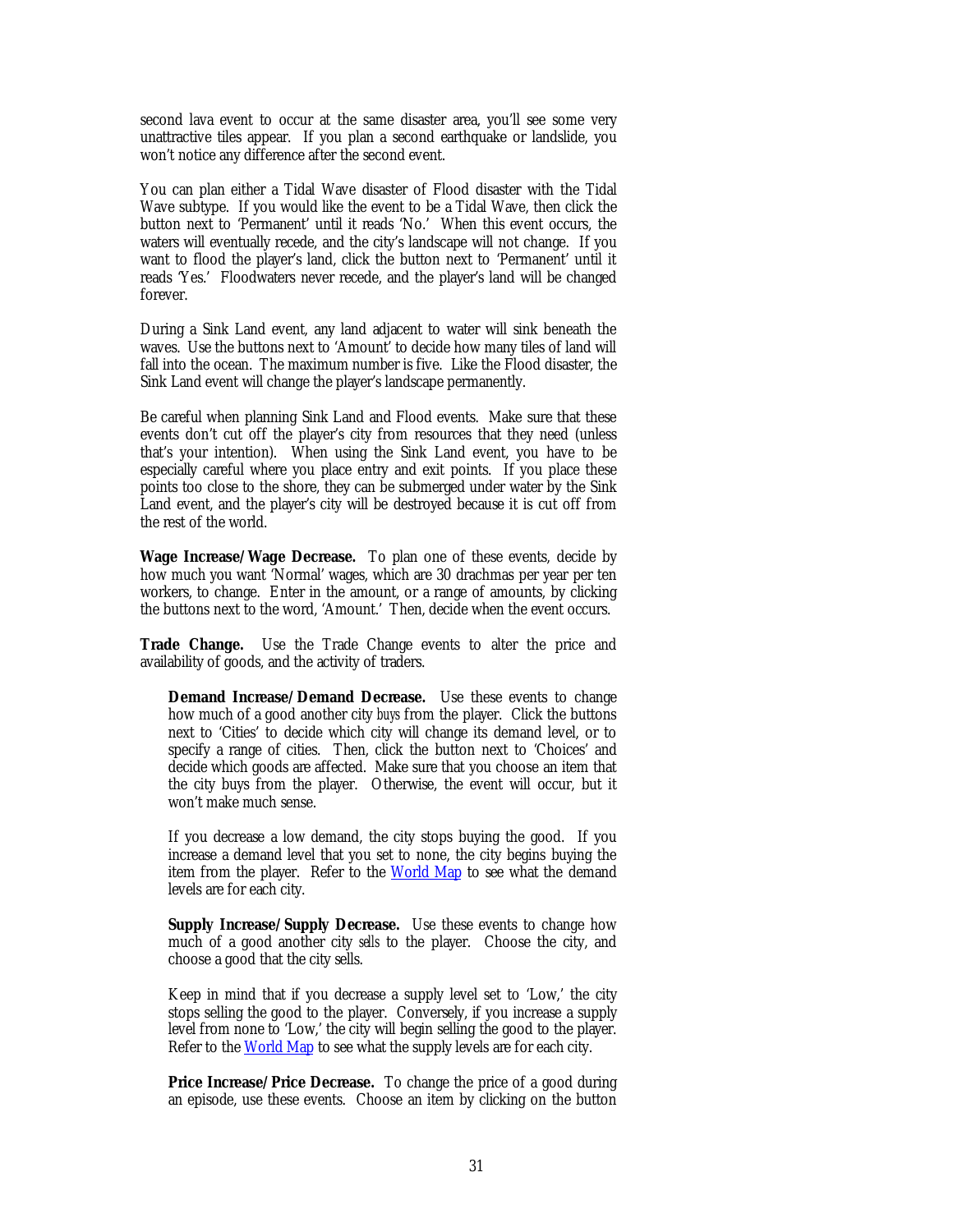second lava event to occur at the same disaster area, you'll see some very unattractive tiles appear. If you plan a second earthquake or landslide, you won't notice any difference after the second event.

You can plan either a Tidal Wave disaster of Flood disaster with the Tidal Wave subtype. If you would like the event to be a Tidal Wave, then click the button next to 'Permanent' until it reads 'No.' When this event occurs, the waters will eventually recede, and the city's landscape will not change. If you want to flood the player's land, click the button next to 'Permanent' until it reads 'Yes.' Floodwaters never recede, and the player's land will be changed forever.

During a Sink Land event, any land adjacent to water will sink beneath the waves. Use the buttons next to 'Amount' to decide how many tiles of land will fall into the ocean. The maximum number is five. Like the Flood disaster, the Sink Land event will change the player's landscape permanently.

Be careful when planning Sink Land and Flood events. Make sure that these events don't cut off the player's city from resources that they need (unless that's your intention). When using the Sink Land event, you have to be especially careful where you place entry and exit points. If you place these points too close to the shore, they can be submerged under water by the Sink Land event, and the player's city will be destroyed because it is cut off from the rest of the world.

**Wage Increase/Wage Decrease.** To plan one of these events, decide by how much you want 'Normal' wages, which are 30 drachmas per year per ten workers, to change. Enter in the amount, or a range of amounts, by clicking the buttons next to the word, 'Amount.' Then, decide when the event occurs.

**Trade Change.** Use the Trade Change events to alter the price and availability of goods, and the activity of traders.

> **Demand Increase/Demand Decrease.** Use these events to change how much of a good another city *buys* from the player. Click the buttons next to 'Cities' to decide which city will change its demand level, or to specify a range of cities. Then, click the button next to 'Choices' and decide which goods are affected. Make sure that you choose an item that the city buys from the player. Otherwise, the event will occur, but it won't make much sense.
>
> If you decrease a low demand, the city stops buying the good. If you increase a demand level that you set to none, the city begins buying the item from the player. Refer to the World Map to see what the demand levels are for each city.
>
> **Supply Increase/Supply Decrease.** Use these events to change how much of a good another city *sells* to the player. Choose the city, and choose a good that the city sells.
>
> Keep in mind that if you decrease a supply level set to 'Low,' the city stops selling the good to the player. Conversely, if you increase a supply level from none to 'Low,' the city will begin selling the good to the player. Refer to the World Map to see what the supply levels are for each city.
>
> **Price Increase/Price Decrease.** To change the price of a good during an episode, use these events. Choose an item by clicking on the button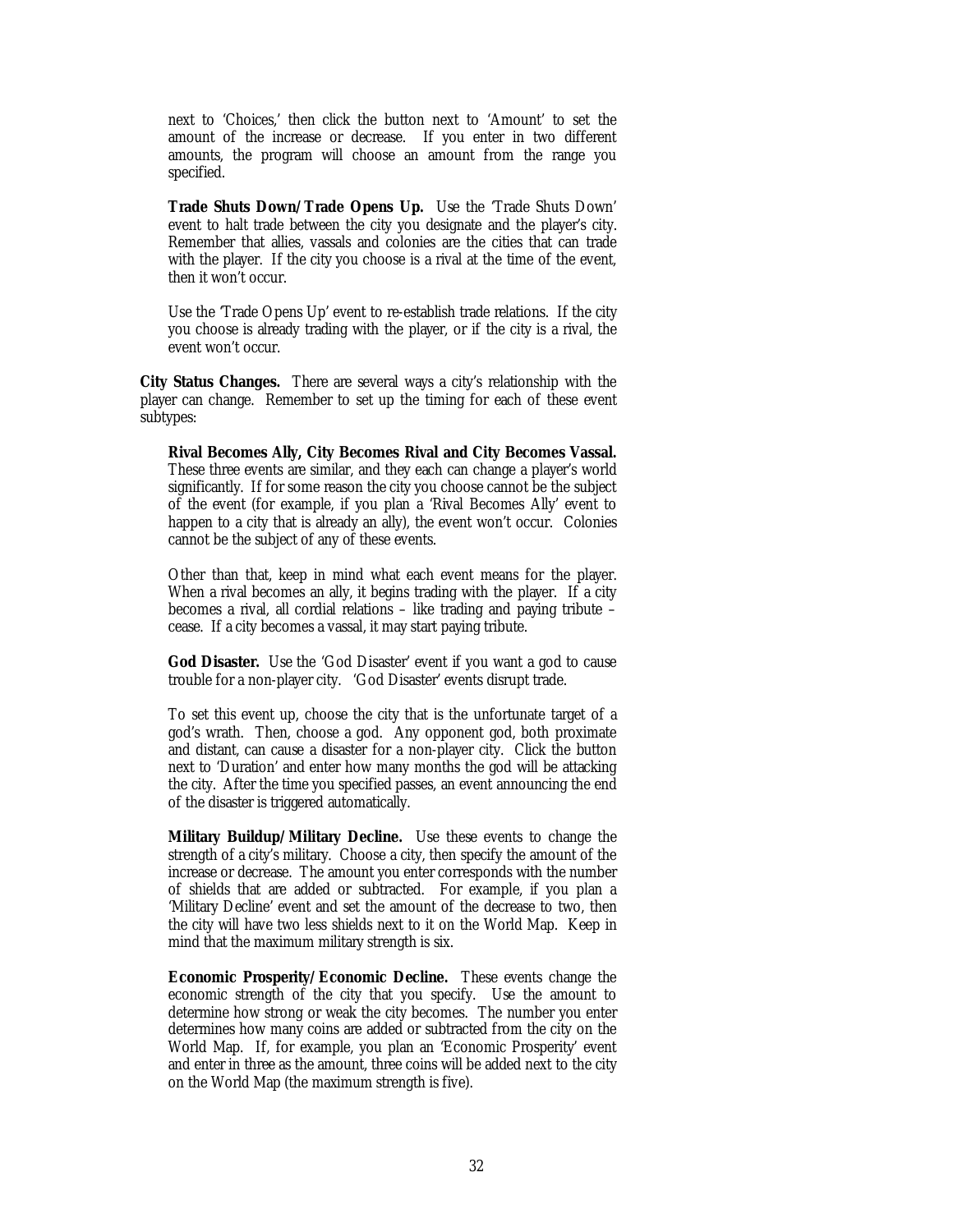next to 'Choices,' then click the button next to 'Amount' to set the amount of the increase or decrease. If you enter in two different amounts, the program will choose an amount from the range you specified.

**Trade Shuts Down/Trade Opens Up.** Use the 'Trade Shuts Down' event to halt trade between the city you designate and the player's city. Remember that allies, vassals and colonies are the cities that can trade with the player. If the city you choose is a rival at the time of the event, then it won't occur.

Use the 'Trade Opens Up' event to re-establish trade relations. If the city you choose is already trading with the player, or if the city is a rival, the event won't occur.

**City Status Changes.** There are several ways a city's relationship with the player can change. Remember to set up the timing for each of these event subtypes:

**Rival Becomes Ally, City Becomes Rival and City Becomes Vassal.** These three events are similar, and they each can change a player's world significantly. If for some reason the city you choose cannot be the subject of the event (for example, if you plan a 'Rival Becomes Ally' event to happen to a city that is already an ally), the event won't occur. Colonies cannot be the subject of any of these events.

Other than that, keep in mind what each event means for the player. When a rival becomes an ally, it begins trading with the player. If a city becomes a rival, all cordial relations – like trading and paying tribute – cease. If a city becomes a vassal, it may start paying tribute.

**God Disaster.** Use the 'God Disaster' event if you want a god to cause trouble for a non-player city. 'God Disaster' events disrupt trade.

To set this event up, choose the city that is the unfortunate target of a god's wrath. Then, choose a god. Any opponent god, both proximate and distant, can cause a disaster for a non-player city. Click the button next to 'Duration' and enter how many months the god will be attacking the city. After the time you specified passes, an event announcing the end of the disaster is triggered automatically.

**Military Buildup/Military Decline.** Use these events to change the strength of a city's military. Choose a city, then specify the amount of the increase or decrease. The amount you enter corresponds with the number of shields that are added or subtracted. For example, if you plan a 'Military Decline' event and set the amount of the decrease to two, then the city will have two less shields next to it on the World Map. Keep in mind that the maximum military strength is six.

**Economic Prosperity/Economic Decline.** These events change the economic strength of the city that you specify. Use the amount to determine how strong or weak the city becomes. The number you enter determines how many coins are added or subtracted from the city on the World Map. If, for example, you plan an 'Economic Prosperity' event and enter in three as the amount, three coins will be added next to the city on the World Map (the maximum strength is five).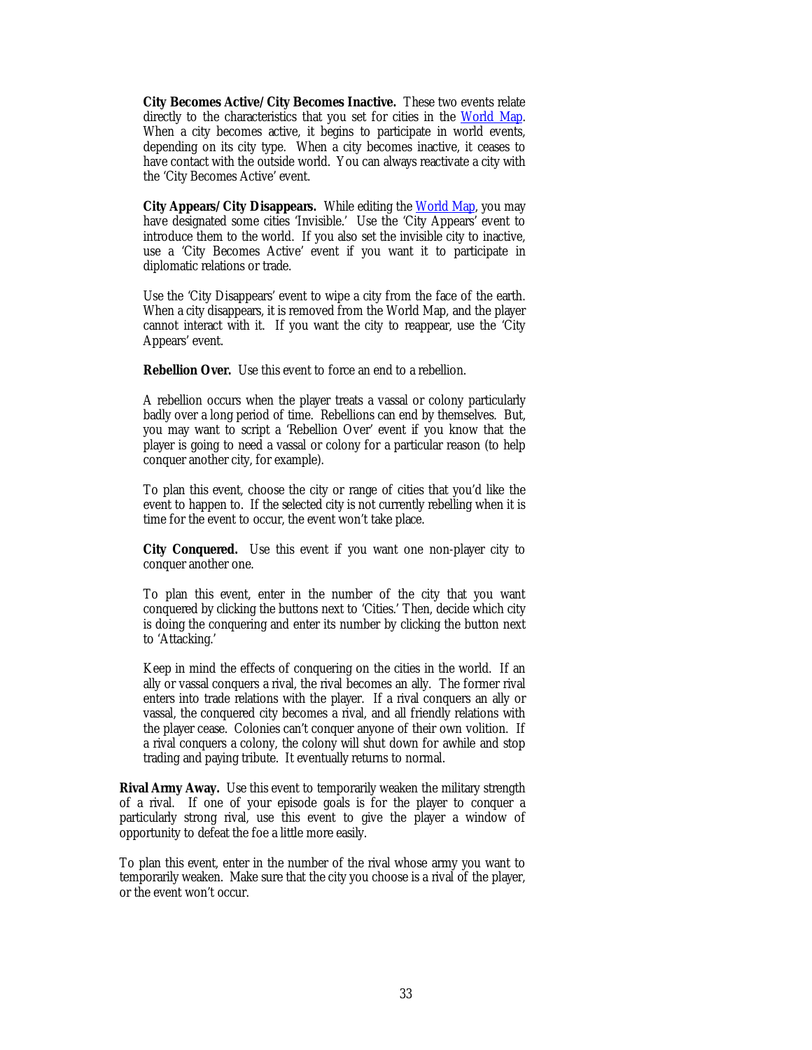**City Becomes Active/City Becomes Inactive.** These two events relate directly to the characteristics that you set for cities in the World Map. When a city becomes active, it begins to participate in world events, depending on its city type. When a city becomes inactive, it ceases to have contact with the outside world. You can always reactivate a city with the 'City Becomes Active' event.

**City Appears/City Disappears.** While editing the World Map, you may have designated some cities 'Invisible.' Use the 'City Appears' event to introduce them to the world. If you also set the invisible city to inactive, use a 'City Becomes Active' event if you want it to participate in diplomatic relations or trade.

Use the 'City Disappears' event to wipe a city from the face of the earth. When a city disappears, it is removed from the World Map, and the player cannot interact with it. If you want the city to reappear, use the 'City Appears' event.

**Rebellion Over.** Use this event to force an end to a rebellion.

A rebellion occurs when the player treats a vassal or colony particularly badly over a long period of time. Rebellions can end by themselves. But, you may want to script a 'Rebellion Over' event if you know that the player is going to need a vassal or colony for a particular reason (to help conquer another city, for example).

To plan this event, choose the city or range of cities that you'd like the event to happen to. If the selected city is not currently rebelling when it is time for the event to occur, the event won't take place.

**City Conquered.** Use this event if you want one non-player city to conquer another one.

To plan this event, enter in the number of the city that you want conquered by clicking the buttons next to 'Cities.' Then, decide which city is doing the conquering and enter its number by clicking the button next to 'Attacking.'

Keep in mind the effects of conquering on the cities in the world. If an ally or vassal conquers a rival, the rival becomes an ally. The former rival enters into trade relations with the player. If a rival conquers an ally or vassal, the conquered city becomes a rival, and all friendly relations with the player cease. Colonies can't conquer anyone of their own volition. If a rival conquers a colony, the colony will shut down for awhile and stop trading and paying tribute. It eventually returns to normal.

**Rival Army Away.** Use this event to temporarily weaken the military strength of a rival. If one of your episode goals is for the player to conquer a particularly strong rival, use this event to give the player a window of opportunity to defeat the foe a little more easily.

To plan this event, enter in the number of the rival whose army you want to temporarily weaken. Make sure that the city you choose is a rival of the player, or the event won't occur.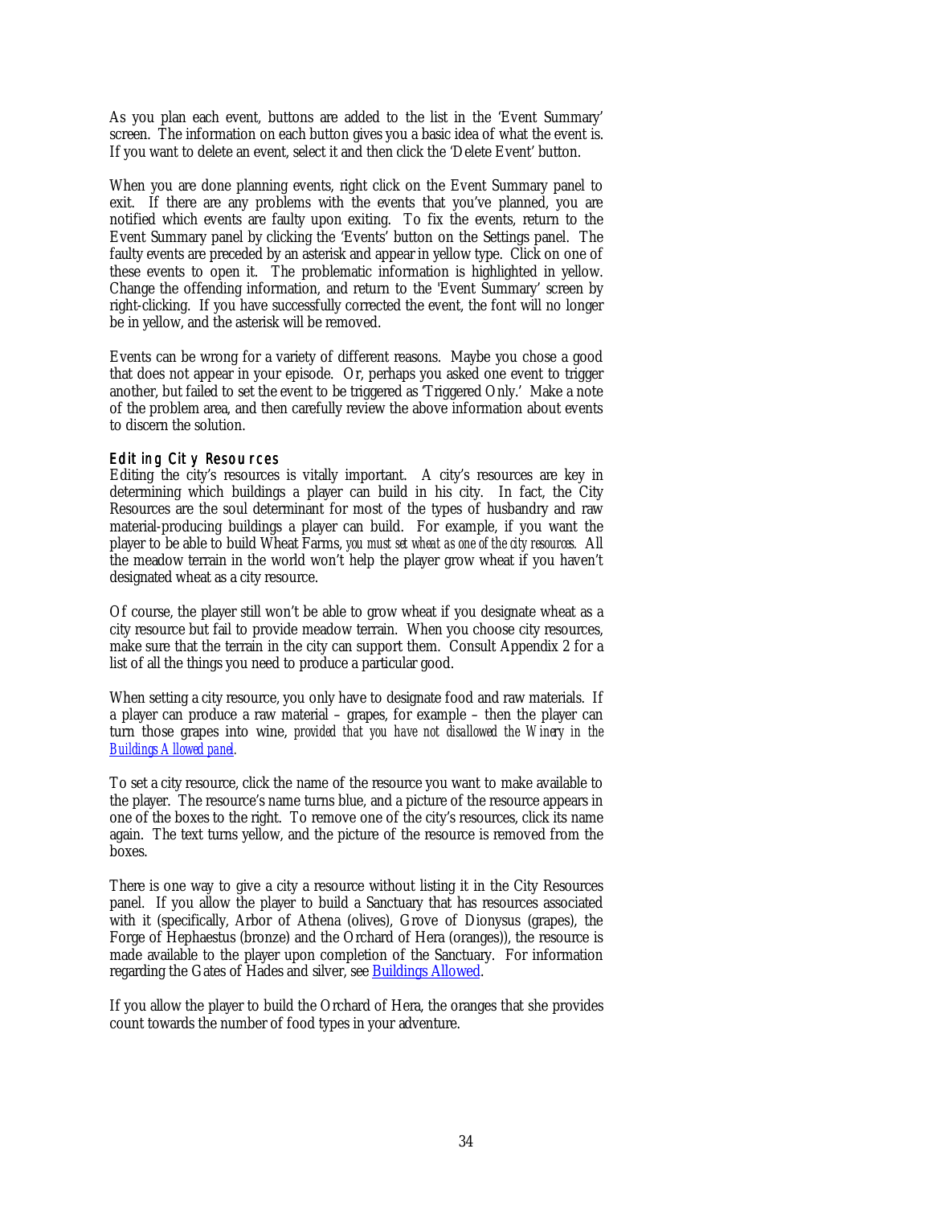As you plan each event, buttons are added to the list in the 'Event Summary' screen. The information on each button gives you a basic idea of what the event is. If you want to delete an event, select it and then click the 'Delete Event' button.

When you are done planning events, right click on the Event Summary panel to exit. If there are any problems with the events that you've planned, you are notified which events are faulty upon exiting. To fix the events, return to the Event Summary panel by clicking the 'Events' button on the Settings panel. The faulty events are preceded by an asterisk and appear in yellow type. Click on one of these events to open it. The problematic information is highlighted in yellow. Change the offending information, and return to the 'Event Summary' screen by right-clicking. If you have successfully corrected the event, the font will no longer be in yellow, and the asterisk will be removed.

Events can be wrong for a variety of different reasons. Maybe you chose a good that does not appear in your episode. Or, perhaps you asked one event to trigger another, but failed to set the event to be triggered as 'Triggered Only.' Make a note of the problem area, and then carefully review the above information about events to discern the solution.

### Editing City Resources

Editing the city's resources is vitally important. A city's resources are key in determining which buildings a player can build in his city. In fact, the City Resources are the soul determinant for most of the types of husbandry and raw material-producing buildings a player can build. For example, if you want the player to be able to build Wheat Farms, *you must set wheat as one of the city resources.* All the meadow terrain in the world won't help the player grow wheat if you haven't designated wheat as a city resource.

Of course, the player still won't be able to grow wheat if you designate wheat as a city resource but fail to provide meadow terrain. When you choose city resources, make sure that the terrain in the city can support them. Consult Appendix 2 for a list of all the things you need to produce a particular good.

When setting a city resource, you only have to designate food and raw materials. If a player can produce a raw material – grapes, for example – then the player can turn those grapes into wine, *provided that you have not disallowed the Winery in the Buildings Allowed panel.*

To set a city resource, click the name of the resource you want to make available to the player. The resource's name turns blue, and a picture of the resource appears in one of the boxes to the right. To remove one of the city's resources, click its name again. The text turns yellow, and the picture of the resource is removed from the boxes.

There is one way to give a city a resource without listing it in the City Resources panel. If you allow the player to build a Sanctuary that has resources associated with it (specifically, Arbor of Athena (olives), Grove of Dionysus (grapes), the Forge of Hephaestus (bronze) and the Orchard of Hera (oranges)), the resource is made available to the player upon completion of the Sanctuary. For information regarding the Gates of Hades and silver, see Buildings Allowed.

If you allow the player to build the Orchard of Hera, the oranges that she provides count towards the number of food types in your adventure.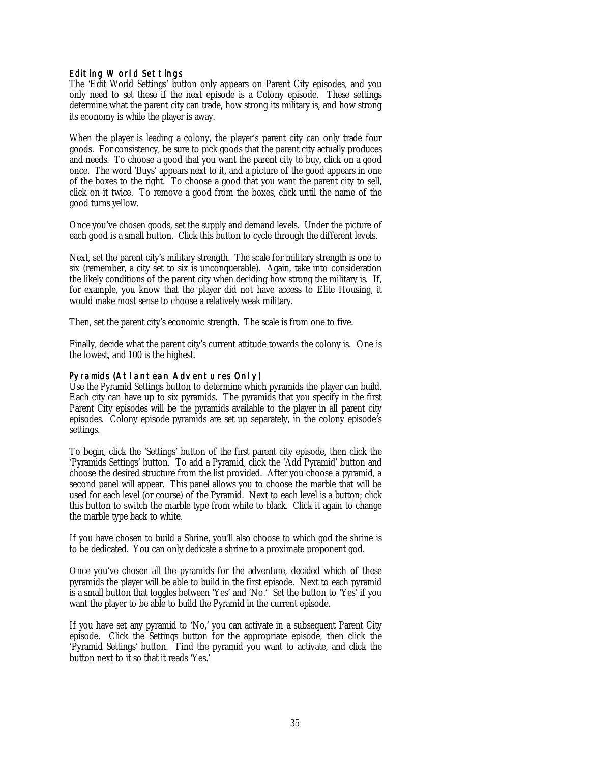### Editing World Settings

The 'Edit World Settings' button only appears on Parent City episodes, and you only need to set these if the next episode is a Colony episode. These settings determine what the parent city can trade, how strong its military is, and how strong its economy is while the player is away.

When the player is leading a colony, the player's parent city can only trade four goods. For consistency, be sure to pick goods that the parent city actually produces and needs. To choose a good that you want the parent city to buy, click on a good once. The word 'Buys' appears next to it, and a picture of the good appears in one of the boxes to the right. To choose a good that you want the parent city to sell, click on it twice. To remove a good from the boxes, click until the name of the good turns yellow.

Once you've chosen goods, set the supply and demand levels. Under the picture of each good is a small button. Click this button to cycle through the different levels.

Next, set the parent city's military strength. The scale for military strength is one to six (remember, a city set to six is unconquerable). Again, take into consideration the likely conditions of the parent city when deciding how strong the military is. If, for example, you know that the player did not have access to Elite Housing, it would make most sense to choose a relatively weak military.

Then, set the parent city's economic strength. The scale is from one to five.

Finally, decide what the parent city's current attitude towards the colony is. One is the lowest, and 100 is the highest.

### Pyramids (Atlantean Adventures Only)

Use the Pyramid Settings button to determine which pyramids the player can build. Each city can have up to six pyramids. The pyramids that you specify in the first Parent City episodes will be the pyramids available to the player in all parent city episodes. Colony episode pyramids are set up separately, in the colony episode's settings.

To begin, click the 'Settings' button of the first parent city episode, then click the 'Pyramids Settings' button. To add a Pyramid, click the 'Add Pyramid' button and choose the desired structure from the list provided. After you choose a pyramid, a second panel will appear. This panel allows you to choose the marble that will be used for each level (or course) of the Pyramid. Next to each level is a button; click this button to switch the marble type from white to black. Click it again to change the marble type back to white.

If you have chosen to build a Shrine, you'll also choose to which god the shrine is to be dedicated. You can only dedicate a shrine to a proximate proponent god.

Once you've chosen all the pyramids for the adventure, decided which of these pyramids the player will be able to build in the first episode. Next to each pyramid is a small button that toggles between 'Yes' and 'No.' Set the button to 'Yes' if you want the player to be able to build the Pyramid in the current episode.

If you have set any pyramid to 'No,' you can activate in a subsequent Parent City episode. Click the Settings button for the appropriate episode, then click the 'Pyramid Settings' button. Find the pyramid you want to activate, and click the button next to it so that it reads 'Yes.'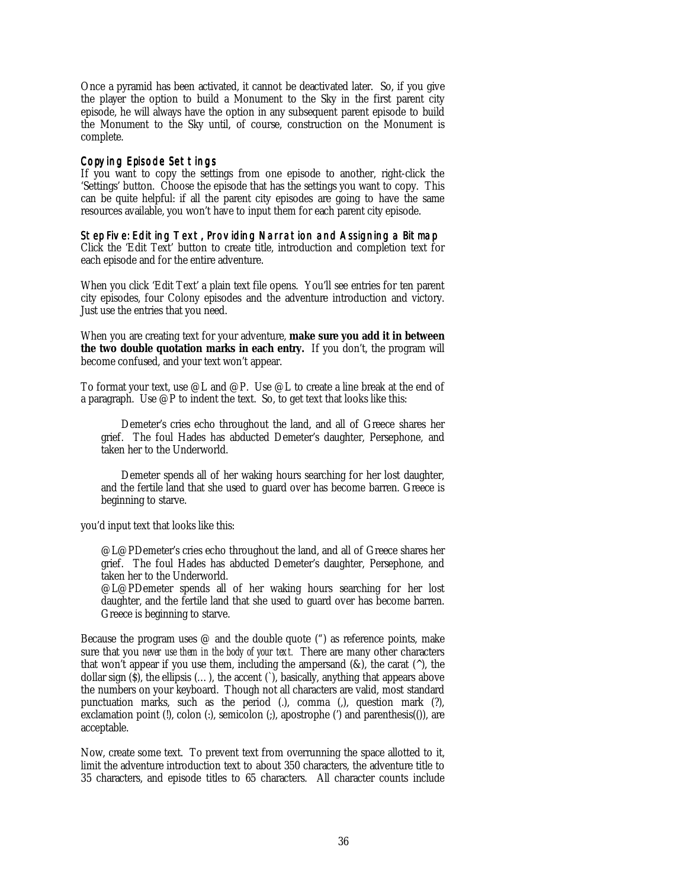Once a pyramid has been activated, it cannot be deactivated later. So, if you give the player the option to build a Monument to the Sky in the first parent city episode, he will always have the option in any subsequent parent episode to build the Monument to the Sky until, of course, construction on the Monument is complete.

### Copying Episode Settings

If you want to copy the settings from one episode to another, right-click the 'Settings' button. Choose the episode that has the settings you want to copy. This can be quite helpful: if all the parent city episodes are going to have the same resources available, you won't have to input them for each parent city episode.

### Step Five: Editing Text, Providing Narration and Assigning a Bitmap

Click the 'Edit Text' button to create title, introduction and completion text for each episode and for the entire adventure.

When you click 'Edit Text' a plain text file opens. You'll see entries for ten parent city episodes, four Colony episodes and the adventure introduction and victory. Just use the entries that you need.

When you are creating text for your adventure, **make sure you add it in between the two double quotation marks in each entry.** If you don't, the program will become confused, and your text won't appear.

To format your text, use @L and @P. Use @L to create a line break at the end of a paragraph. Use @P to indent the text. So, to get text that looks like this:

> Demeter's cries echo throughout the land, and all of Greece shares her grief. The foul Hades has abducted Demeter's daughter, Persephone, and taken her to the Underworld.
>
> Demeter spends all of her waking hours searching for her lost daughter, and the fertile land that she used to guard over has become barren. Greece is beginning to starve.

you'd input text that looks like this:

> @L@PDemeter's cries echo throughout the land, and all of Greece shares her grief. The foul Hades has abducted Demeter's daughter, Persephone, and taken her to the Underworld.
> @L@PDemeter spends all of her waking hours searching for her lost daughter, and the fertile land that she used to guard over has become barren. Greece is beginning to starve.

Because the program uses @ and the double quote (") as reference points, make sure that you *never use them in the body of your text.* There are many other characters that won't appear if you use them, including the ampersand (&), the carat (^), the dollar sign ($), the ellipsis (…), the accent (`), basically, anything that appears above the numbers on your keyboard. Though not all characters are valid, most standard punctuation marks, such as the period (.), comma (,), question mark (?), exclamation point (!), colon (:), semicolon (;), apostrophe (') and parenthesis(()), are acceptable.

Now, create some text. To prevent text from overrunning the space allotted to it, limit the adventure introduction text to about 350 characters, the adventure title to 35 characters, and episode titles to 65 characters. All character counts include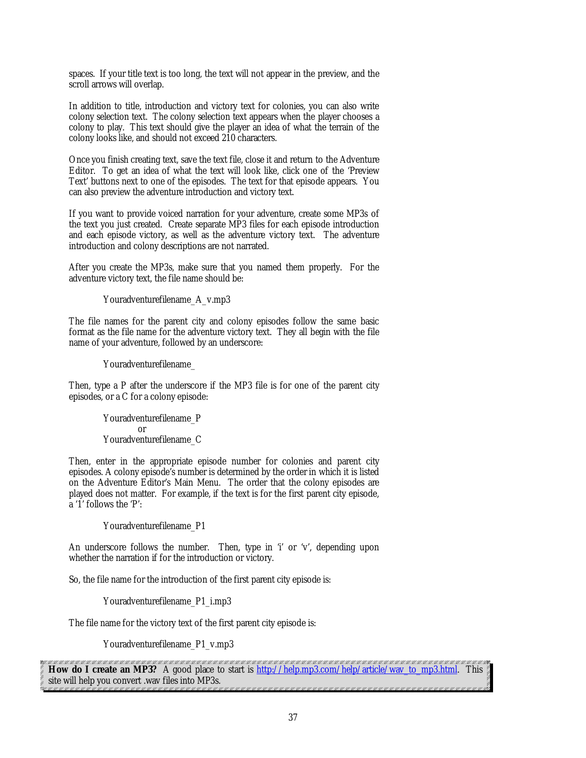spaces. If your title text is too long, the text will not appear in the preview, and the scroll arrows will overlap.

In addition to title, introduction and victory text for colonies, you can also write colony selection text. The colony selection text appears when the player chooses a colony to play. This text should give the player an idea of what the terrain of the colony looks like, and should not exceed 210 characters.

Once you finish creating text, save the text file, close it and return to the Adventure Editor. To get an idea of what the text will look like, click one of the 'Preview Text' buttons next to one of the episodes. The text for that episode appears. You can also preview the adventure introduction and victory text.

If you want to provide voiced narration for your adventure, create some MP3s of the text you just created. Create separate MP3 files for each episode introduction and each episode victory, as well as the adventure victory text. The adventure introduction and colony descriptions are not narrated.

After you create the MP3s, make sure that you named them properly. For the adventure victory text, the file name should be:

> Youradventurefilename_A_v.mp3

The file names for the parent city and colony episodes follow the same basic format as the file name for the adventure victory text. They all begin with the file name of your adventure, followed by an underscore:

> Youradventurefilename_

Then, type a P after the underscore if the MP3 file is for one of the parent city episodes, or a C for a colony episode:

> Youradventurefilename_P
> or
> Youradventurefilename_C

Then, enter in the appropriate episode number for colonies and parent city episodes. A colony episode's number is determined by the order in which it is listed on the Adventure Editor's Main Menu. The order that the colony episodes are played does not matter. For example, if the text is for the first parent city episode, a '1' follows the 'P':

> Youradventurefilename_P1

An underscore follows the number. Then, type in 'i' or 'v', depending upon whether the narration if for the introduction or victory.

So, the file name for the introduction of the first parent city episode is:

> Youradventurefilename_P1_i.mp3

The file name for the victory text of the first parent city episode is:

> Youradventurefilename_P1_v.mp3

**How do I create an MP3?** A good place to start is [http://help.mp3.com/help/article/wav_to_mp3.html](http://help.mp3.com/help/article/wav_to_mp3.html). This site will help you convert .wav files into MP3s.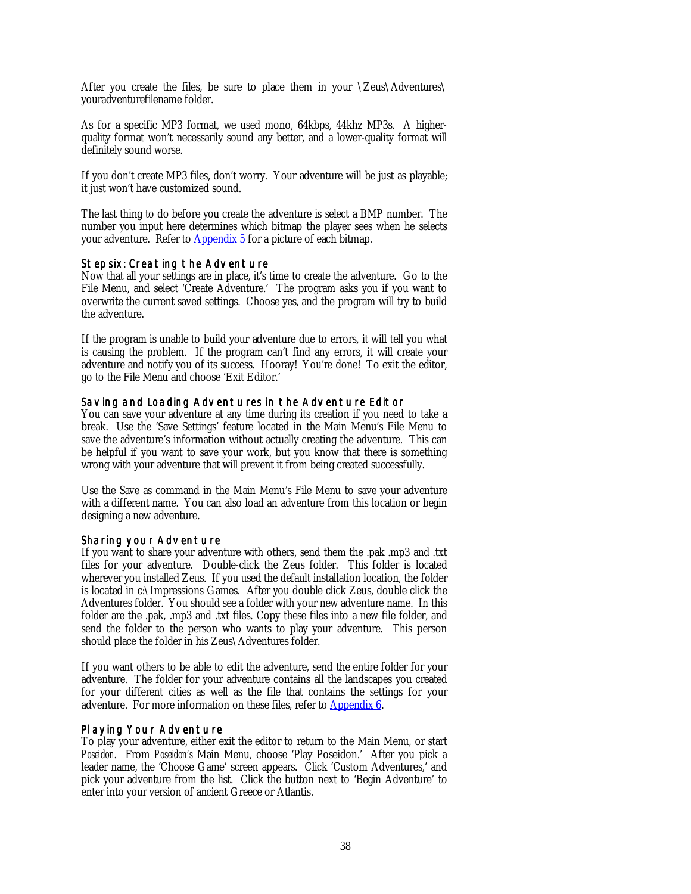After you create the files, be sure to place them in your \Zeus\Adventures\youradventurefilename folder.

As for a specific MP3 format, we used mono, 64kbps, 44khz MP3s. A higher-quality format won't necessarily sound any better, and a lower-quality format will definitely sound worse.

If you don't create MP3 files, don't worry. Your adventure will be just as playable; it just won't have customized sound.

The last thing to do before you create the adventure is select a BMP number. The number you input here determines which bitmap the player sees when he selects your adventure. Refer to [Appendix 5](#) for a picture of each bitmap.

### Step six: Creating the Adventure

Now that all your settings are in place, it's time to create the adventure. Go to the File Menu, and select 'Create Adventure.' The program asks you if you want to overwrite the current saved settings. Choose yes, and the program will try to build the adventure.

If the program is unable to build your adventure due to errors, it will tell you what is causing the problem. If the program can't find any errors, it will create your adventure and notify you of its success. Hooray! You're done! To exit the editor, go to the File Menu and choose 'Exit Editor.'

### Saving and Loading Adventures in the Adventure Editor

You can save your adventure at any time during its creation if you need to take a break. Use the 'Save Settings' feature located in the Main Menu's File Menu to save the adventure's information without actually creating the adventure. This can be helpful if you want to save your work, but you know that there is something wrong with your adventure that will prevent it from being created successfully.

Use the Save as command in the Main Menu's File Menu to save your adventure with a different name. You can also load an adventure from this location or begin designing a new adventure.

### Sharing your Adventure

If you want to share your adventure with others, send them the .pak .mp3 and .txt files for your adventure. Double-click the Zeus folder. This folder is located wherever you installed Zeus. If you used the default installation location, the folder is located in c:\Impressions Games. After you double click Zeus, double click the Adventures folder. You should see a folder with your new adventure name. In this folder are the .pak, .mp3 and .txt files. Copy these files into a new file folder, and send the folder to the person who wants to play your adventure. This person should place the folder in his Zeus\Adventures folder.

If you want others to be able to edit the adventure, send the entire folder for your adventure. The folder for your adventure contains all the landscapes you created for your different cities as well as the file that contains the settings for your adventure. For more information on these files, refer to [Appendix 6](#).

### Playing Your Adventure

To play your adventure, either exit the editor to return to the Main Menu, or start *Poseidon*. From *Poseidon's* Main Menu, choose 'Play Poseidon.' After you pick a leader name, the 'Choose Game' screen appears. Click 'Custom Adventures,' and pick your adventure from the list. Click the button next to 'Begin Adventure' to enter into your version of ancient Greece or Atlantis.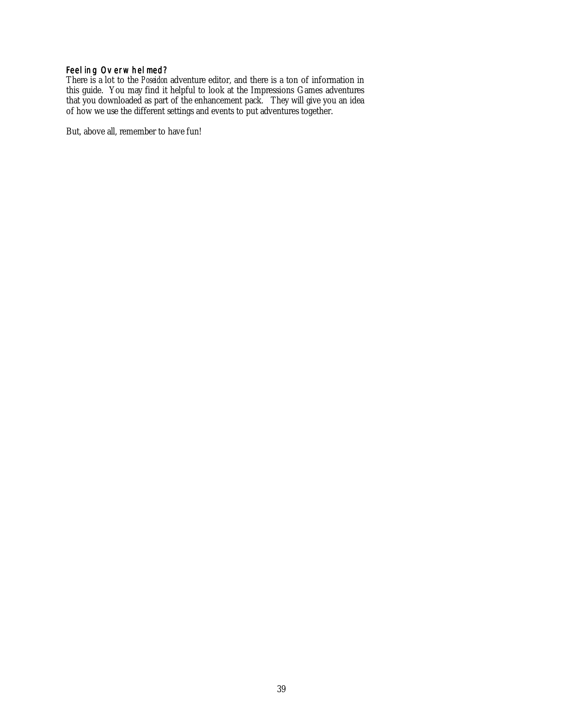### Feeling Overwhelmed?

There is a lot to the *Poseidon* adventure editor, and there is a ton of information in this guide. You may find it helpful to look at the Impressions Games adventures that you downloaded as part of the enhancement pack. They will give you an idea of how we use the different settings and events to put adventures together.

But, above all, remember to have fun!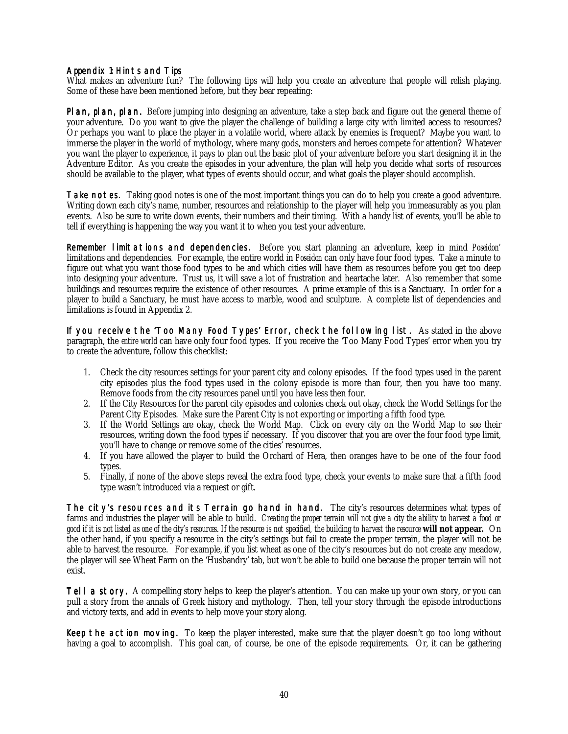## Appendix 1: Hints and Tips

What makes an adventure fun? The following tips will help you create an adventure that people will relish playing. Some of these have been mentioned before, but they bear repeating:

**Plan, plan, plan.** Before jumping into designing an adventure, take a step back and figure out the general theme of your adventure. Do you want to give the player the challenge of building a large city with limited access to resources? Or perhaps you want to place the player in a volatile world, where attack by enemies is frequent? Maybe you want to immerse the player in the world of mythology, where many gods, monsters and heroes compete for attention? Whatever you want the player to experience, it pays to plan out the basic plot of your adventure before you start designing it in the Adventure Editor. As you create the episodes in your adventure, the plan will help you decide what sorts of resources should be available to the player, what types of events should occur, and what goals the player should accomplish.

**Take notes.** Taking good notes is one of the most important things you can do to help you create a good adventure. Writing down each city's name, number, resources and relationship to the player will help you immeasurably as you plan events. Also be sure to write down events, their numbers and their timing. With a handy list of events, you'll be able to tell if everything is happening the way you want it to when you test your adventure.

**Remember limitations and dependencies.** Before you start planning an adventure, keep in mind *Poseidon'* limitations and dependencies. For example, the entire world in *Poseidon* can only have four food types. Take a minute to figure out what you want those food types to be and which cities will have them as resources before you get too deep into designing your adventure. Trust us, it will save a lot of frustration and heartache later. Also remember that some buildings and resources require the existence of other resources. A prime example of this is a Sanctuary. In order for a player to build a Sanctuary, he must have access to marble, wood and sculpture. A complete list of dependencies and limitations is found in Appendix 2.

**If you receive the 'Too Many Food Types' Error, check the following list.** As stated in the above paragraph, the *entire world* can have only four food types. If you receive the 'Too Many Food Types' error when you try to create the adventure, follow this checklist:

1. Check the city resources settings for your parent city and colony episodes. If the food types used in the parent city episodes plus the food types used in the colony episode is more than four, then you have too many. Remove foods from the city resources panel until you have less then four.
2. If the City Resources for the parent city episodes and colonies check out okay, check the World Settings for the Parent City Episodes. Make sure the Parent City is not exporting or importing a fifth food type.
3. If the World Settings are okay, check the World Map. Click on every city on the World Map to see their resources, writing down the food types if necessary. If you discover that you are over the four food type limit, you'll have to change or remove some of the cities' resources.
4. If you have allowed the player to build the Orchard of Hera, then oranges have to be one of the four food types.
5. Finally, if none of the above steps reveal the extra food type, check your events to make sure that a fifth food type wasn't introduced via a request or gift.

**The city's resources and its Terrain go hand in hand.** The city's resources determines what types of farms and industries the player will be able to build. *Creating the proper terrain will not give a city the ability to harvest a food or good if it is not listed as one of the city's resources. If the resource is not specified, the building to harvest the resource* **will not appear.** On the other hand, if you specify a resource in the city's settings but fail to create the proper terrain, the player will not be able to harvest the resource. For example, if you list wheat as one of the city's resources but do not create any meadow, the player will see Wheat Farm on the 'Husbandry' tab, but won't be able to build one because the proper terrain will not exist.

**Tell a story.** A compelling story helps to keep the player's attention. You can make up your own story, or you can pull a story from the annals of Greek history and mythology. Then, tell your story through the episode introductions and victory texts, and add in events to help move your story along.

**Keep the action moving.** To keep the player interested, make sure that the player doesn't go too long without having a goal to accomplish. This goal can, of course, be one of the episode requirements. Or, it can be gathering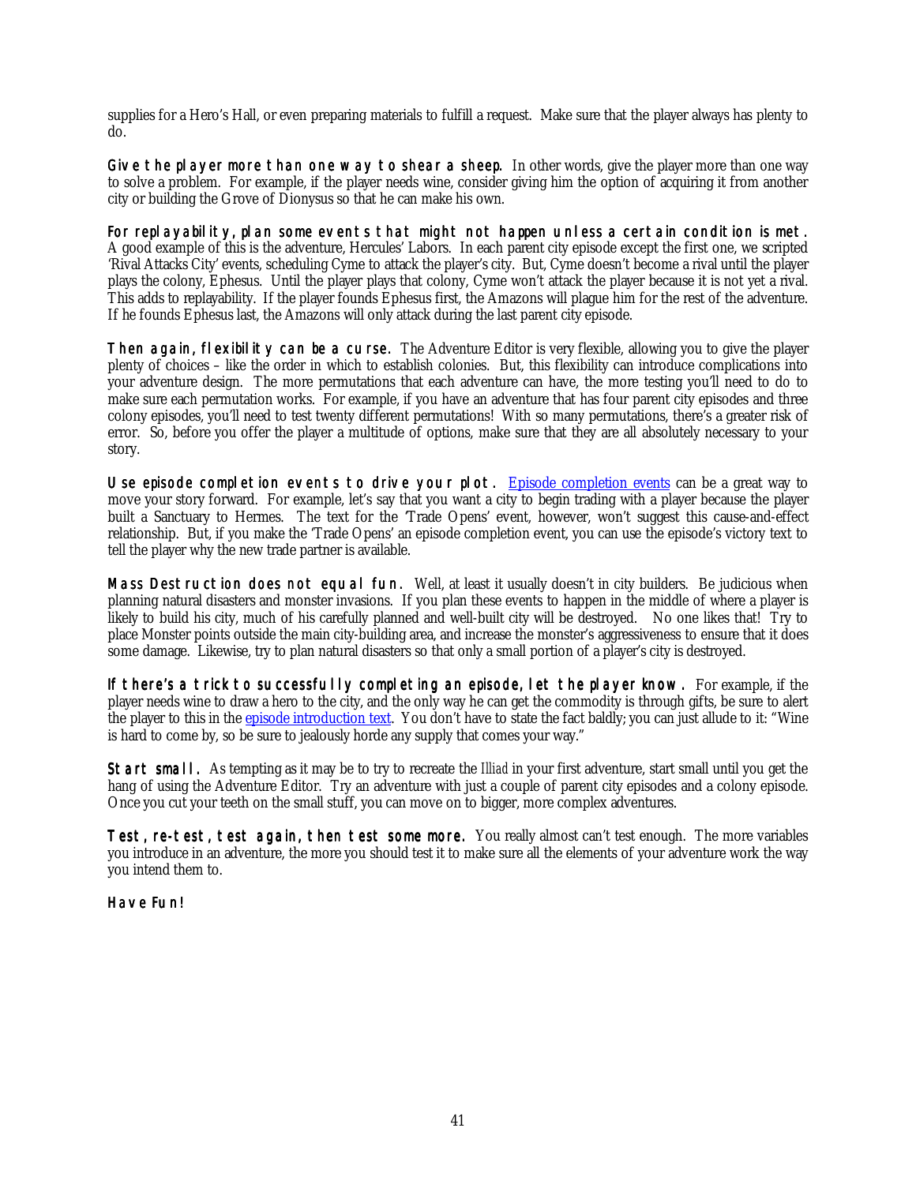supplies for a Hero's Hall, or even preparing materials to fulfill a request. Make sure that the player always has plenty to do.

**Give the player more than one way to shear a sheep.** In other words, give the player more than one way to solve a problem. For example, if the player needs wine, consider giving him the option of acquiring it from another city or building the Grove of Dionysus so that he can make his own.

**For replayability, plan some events that might not happen unless a certain condition is met.** A good example of this is the adventure, Hercules' Labors. In each parent city episode except the first one, we scripted 'Rival Attacks City' events, scheduling Cyme to attack the player's city. But, Cyme doesn't become a rival until the player plays the colony, Ephesus. Until the player plays that colony, Cyme won't attack the player because it is not yet a rival. This adds to replayability. If the player founds Ephesus first, the Amazons will plague him for the rest of the adventure. If he founds Ephesus last, the Amazons will only attack during the last parent city episode.

**Then again, flexibility can be a curse.** The Adventure Editor is very flexible, allowing you to give the player plenty of choices – like the order in which to establish colonies. But, this flexibility can introduce complications into your adventure design. The more permutations that each adventure can have, the more testing you'll need to do to make sure each permutation works. For example, if you have an adventure that has four parent city episodes and three colony episodes, you'll need to test twenty different permutations! With so many permutations, there's a greater risk of error. So, before you offer the player a multitude of options, make sure that they are all absolutely necessary to your story.

**Use episode completion events to drive your plot.** Episode completion events can be a great way to move your story forward. For example, let's say that you want a city to begin trading with a player because the player built a Sanctuary to Hermes. The text for the 'Trade Opens' event, however, won't suggest this cause-and-effect relationship. But, if you make the 'Trade Opens' an episode completion event, you can use the episode's victory text to tell the player why the new trade partner is available.

**Mass Destruction does not equal fun.** Well, at least it usually doesn't in city builders. Be judicious when planning natural disasters and monster invasions. If you plan these events to happen in the middle of where a player is likely to build his city, much of his carefully planned and well-built city will be destroyed. No one likes that! Try to place Monster points outside the main city-building area, and increase the monster's aggressiveness to ensure that it does some damage. Likewise, try to plan natural disasters so that only a small portion of a player's city is destroyed.

**If there's a trick to successfully completing an episode, let the player know.** For example, if the player needs wine to draw a hero to the city, and the only way he can get the commodity is through gifts, be sure to alert the player to this in the episode introduction text. You don't have to state the fact baldly; you can just allude to it: "Wine is hard to come by, so be sure to jealously horde any supply that comes your way."

**Start small.** As tempting as it may be to try to recreate the *Illiad* in your first adventure, start small until you get the hang of using the Adventure Editor. Try an adventure with just a couple of parent city episodes and a colony episode. Once you cut your teeth on the small stuff, you can move on to bigger, more complex adventures.

**Test, re-test, test again, then test some more.** You really almost can't test enough. The more variables you introduce in an adventure, the more you should test it to make sure all the elements of your adventure work the way you intend them to.

**Have Fun!**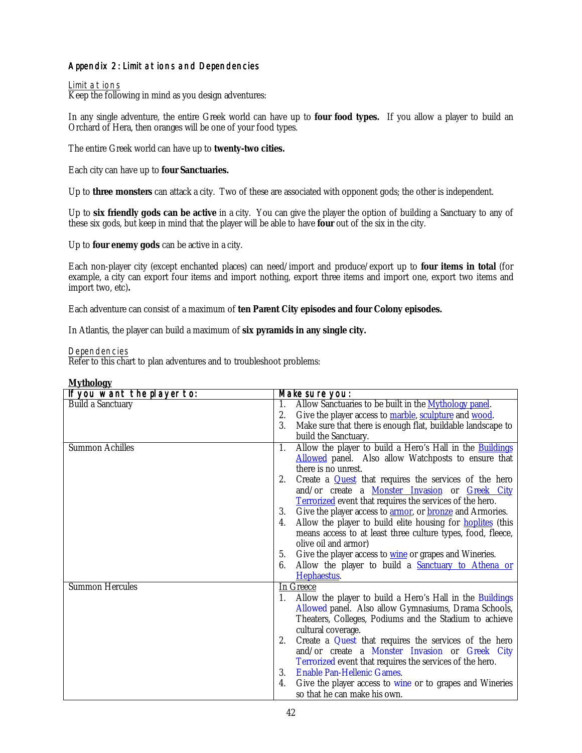## Appendix 2: Limitations and Dependencies

### Limitations

Keep the following in mind as you design adventures:

In any single adventure, the entire Greek world can have up to **four food types.** If you allow a player to build an Orchard of Hera, then oranges will be one of your food types.

The entire Greek world can have up to **twenty-two cities.**

Each city can have up to **four Sanctuaries.**

Up to **three monsters** can attack a city. Two of these are associated with opponent gods; the other is independent.

Up to **six friendly gods can be active** in a city. You can give the player the option of building a Sanctuary to any of these six gods, but keep in mind that the player will be able to have **four** out of the six in the city.

Up to **four enemy gods** can be active in a city.

Each non-player city (except enchanted places) can need/import and produce/export up to **four items in total** (for example, a city can export four items and import nothing, export three items and import one, export two items and import two, etc)**.**

Each adventure can consist of a maximum of **ten Parent City episodes and four Colony episodes.**

In Atlantis, the player can build a maximum of **six pyramids in any single city.**

### Dependencies

Refer to this chart to plan adventures and to troubleshoot problems:

**Mythology**

| If you want the player to: | Make sure you: |
|---|---|
| Build a Sanctuary | 1. Allow Sanctuaries to be built in the Mythology panel.<br>2. Give the player access to marble, sculpture and wood.<br>3. Make sure that there is enough flat, buildable landscape to build the Sanctuary. |
| Summon Achilles | 1. Allow the player to build a Hero's Hall in the Buildings Allowed panel. Also allow Watchposts to ensure that there is no unrest.<br>2. Create a Quest that requires the services of the hero and/or create a Monster Invasion or Greek City Terrorized event that requires the services of the hero.<br>3. Give the player access to armor, or bronze and Armories.<br>4. Allow the player to build elite housing for hoplites (this means access to at least three culture types, food, fleece, olive oil and armor)<br>5. Give the player access to wine or grapes and Wineries.<br>6. Allow the player to build a Sanctuary to Athena or Hephaestus. |
| Summon Hercules | In Greece<br>1. Allow the player to build a Hero's Hall in the Buildings Allowed panel. Also allow Gymnasiums, Drama Schools, Theaters, Colleges, Podiums and the Stadium to achieve cultural coverage.<br>2. Create a Quest that requires the services of the hero and/or create a Monster Invasion or Greek City Terrorized event that requires the services of the hero.<br>3. Enable Pan-Hellenic Games.<br>4. Give the player access to wine or to grapes and Wineries so that he can make his own. |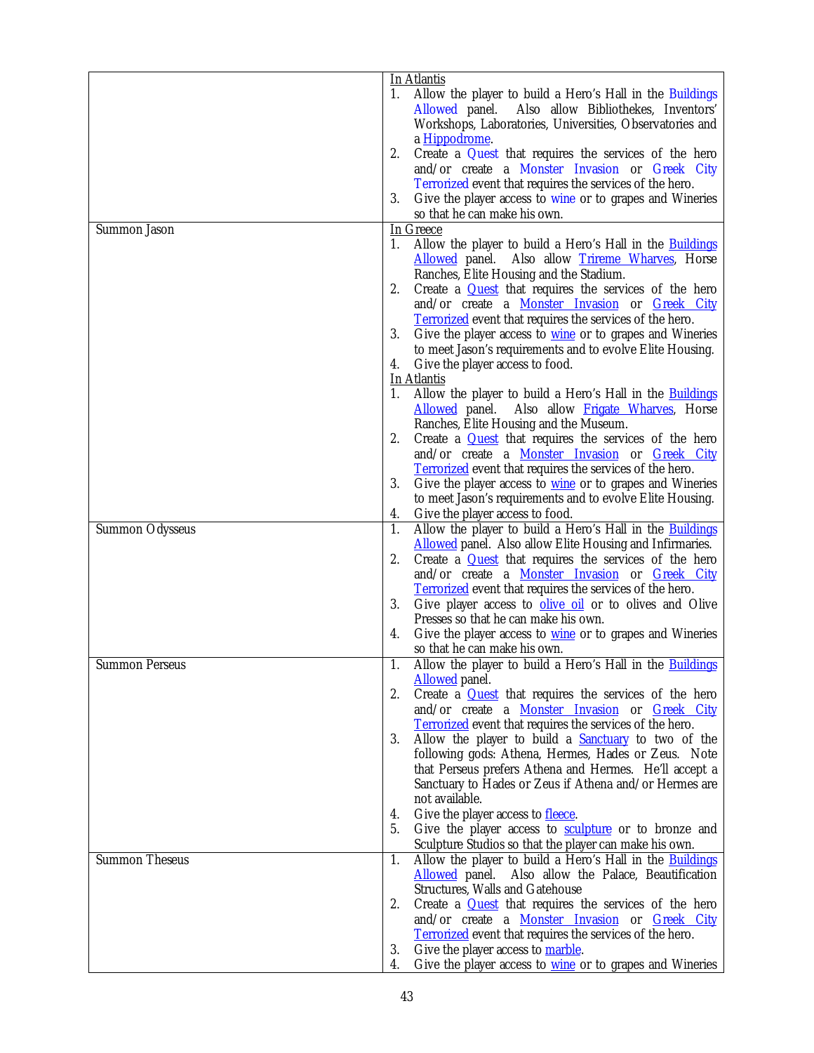| | |
|---|---|
| | <u>In Atlantis</u><br>1. Allow the player to build a Hero's Hall in the Buildings Allowed panel. Also allow Bibliothekes, Inventors' Workshops, Laboratories, Universities, Observatories and a Hippodrome.<br>2. Create a Quest that requires the services of the hero and/or create a Monster Invasion or Greek City Terrorized event that requires the services of the hero.<br>3. Give the player access to wine or to grapes and Wineries so that he can make his own. |
| Summon Jason | <u>In Greece</u><br>1. Allow the player to build a Hero's Hall in the Buildings Allowed panel. Also allow Trireme Wharves, Horse Ranches, Elite Housing and the Stadium.<br>2. Create a Quest that requires the services of the hero and/or create a Monster Invasion or Greek City Terrorized event that requires the services of the hero.<br>3. Give the player access to wine or to grapes and Wineries to meet Jason's requirements and to evolve Elite Housing.<br>4. Give the player access to food.<br><u>In Atlantis</u><br>1. Allow the player to build a Hero's Hall in the Buildings Allowed panel. Also allow Frigate Wharves, Horse Ranches, Elite Housing and the Museum.<br>2. Create a Quest that requires the services of the hero and/or create a Monster Invasion or Greek City Terrorized event that requires the services of the hero.<br>3. Give the player access to wine or to grapes and Wineries to meet Jason's requirements and to evolve Elite Housing.<br>4. Give the player access to food. |
| Summon Odysseus | 1. Allow the player to build a Hero's Hall in the Buildings Allowed panel. Also allow Elite Housing and Infirmaries.<br>2. Create a Quest that requires the services of the hero and/or create a Monster Invasion or Greek City Terrorized event that requires the services of the hero.<br>3. Give player access to olive oil or to olives and Olive Presses so that he can make his own.<br>4. Give the player access to wine or to grapes and Wineries so that he can make his own. |
| Summon Perseus | 1. Allow the player to build a Hero's Hall in the Buildings Allowed panel.<br>2. Create a Quest that requires the services of the hero and/or create a Monster Invasion or Greek City Terrorized event that requires the services of the hero.<br>3. Allow the player to build a Sanctuary to two of the following gods: Athena, Hermes, Hades or Zeus. Note that Perseus prefers Athena and Hermes. He'll accept a Sanctuary to Hades or Zeus if Athena and/or Hermes are not available.<br>4. Give the player access to fleece.<br>5. Give the player access to sculpture or to bronze and Sculpture Studios so that the player can make his own. |
| Summon Theseus | 1. Allow the player to build a Hero's Hall in the Buildings Allowed panel. Also allow the Palace, Beautification Structures, Walls and Gatehouse<br>2. Create a Quest that requires the services of the hero and/or create a Monster Invasion or Greek City Terrorized event that requires the services of the hero.<br>3. Give the player access to marble.<br>4. Give the player access to wine or to grapes and Wineries |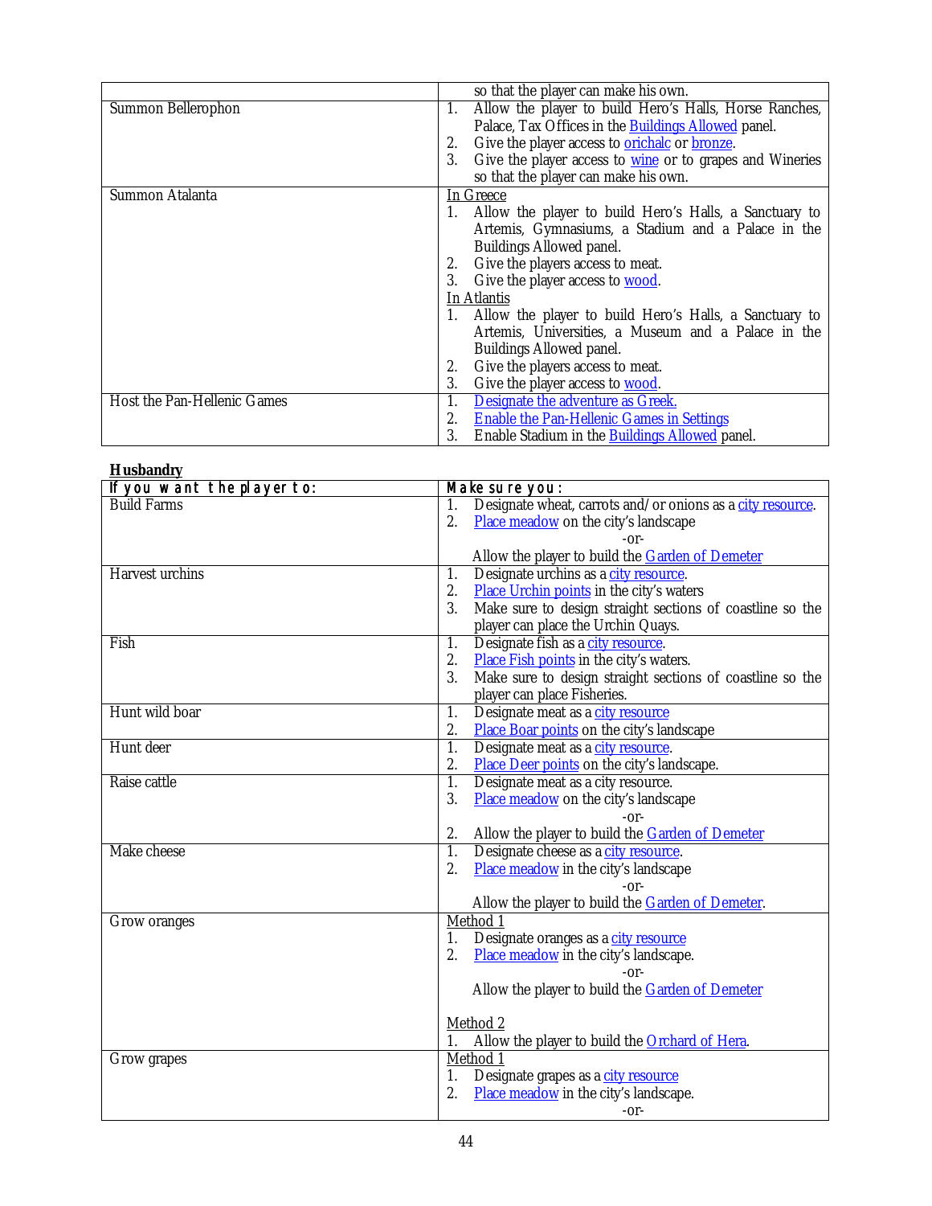| | |
|---|---|
| | so that the player can make his own. |
| Summon Bellerophon | 1. Allow the player to build Hero's Halls, Horse Ranches, Palace, Tax Offices in the Buildings Allowed panel.<br>2. Give the player access to orichalc or bronze.<br>3. Give the player access to wine or to grapes and Wineries so that the player can make his own. |
| Summon Atalanta | In Greece<br>1. Allow the player to build Hero's Halls, a Sanctuary to Artemis, Gymnasiums, a Stadium and a Palace in the Buildings Allowed panel.<br>2. Give the players access to meat.<br>3. Give the player access to wood.<br>In Atlantis<br>1. Allow the player to build Hero's Halls, a Sanctuary to Artemis, Universities, a Museum and a Palace in the Buildings Allowed panel.<br>2. Give the players access to meat.<br>3. Give the player access to wood. |
| Host the Pan-Hellenic Games | 1. Designate the adventure as Greek.<br>2. Enable the Pan-Hellenic Games in Settings<br>3. Enable Stadium in the Buildings Allowed panel. |

**Husbandry**

| If you want the player to: | Make sure you: |
|---|---|
| Build Farms | 1. Designate wheat, carrots and/or onions as a city resource.<br>2. Place meadow on the city's landscape<br>-or-<br>Allow the player to build the Garden of Demeter |
| Harvest urchins | 1. Designate urchins as a city resource.<br>2. Place Urchin points in the city's waters<br>3. Make sure to design straight sections of coastline so the player can place the Urchin Quays. |
| Fish | 1. Designate fish as a city resource.<br>2. Place Fish points in the city's waters.<br>3. Make sure to design straight sections of coastline so the player can place Fisheries. |
| Hunt wild boar | 1. Designate meat as a city resource<br>2. Place Boar points on the city's landscape |
| Hunt deer | 1. Designate meat as a city resource.<br>2. Place Deer points on the city's landscape. |
| Raise cattle | 1. Designate meat as a city resource.<br>3. Place meadow on the city's landscape<br>-or-<br>2. Allow the player to build the Garden of Demeter |
| Make cheese | 1. Designate cheese as a city resource.<br>2. Place meadow in the city's landscape<br>-or-<br>Allow the player to build the Garden of Demeter. |
| Grow oranges | Method 1<br>1. Designate oranges as a city resource<br>2. Place meadow in the city's landscape.<br>-or-<br>Allow the player to build the Garden of Demeter<br><br>Method 2<br>1. Allow the player to build the Orchard of Hera. |
| Grow grapes | Method 1<br>1. Designate grapes as a city resource<br>2. Place meadow in the city's landscape.<br>-or- |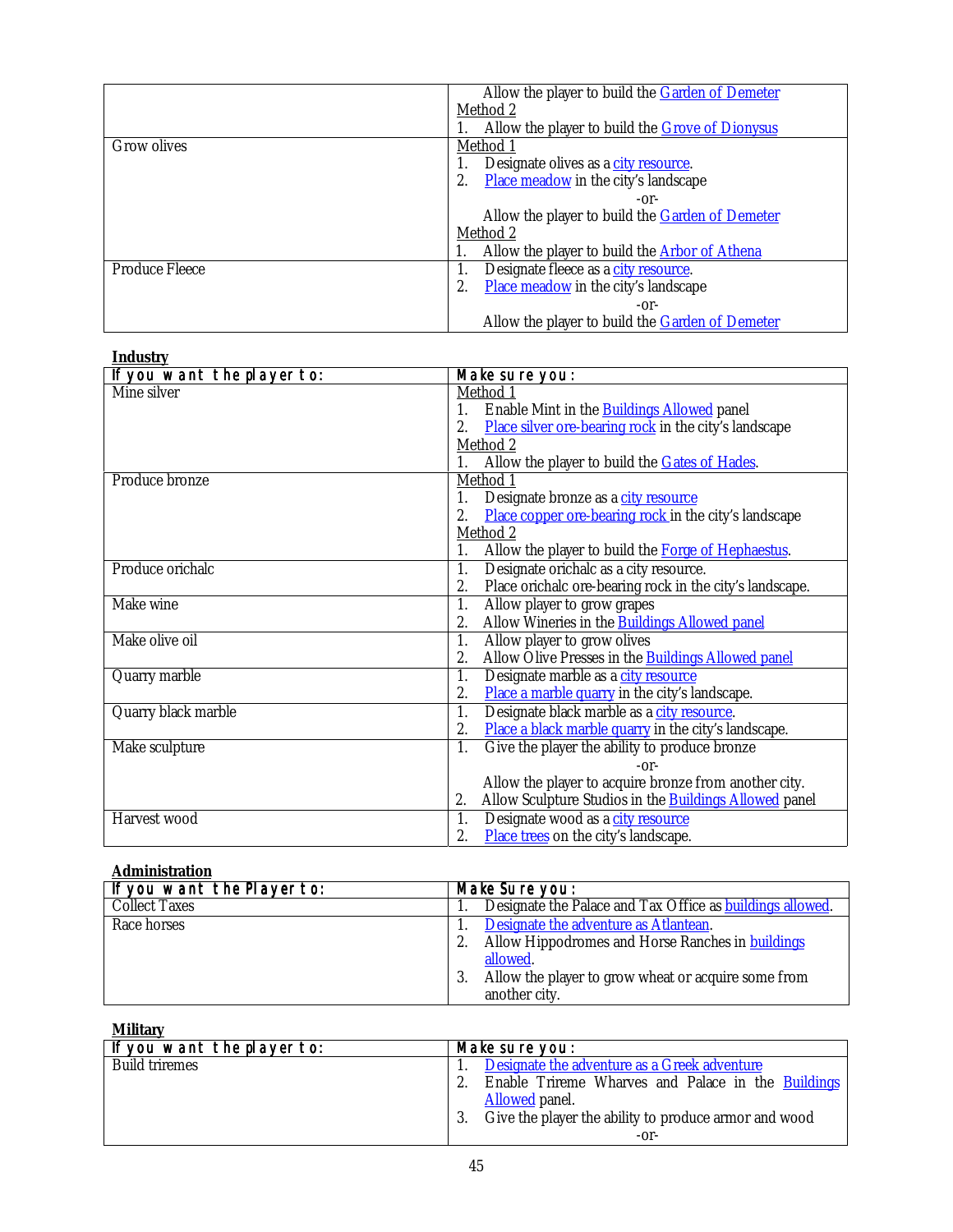| | |
|---|---|
| | Allow the player to build the Garden of Demeter<br>Method 2<br>1. Allow the player to build the Grove of Dionysus |
| Grow olives | Method 1<br>1. Designate olives as a city resource.<br>2. Place meadow in the city's landscape<br>-or-<br>Allow the player to build the Garden of Demeter<br>Method 2<br>1. Allow the player to build the Arbor of Athena |
| Produce Fleece | 1. Designate fleece as a city resource.<br>2. Place meadow in the city's landscape<br>-or-<br>Allow the player to build the Garden of Demeter |

**Industry**

| If you want the player to: | Make sure you: |
|---|---|
| Mine silver | Method 1<br>1. Enable Mint in the Buildings Allowed panel<br>2. Place silver ore-bearing rock in the city's landscape<br>Method 2<br>1. Allow the player to build the Gates of Hades. |
| Produce bronze | Method 1<br>1. Designate bronze as a city resource<br>2. Place copper ore-bearing rock in the city's landscape<br>Method 2<br>1. Allow the player to build the Forge of Hephaestus. |
| Produce orichalc | 1. Designate orichalc as a city resource.<br>2. Place orichalc ore-bearing rock in the city's landscape. |
| Make wine | 1. Allow player to grow grapes<br>2. Allow Wineries in the Buildings Allowed panel |
| Make olive oil | 1. Allow player to grow olives<br>2. Allow Olive Presses in the Buildings Allowed panel |
| Quarry marble | 1. Designate marble as a city resource<br>2. Place a marble quarry in the city's landscape. |
| Quarry black marble | 1. Designate black marble as a city resource.<br>2. Place a black marble quarry in the city's landscape. |
| Make sculpture | 1. Give the player the ability to produce bronze<br>-or-<br>Allow the player to acquire bronze from another city.<br>2. Allow Sculpture Studios in the Buildings Allowed panel |
| Harvest wood | 1. Designate wood as a city resource<br>2. Place trees on the city's landscape. |

**Administration**

| If you want the Player to: | Make Sure you: |
|---|---|
| Collect Taxes | 1. Designate the Palace and Tax Office as buildings allowed. |
| Race horses | 1. Designate the adventure as Atlantean.<br>2. Allow Hippodromes and Horse Ranches in buildings allowed.<br>3. Allow the player to grow wheat or acquire some from another city. |

**Military**

| If you want the player to: | Make sure you: |
|---|---|
| Build triremes | 1. Designate the adventure as a Greek adventure<br>2. Enable Trireme Wharves and Palace in the Buildings Allowed panel.<br>3. Give the player the ability to produce armor and wood<br>-or- |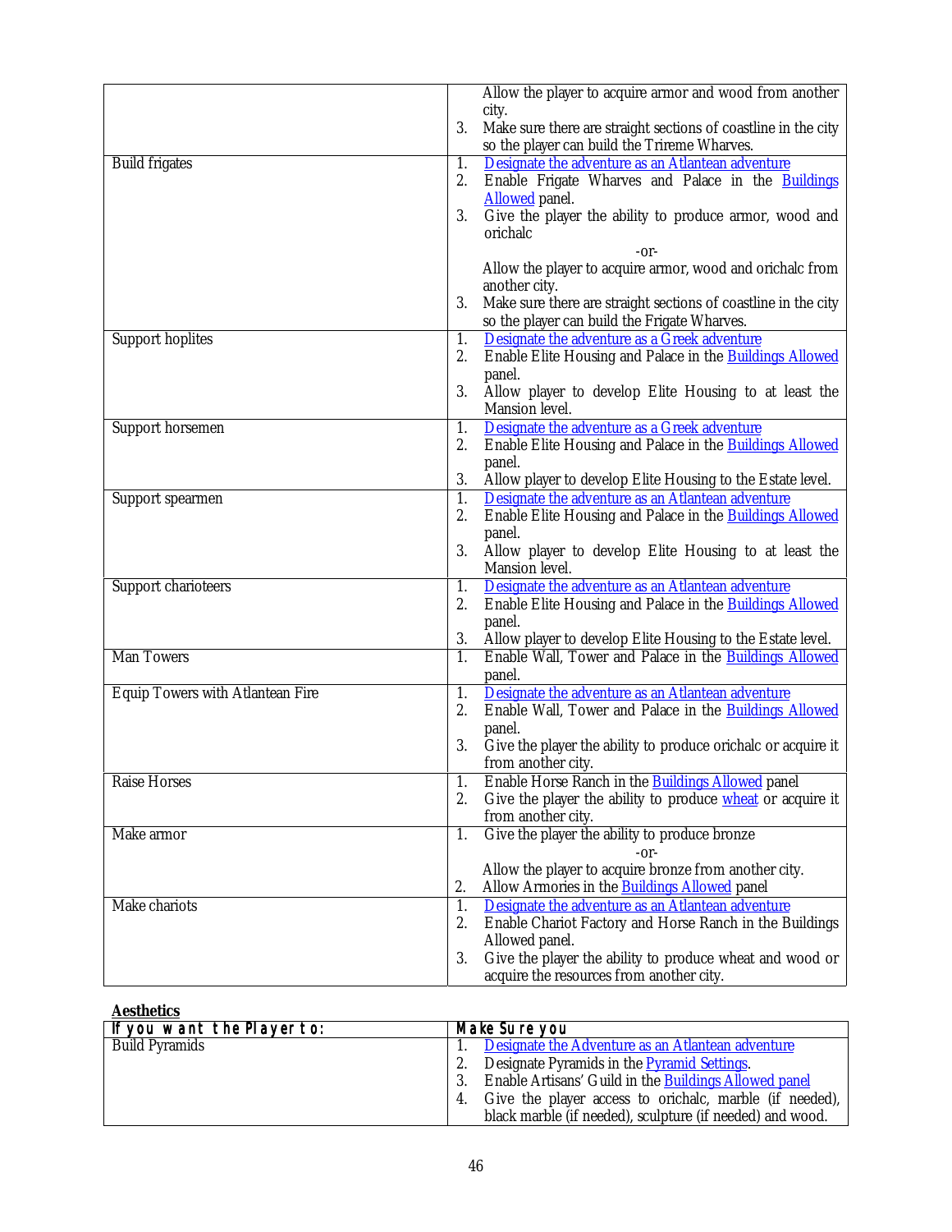| | |
|---|---|
| | Allow the player to acquire armor and wood from another city.<br>3. Make sure there are straight sections of coastline in the city so the player can build the Trireme Wharves. |
| Build frigates | 1. Designate the adventure as an Atlantean adventure<br>2. Enable Frigate Wharves and Palace in the Buildings Allowed panel.<br>3. Give the player the ability to produce armor, wood and orichalc<br>-or-<br>Allow the player to acquire armor, wood and orichalc from another city.<br>3. Make sure there are straight sections of coastline in the city so the player can build the Frigate Wharves. |
| Support hoplites | 1. Designate the adventure as a Greek adventure<br>2. Enable Elite Housing and Palace in the Buildings Allowed panel.<br>3. Allow player to develop Elite Housing to at least the Mansion level. |
| Support horsemen | 1. Designate the adventure as a Greek adventure<br>2. Enable Elite Housing and Palace in the Buildings Allowed panel.<br>3. Allow player to develop Elite Housing to the Estate level. |
| Support spearmen | 1. Designate the adventure as an Atlantean adventure<br>2. Enable Elite Housing and Palace in the Buildings Allowed panel.<br>3. Allow player to develop Elite Housing to at least the Mansion level. |
| Support charioteers | 1. Designate the adventure as an Atlantean adventure<br>2. Enable Elite Housing and Palace in the Buildings Allowed panel.<br>3. Allow player to develop Elite Housing to the Estate level. |
| Man Towers | 1. Enable Wall, Tower and Palace in the Buildings Allowed panel. |
| Equip Towers with Atlantean Fire | 1. Designate the adventure as an Atlantean adventure<br>2. Enable Wall, Tower and Palace in the Buildings Allowed panel.<br>3. Give the player the ability to produce orichalc or acquire it from another city. |
| Raise Horses | 1. Enable Horse Ranch in the Buildings Allowed panel<br>2. Give the player the ability to produce wheat or acquire it from another city. |
| Make armor | 1. Give the player the ability to produce bronze<br>-or-<br>Allow the player to acquire bronze from another city.<br>2. Allow Armories in the Buildings Allowed panel |
| Make chariots | 1. Designate the adventure as an Atlantean adventure<br>2. Enable Chariot Factory and Horse Ranch in the Buildings Allowed panel.<br>3. Give the player the ability to produce wheat and wood or acquire the resources from another city. |

**Aesthetics**

| If you want the Player to: | Make Sure you |
|---|---|
| Build Pyramids | 1. Designate the Adventure as an Atlantean adventure<br>2. Designate Pyramids in the Pyramid Settings.<br>3. Enable Artisans' Guild in the Buildings Allowed panel<br>4. Give the player access to orichalc, marble (if needed), black marble (if needed), sculpture (if needed) and wood. |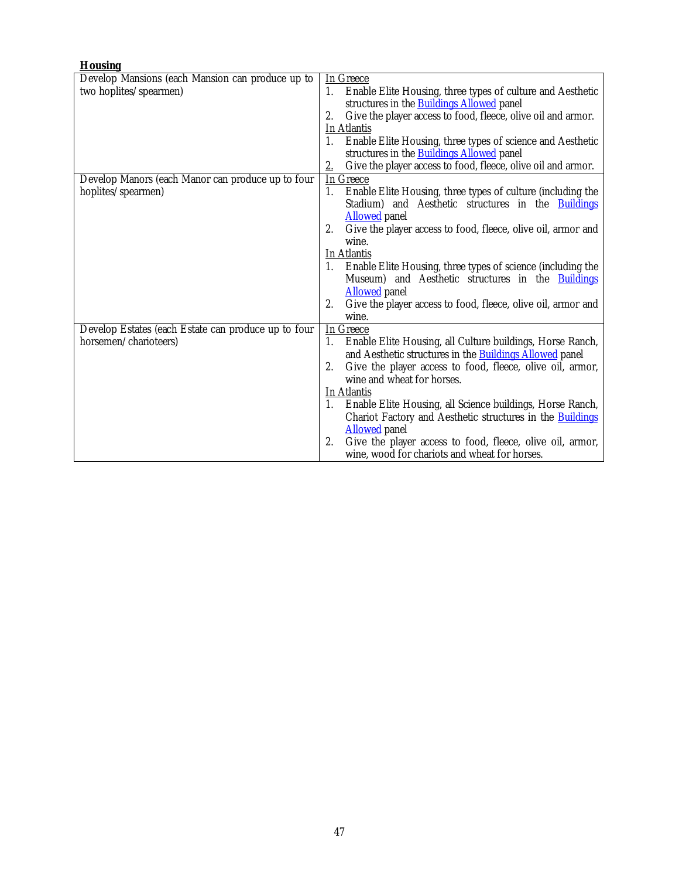**Housing**

| Develop Mansions (each Mansion can produce up to two hoplites/spearmen) | In Greece<br>1. Enable Elite Housing, three types of culture and Aesthetic structures in the Buildings Allowed panel<br>2. Give the player access to food, fleece, olive oil and armor.<br>In Atlantis<br>1. Enable Elite Housing, three types of science and Aesthetic structures in the Buildings Allowed panel<br>2. Give the player access to food, fleece, olive oil and armor. |
|---|---|
| Develop Manors (each Manor can produce up to four hoplites/spearmen) | In Greece<br>1. Enable Elite Housing, three types of culture (including the Stadium) and Aesthetic structures in the Buildings Allowed panel<br>2. Give the player access to food, fleece, olive oil, armor and wine.<br>In Atlantis<br>1. Enable Elite Housing, three types of science (including the Museum) and Aesthetic structures in the Buildings Allowed panel<br>2. Give the player access to food, fleece, olive oil, armor and wine. |
| Develop Estates (each Estate can produce up to four horsemen/charioteers) | In Greece<br>1. Enable Elite Housing, all Culture buildings, Horse Ranch, and Aesthetic structures in the Buildings Allowed panel<br>2. Give the player access to food, fleece, olive oil, armor, wine and wheat for horses.<br>In Atlantis<br>1. Enable Elite Housing, all Science buildings, Horse Ranch, Chariot Factory and Aesthetic structures in the Buildings Allowed panel<br>2. Give the player access to food, fleece, olive oil, armor, wine, wood for chariots and wheat for horses. |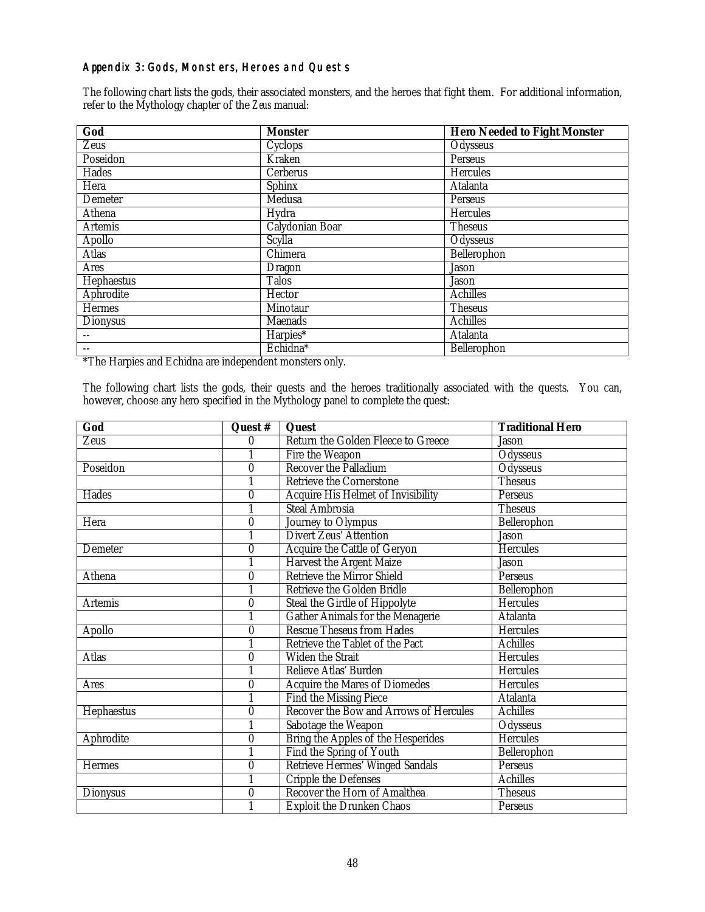## Appendix 3: Gods, Monsters, Heroes and Quests

The following chart lists the gods, their associated monsters, and the heroes that fight them. For additional information, refer to the Mythology chapter of the *Zeus* manual:

| God | Monster | Hero Needed to Fight Monster |
|---|---|---|
| Zeus | Cyclops | Odysseus |
| Poseidon | Kraken | Perseus |
| Hades | Cerberus | Hercules |
| Hera | Sphinx | Atalanta |
| Demeter | Medusa | Perseus |
| Athena | Hydra | Hercules |
| Artemis | Calydonian Boar | Theseus |
| Apollo | Scylla | Odysseus |
| Atlas | Chimera | Bellerophon |
| Ares | Dragon | Jason |
| Hephaestus | Talos | Jason |
| Aphrodite | Hector | Achilles |
| Hermes | Minotaur | Theseus |
| Dionysus | Maenads | Achilles |
| -- | Harpies* | Atalanta |
| -- | Echidna* | Bellerophon |

*The Harpies and Echidna are independent monsters only.

The following chart lists the gods, their quests and the heroes traditionally associated with the quests. You can, however, choose any hero specified in the Mythology panel to complete the quest:

| God | Quest # | Quest | Traditional Hero |
|---|---|---|---|
| Zeus | 0 | Return the Golden Fleece to Greece | Jason |
| | 1 | Fire the Weapon | Odysseus |
| Poseidon | 0 | Recover the Palladium | Odysseus |
| | 1 | Retrieve the Cornerstone | Theseus |
| Hades | 0 | Acquire His Helmet of Invisibility | Perseus |
| | 1 | Steal Ambrosia | Theseus |
| Hera | 0 | Journey to Olympus | Bellerophon |
| | 1 | Divert Zeus' Attention | Jason |
| Demeter | 0 | Acquire the Cattle of Geryon | Hercules |
| | 1 | Harvest the Argent Maize | Jason |
| Athena | 0 | Retrieve the Mirror Shield | Perseus |
| | 1 | Retrieve the Golden Bridle | Bellerophon |
| Artemis | 0 | Steal the Girdle of Hippolyte | Hercules |
| | 1 | Gather Animals for the Menagerie | Atalanta |
| Apollo | 0 | Rescue Theseus from Hades | Hercules |
| | 1 | Retrieve the Tablet of the Pact | Achilles |
| Atlas | 0 | Widen the Strait | Hercules |
| | 1 | Relieve Atlas' Burden | Hercules |
| Ares | 0 | Acquire the Mares of Diomedes | Hercules |
| | 1 | Find the Missing Piece | Atalanta |
| Hephaestus | 0 | Recover the Bow and Arrows of Hercules | Achilles |
| | 1 | Sabotage the Weapon | Odysseus |
| Aphrodite | 0 | Bring the Apples of the Hesperides | Hercules |
| | 1 | Find the Spring of Youth | Bellerophon |
| Hermes | 0 | Retrieve Hermes' Winged Sandals | Perseus |
| | 1 | Cripple the Defenses | Achilles |
| Dionysus | 0 | Recover the Horn of Amalthea | Theseus |
| | 1 | Exploit the Drunken Chaos | Perseus |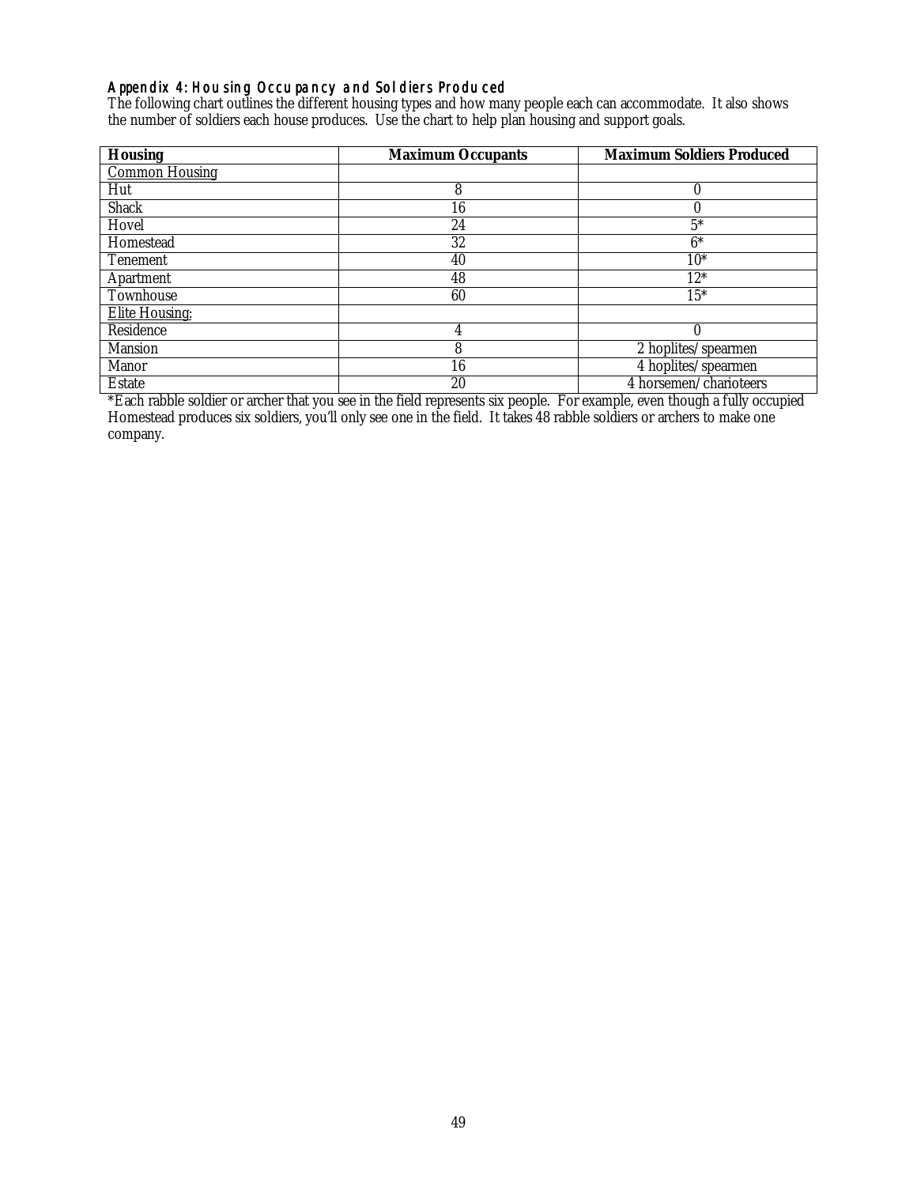### Appendix 4: Housing Occupancy and Soldiers Produced

The following chart outlines the different housing types and how many people each can accommodate. It also shows the number of soldiers each house produces. Use the chart to help plan housing and support goals.

| Housing | Maximum Occupants | Maximum Soldiers Produced |
|---|---|---|
| <u>Common Housing</u> | | |
| Hut | 8 | 0 |
| Shack | 16 | 0 |
| Hovel | 24 | 5* |
| Homestead | 32 | 6* |
| Tenement | 40 | 10* |
| Apartment | 48 | 12* |
| Townhouse | 60 | 15* |
| <u>Elite Housing:</u> | | |
| Residence | 4 | 0 |
| Mansion | 8 | 2 hoplites/spearmen |
| Manor | 16 | 4 hoplites/spearmen |
| Estate | 20 | 4 horsemen/charioteers |

*Each rabble soldier or archer that you see in the field represents six people. For example, even though a fully occupied Homestead produces six soldiers, you'll only see one in the field. It takes 48 rabble soldiers or archers to make one company.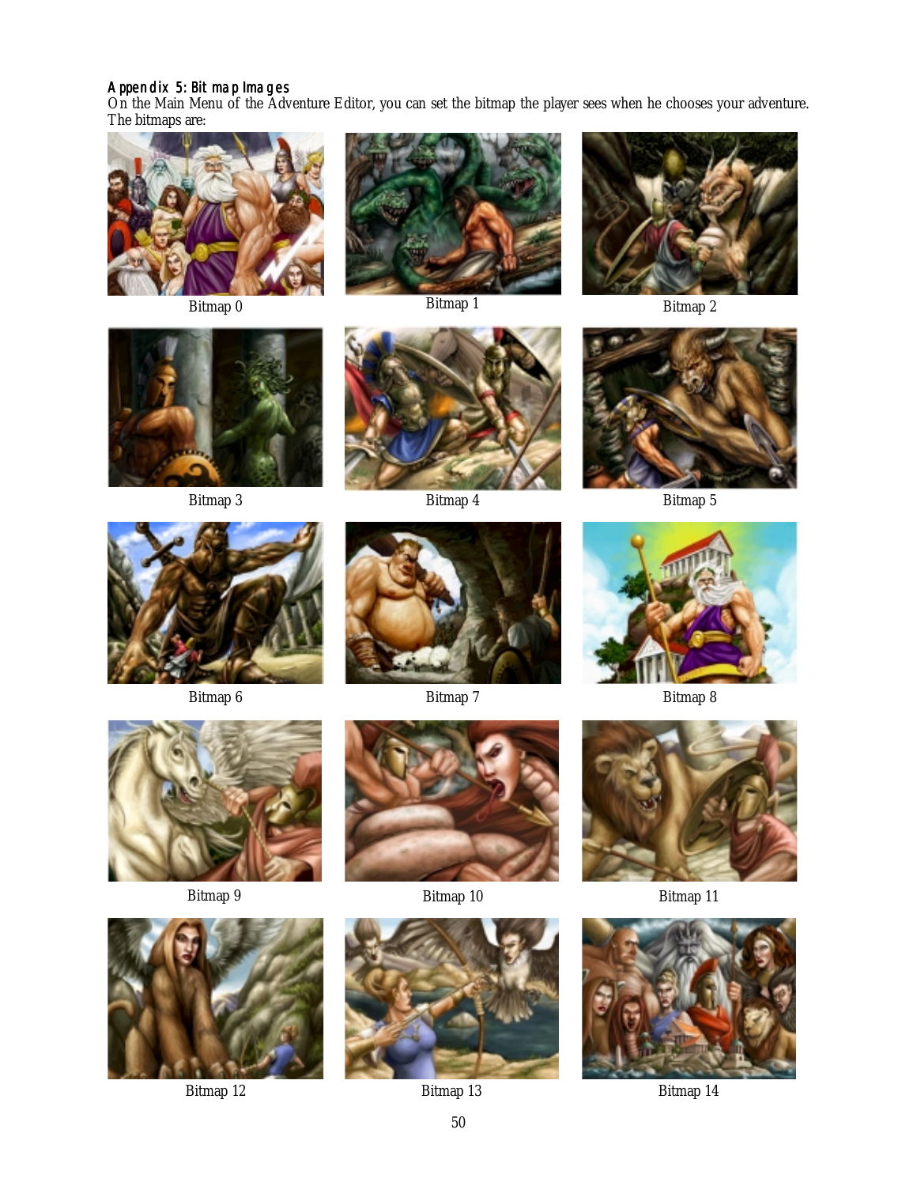## Appendix 5: Bitmap Images

On the Main Menu of the Adventure Editor, you can set the bitmap the player sees when he chooses your adventure. The bitmaps are:

Bitmap 0

Bitmap 1

Bitmap 2

Bitmap 3

Bitmap 4

Bitmap 5

Bitmap 6

Bitmap 7

Bitmap 8

Bitmap 9

Bitmap 10

Bitmap 11

Bitmap 12

Bitmap 13

Bitmap 14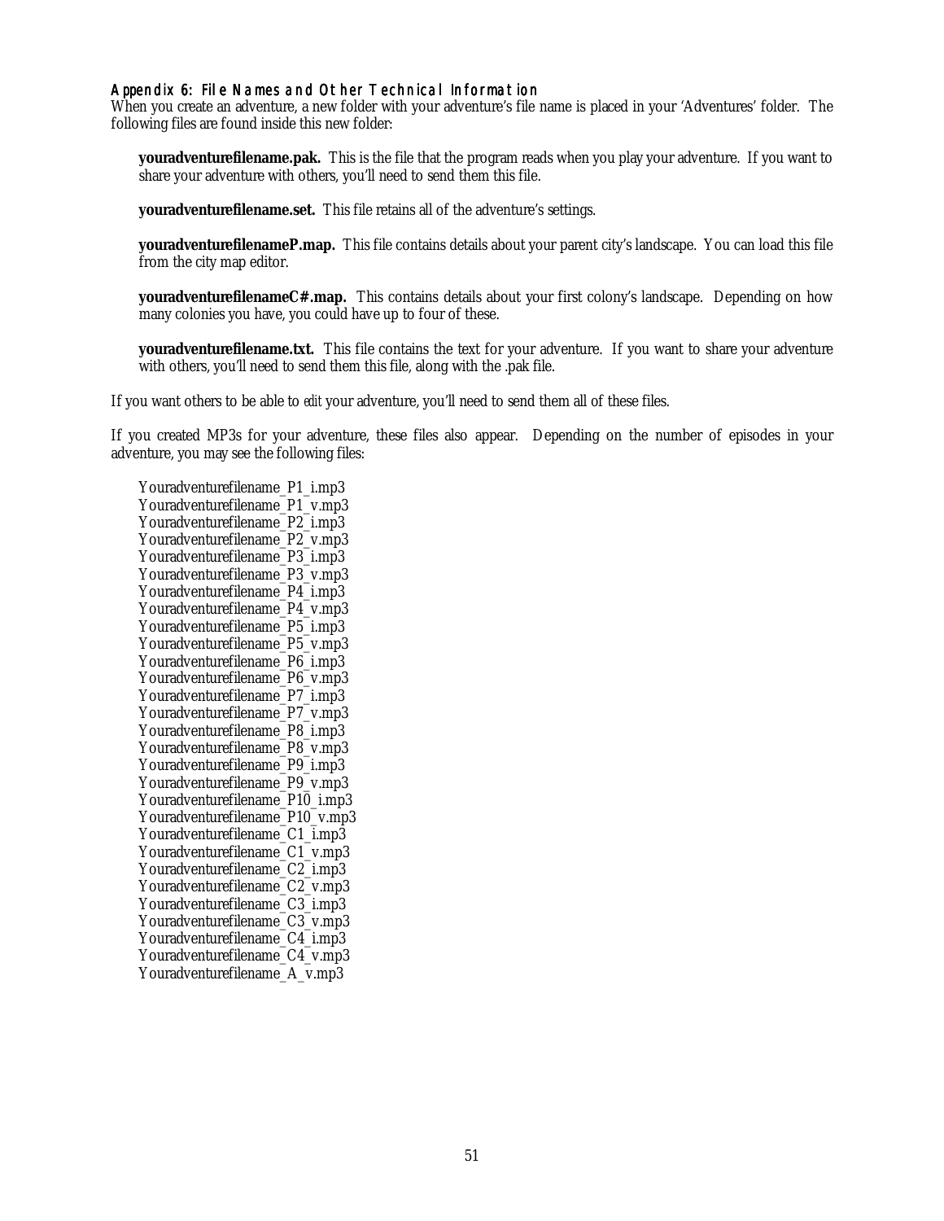## Appendix 6: File Names and Other Technical Information

When you create an adventure, a new folder with your adventure's file name is placed in your 'Adventures' folder. The following files are found inside this new folder:

**youradventurefilename.pak.** This is the file that the program reads when you play your adventure. If you want to share your adventure with others, you'll need to send them this file.

**youradventurefilename.set.** This file retains all of the adventure's settings.

**youradventurefilenameP.map.** This file contains details about your parent city's landscape. You can load this file from the city map editor.

**youradventurefilenameC#.map.** This contains details about your first colony's landscape. Depending on how many colonies you have, you could have up to four of these.

**youradventurefilename.txt.** This file contains the text for your adventure. If you want to share your adventure with others, you'll need to send them this file, along with the .pak file.

If you want others to be able to *edit* your adventure, you'll need to send them all of these files.

If you created MP3s for your adventure, these files also appear. Depending on the number of episodes in your adventure, you may see the following files:

Youradventurefilename_P1_i.mp3
Youradventurefilename_P1_v.mp3
Youradventurefilename_P2_i.mp3
Youradventurefilename_P2_v.mp3
Youradventurefilename_P3_i.mp3
Youradventurefilename_P3_v.mp3
Youradventurefilename_P4_i.mp3
Youradventurefilename_P4_v.mp3
Youradventurefilename_P5_i.mp3
Youradventurefilename_P5_v.mp3
Youradventurefilename_P6_i.mp3
Youradventurefilename_P6_v.mp3
Youradventurefilename_P7_i.mp3
Youradventurefilename_P7_v.mp3
Youradventurefilename_P8_i.mp3
Youradventurefilename_P8_v.mp3
Youradventurefilename_P9_i.mp3
Youradventurefilename_P9_v.mp3
Youradventurefilename_P10_i.mp3
Youradventurefilename_P10_v.mp3
Youradventurefilename_C1_i.mp3
Youradventurefilename_C1_v.mp3
Youradventurefilename_C2_i.mp3
Youradventurefilename_C2_v.mp3
Youradventurefilename_C3_i.mp3
Youradventurefilename_C3_v.mp3
Youradventurefilename_C4_i.mp3
Youradventurefilename_C4_v.mp3
Youradventurefilename_A_v.mp3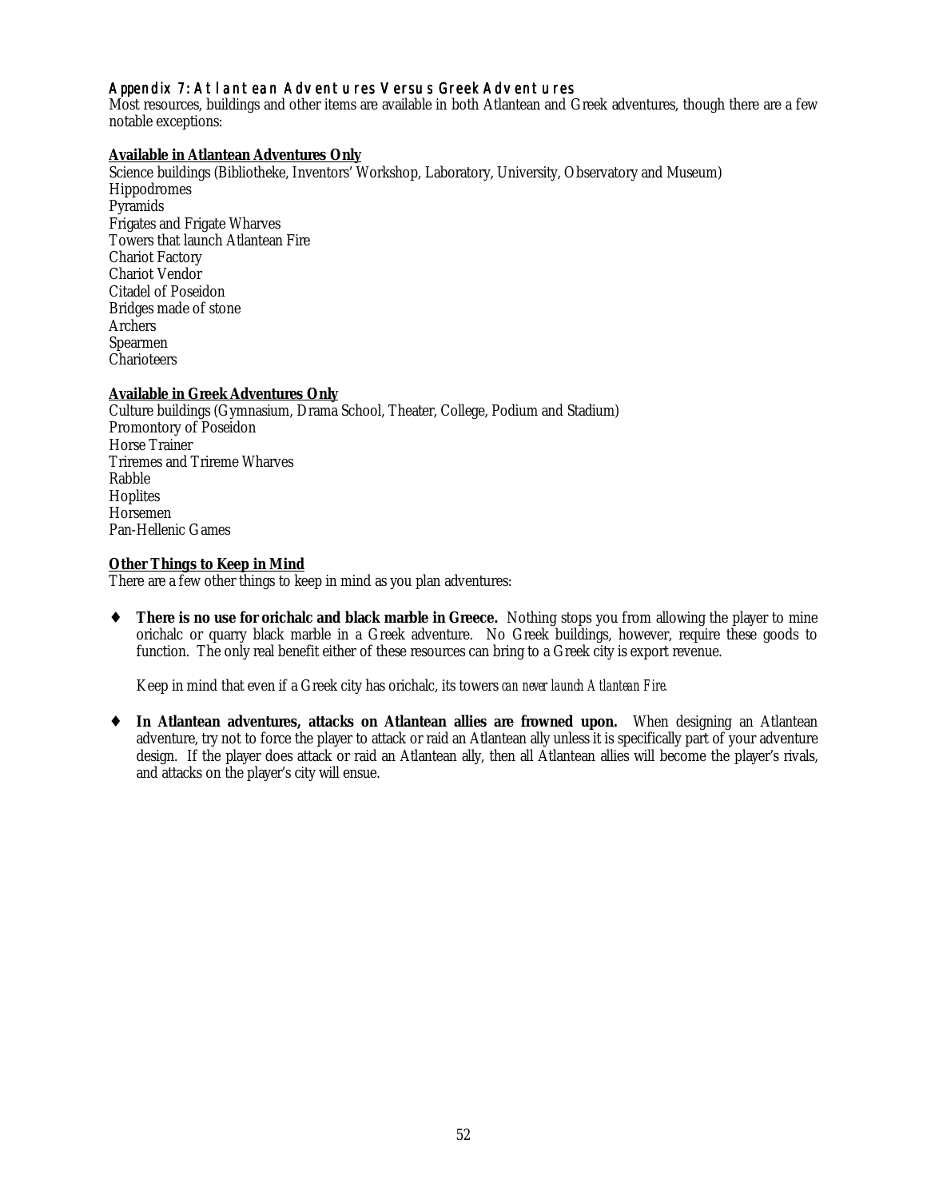## Appendix 7: Atlantean Adventures Versus Greek Adventures

Most resources, buildings and other items are available in both Atlantean and Greek adventures, though there are a few notable exceptions:

**Available in Atlantean Adventures Only**

Science buildings (Bibliotheke, Inventors' Workshop, Laboratory, University, Observatory and Museum)
Hippodromes
Pyramids
Frigates and Frigate Wharves
Towers that launch Atlantean Fire
Chariot Factory
Chariot Vendor
Citadel of Poseidon
Bridges made of stone
Archers
Spearmen
Charioteers

**Available in Greek Adventures Only**

Culture buildings (Gymnasium, Drama School, Theater, College, Podium and Stadium)
Promontory of Poseidon
Horse Trainer
Triremes and Trireme Wharves
Rabble
Hoplites
Horsemen
Pan-Hellenic Games

**Other Things to Keep in Mind**

There are a few other things to keep in mind as you plan adventures:

- **There is no use for orichalc and black marble in Greece.** Nothing stops you from allowing the player to mine orichalc or quarry black marble in a Greek adventure. No Greek buildings, however, require these goods to function. The only real benefit either of these resources can bring to a Greek city is export revenue.

  Keep in mind that even if a Greek city has orichalc, its towers *can never launch Atlantean Fire.*

- **In Atlantean adventures, attacks on Atlantean allies are frowned upon.** When designing an Atlantean adventure, try not to force the player to attack or raid an Atlantean ally unless it is specifically part of your adventure design. If the player does attack or raid an Atlantean ally, then all Atlantean allies will become the player's rivals, and attacks on the player's city will ensue.